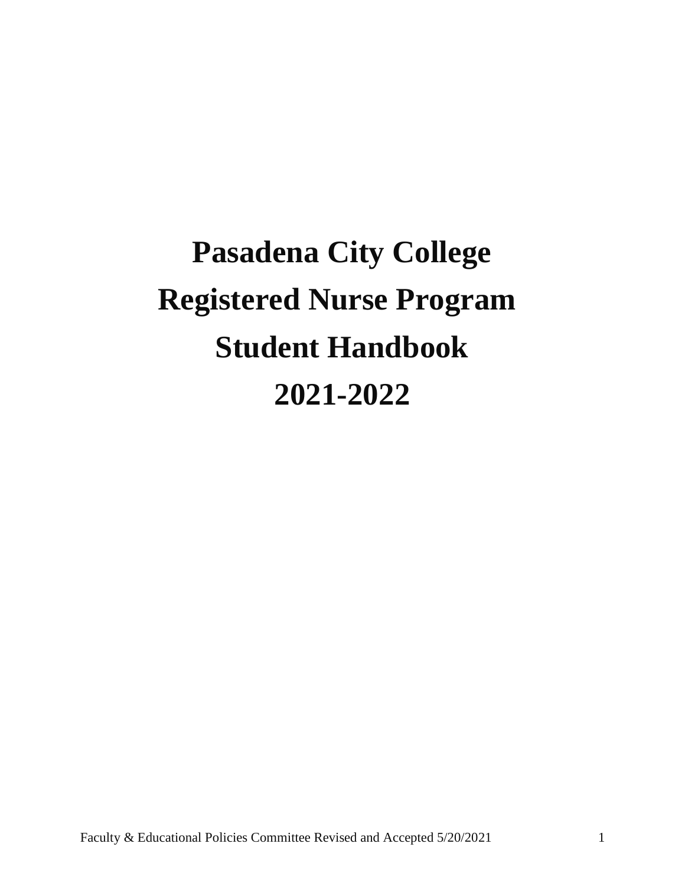# Pasadena City College Registered Nurse Program Student Handbook 2021-2022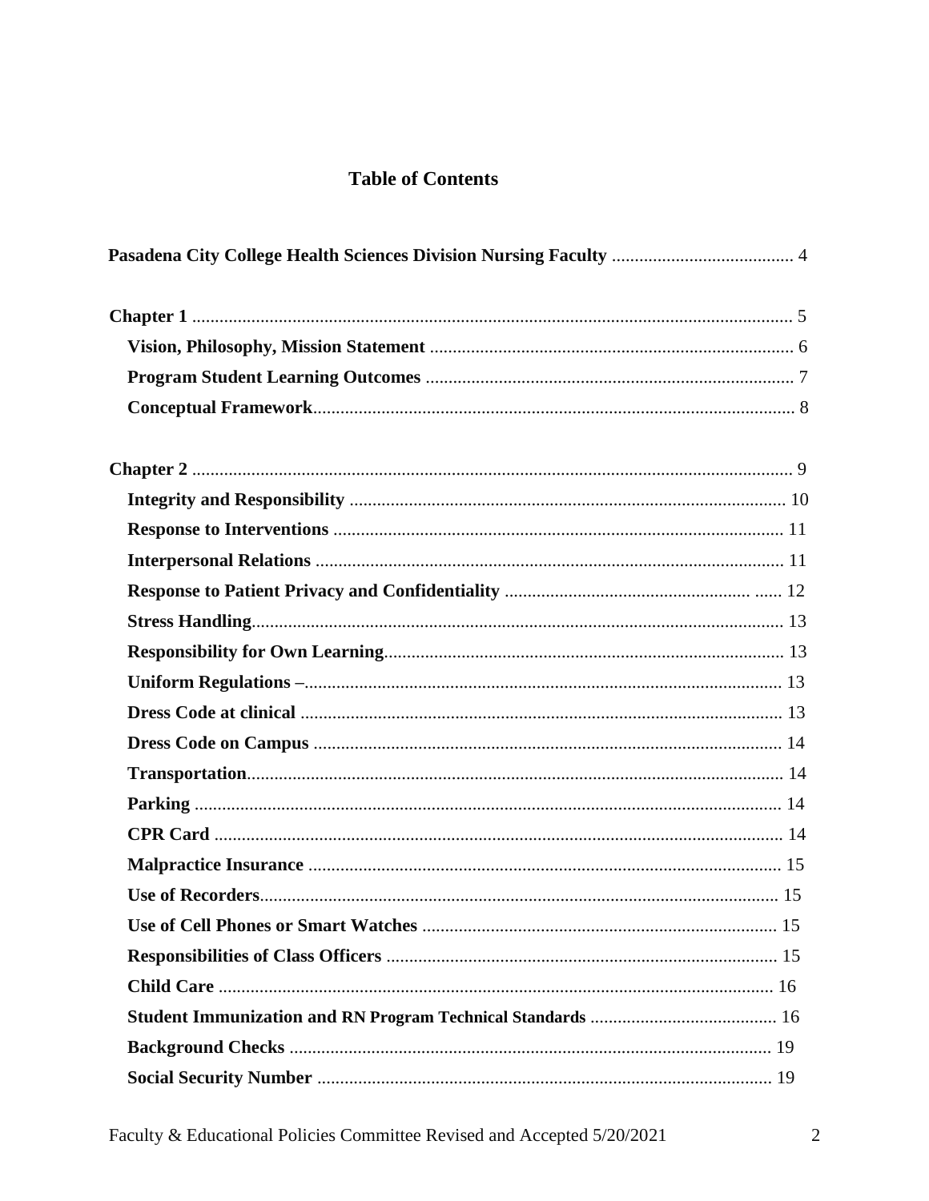# Table of Contents

**Pasadena City College Health Sciences Division Nursing Faculty** ........................................ 4

**Chapter 1** ................................................................................................................................ 5
- **Vision, Philosophy, Mission Statement** ............................................................................... 6
- **Program Student Learning Outcomes** ................................................................................. 7
- **Conceptual Framework**......................................................................................................... 8

**Chapter 2** ................................................................................................................................ 9
- **Integrity and Responsibility** ................................................................................................ 10
- **Response to Interventions** .................................................................................................. 11
- **Interpersonal Relations** ....................................................................................................... 11
- **Response to Patient Privacy and Confidentiality** ...................................................... ...... 12
- **Stress Handling**.................................................................................................................... 13
- **Responsibility for Own Learning**....................................................................................... 13
- **Uniform Regulations –**........................................................................................................ 13
- **Dress Code at clinical** .......................................................................................................... 13
- **Dress Code on Campus** ...................................................................................................... 14
- **Transportation**..................................................................................................................... 14
- **Parking** ................................................................................................................................ 14
- **CPR Card** ............................................................................................................................ 14
- **Malpractice Insurance** ....................................................................................................... 15
- **Use of Recorders**................................................................................................................ 15
- **Use of Cell Phones or Smart Watches** .............................................................................. 15
- **Responsibilities of Class Officers** ..................................................................................... 15
- **Child Care** .......................................................................................................................... 16
- **Student Immunization and RN Program Technical Standards** ......................................... 16
- **Background Checks** .......................................................................................................... 19
- **Social Security Number** .................................................................................................... 19

Faculty & Educational Policies Committee Revised and Accepted 5/20/2021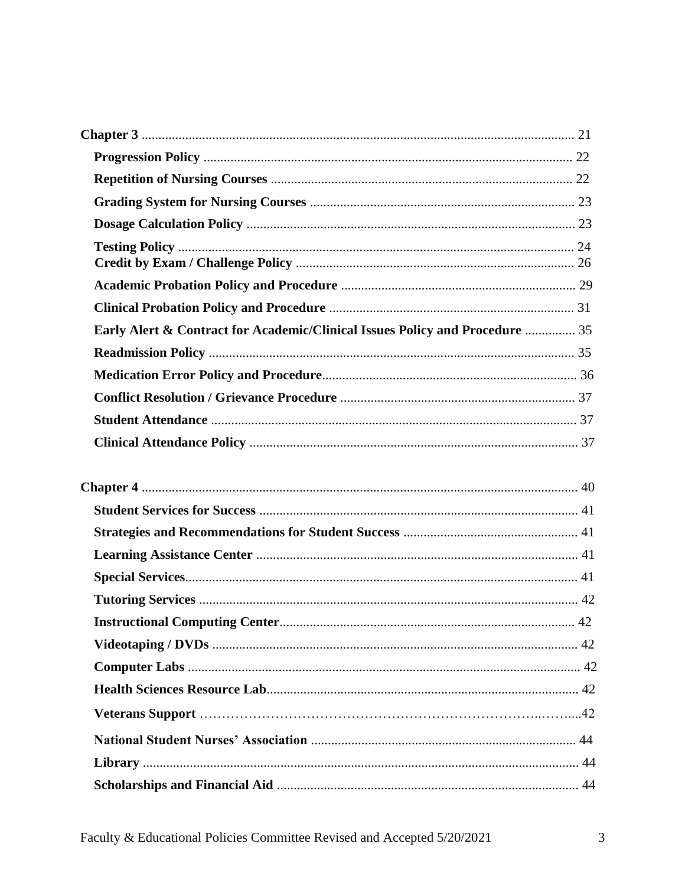**Chapter 3** ................................................................................................................ 21

- **Progression Policy** ............................................................................................. 22
- **Repetition of Nursing Courses** .......................................................................... 22
- **Grading System for Nursing Courses** ............................................................... 23
- **Dosage Calculation Policy** ................................................................................. 23
- **Testing Policy** ..................................................................................................... 24
- **Credit by Exam / Challenge Policy** .................................................................. 26
- **Academic Probation Policy and Procedure** ...................................................... 29
- **Clinical Probation Policy and Procedure** ......................................................... 31
- **Early Alert & Contract for Academic/Clinical Issues Policy and Procedure** ............... 35
- **Readmission Policy** ............................................................................................ 35
- **Medication Error Policy and Procedure**........................................................... 36
- **Conflict Resolution / Grievance Procedure** ..................................................... 37
- **Student Attendance** ............................................................................................ 37
- **Clinical Attendance Policy** ................................................................................. 37

**Chapter 4** ................................................................................................................ 40

- **Student Services for Success** .............................................................................. 41
- **Strategies and Recommendations for Student Success** .................................... 41
- **Learning Assistance Center** ............................................................................... 41
- **Special Services**.................................................................................................... 41
- **Tutoring Services** ................................................................................................ 42
- **Instructional Computing Center**....................................................................... 42
- **Videotaping / DVDs** ............................................................................................ 42
- **Computer Labs** .................................................................................................... 42
- **Health Sciences Resource Lab**............................................................................ 42
- **Veterans Support** ………………………………………………………………..…....42
- **National Student Nurses' Association** .............................................................. 44
- **Library** ................................................................................................................. 44
- **Scholarships and Financial Aid** ......................................................................... 44

Faculty & Educational Policies Committee Revised and Accepted 5/20/2021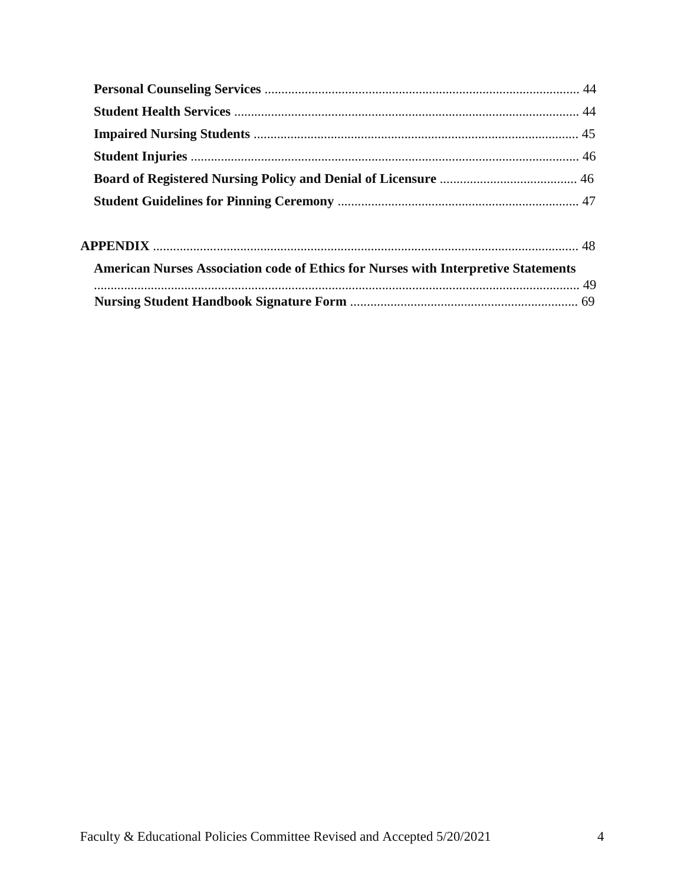**Personal Counseling Services** ............................................................................................. 44

**Student Health Services** ...................................................................................................... 44

**Impaired Nursing Students** ................................................................................................ 45

**Student Injuries** .................................................................................................................. 46

**Board of Registered Nursing Policy and Denial of Licensure** ......................................... 46

**Student Guidelines for Pinning Ceremony** ....................................................................... 47

**APPENDIX** .............................................................................................................................. 48

**American Nurses Association code of Ethics for Nurses with Interpretive Statements** ................................................................................................................................. 49

**Nursing Student Handbook Signature Form** ................................................................... 69

Faculty & Educational Policies Committee Revised and Accepted 5/20/2021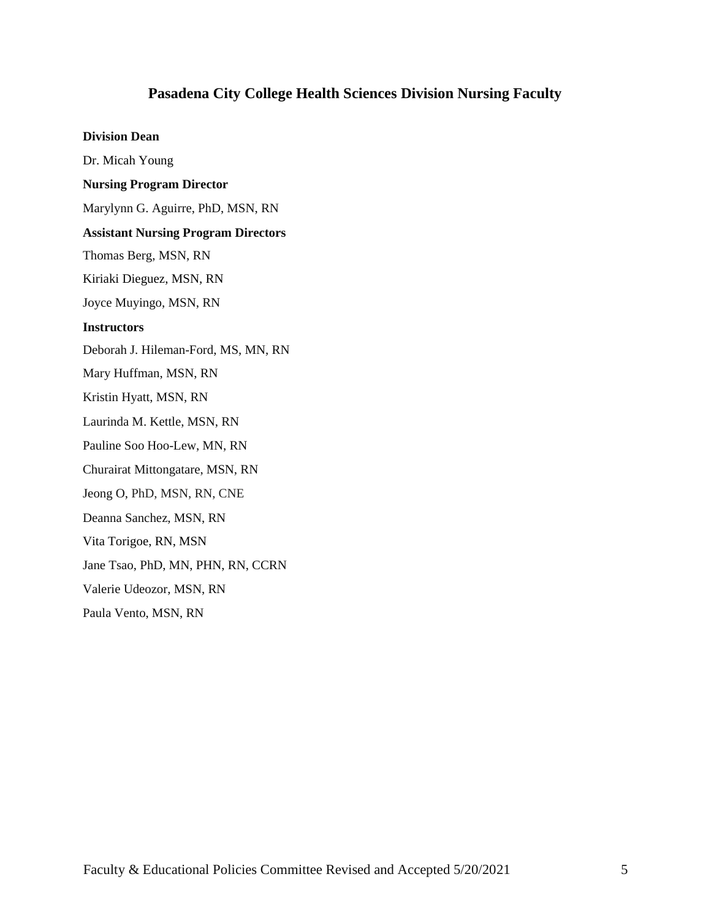# Pasadena City College Health Sciences Division Nursing Faculty

**Division Dean**

Dr. Micah Young

**Nursing Program Director**

Marylynn G. Aguirre, PhD, MSN, RN

**Assistant Nursing Program Directors**

Thomas Berg, MSN, RN

Kiriaki Dieguez, MSN, RN

Joyce Muyingo, MSN, RN

**Instructors**

Deborah J. Hileman-Ford, MS, MN, RN

Mary Huffman, MSN, RN

Kristin Hyatt, MSN, RN

Laurinda M. Kettle, MSN, RN

Pauline Soo Hoo-Lew, MN, RN

Churairat Mittongatare, MSN, RN

Jeong O, PhD, MSN, RN, CNE

Deanna Sanchez, MSN, RN

Vita Torigoe, RN, MSN

Jane Tsao, PhD, MN, PHN, RN, CCRN

Valerie Udeozor, MSN, RN

Paula Vento, MSN, RN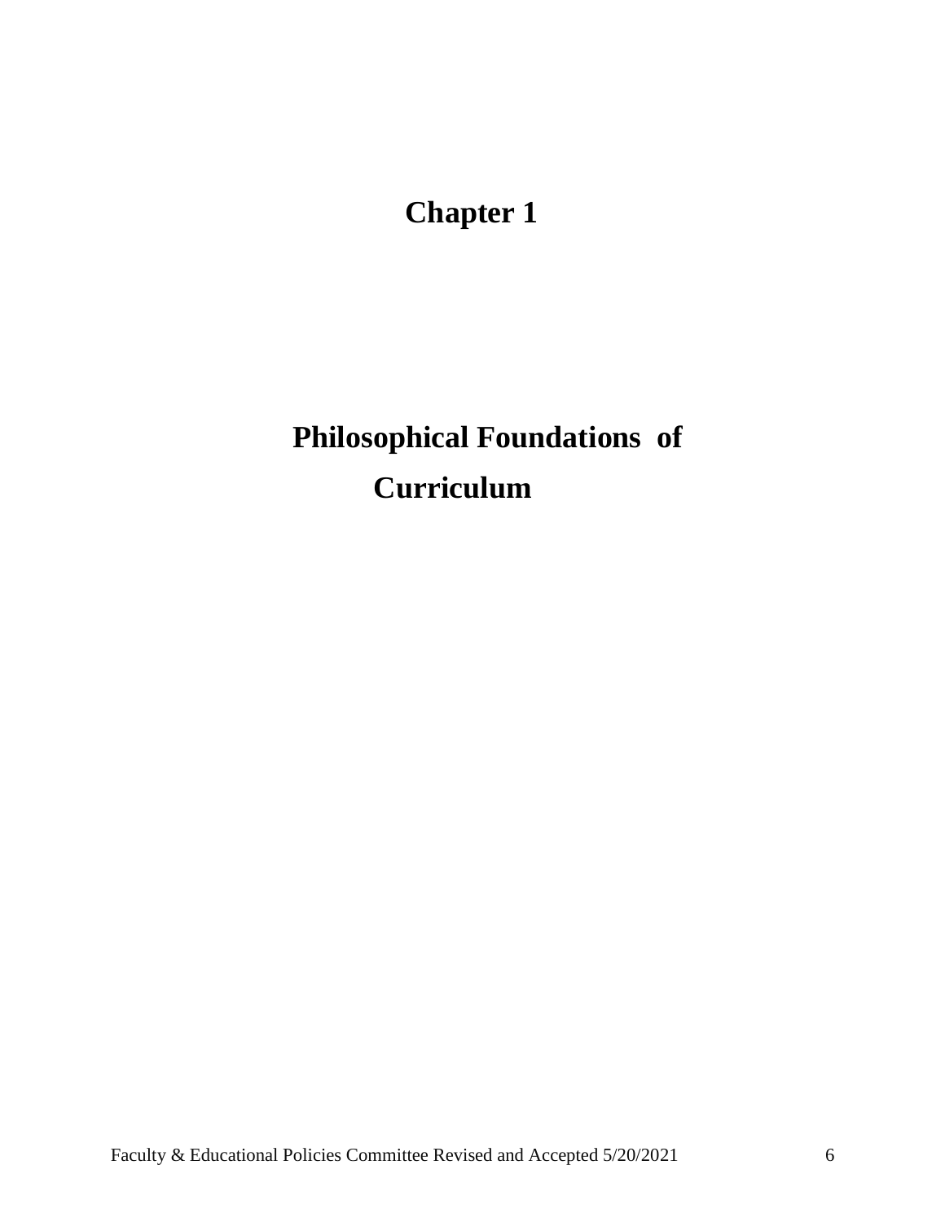# Chapter 1

# Philosophical Foundations of Curriculum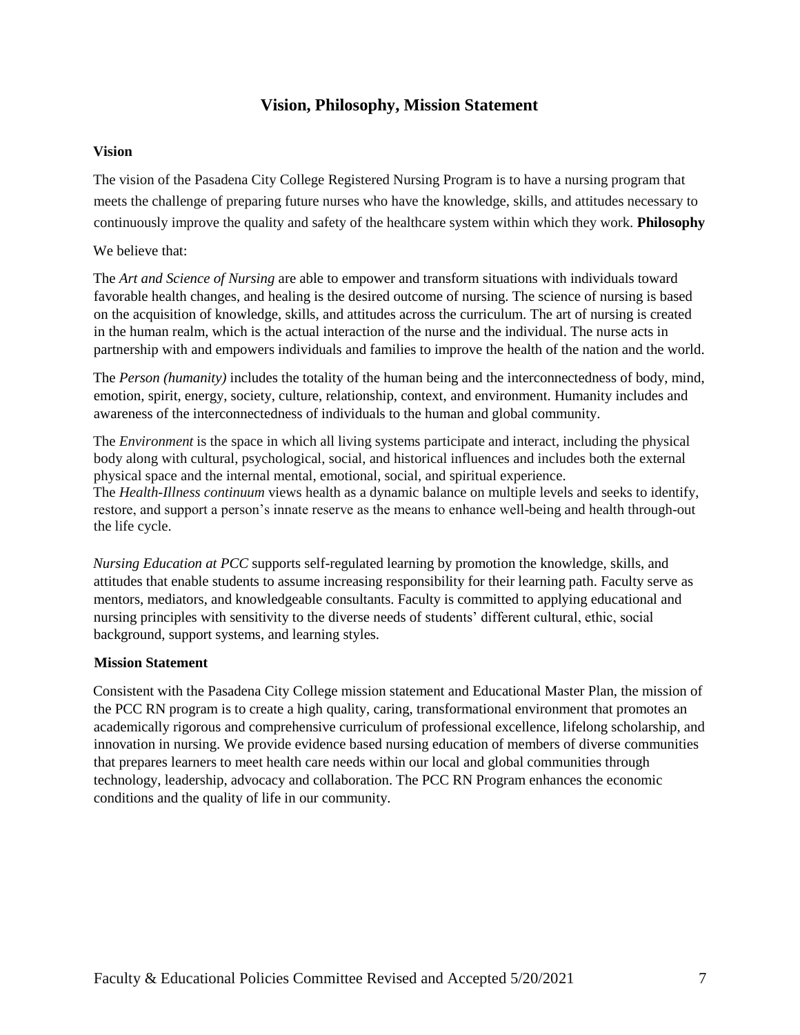# Vision, Philosophy, Mission Statement

## Vision

The vision of the Pasadena City College Registered Nursing Program is to have a nursing program that meets the challenge of preparing future nurses who have the knowledge, skills, and attitudes necessary to continuously improve the quality and safety of the healthcare system within which they work.

## Philosophy

We believe that:

The *Art and Science of Nursing* are able to empower and transform situations with individuals toward favorable health changes, and healing is the desired outcome of nursing. The science of nursing is based on the acquisition of knowledge, skills, and attitudes across the curriculum. The art of nursing is created in the human realm, which is the actual interaction of the nurse and the individual. The nurse acts in partnership with and empowers individuals and families to improve the health of the nation and the world.

The *Person (humanity)* includes the totality of the human being and the interconnectedness of body, mind, emotion, spirit, energy, society, culture, relationship, context, and environment. Humanity includes and awareness of the interconnectedness of individuals to the human and global community.

The *Environment* is the space in which all living systems participate and interact, including the physical body along with cultural, psychological, social, and historical influences and includes both the external physical space and the internal mental, emotional, social, and spiritual experience.

The *Health-Illness continuum* views health as a dynamic balance on multiple levels and seeks to identify, restore, and support a person's innate reserve as the means to enhance well-being and health through-out the life cycle.

*Nursing Education at PCC* supports self-regulated learning by promotion the knowledge, skills, and attitudes that enable students to assume increasing responsibility for their learning path. Faculty serve as mentors, mediators, and knowledgeable consultants. Faculty is committed to applying educational and nursing principles with sensitivity to the diverse needs of students' different cultural, ethic, social background, support systems, and learning styles.

## Mission Statement

Consistent with the Pasadena City College mission statement and Educational Master Plan, the mission of the PCC RN program is to create a high quality, caring, transformational environment that promotes an academically rigorous and comprehensive curriculum of professional excellence, lifelong scholarship, and innovation in nursing. We provide evidence based nursing education of members of diverse communities that prepares learners to meet health care needs within our local and global communities through technology, leadership, advocacy and collaboration. The PCC RN Program enhances the economic conditions and the quality of life in our community.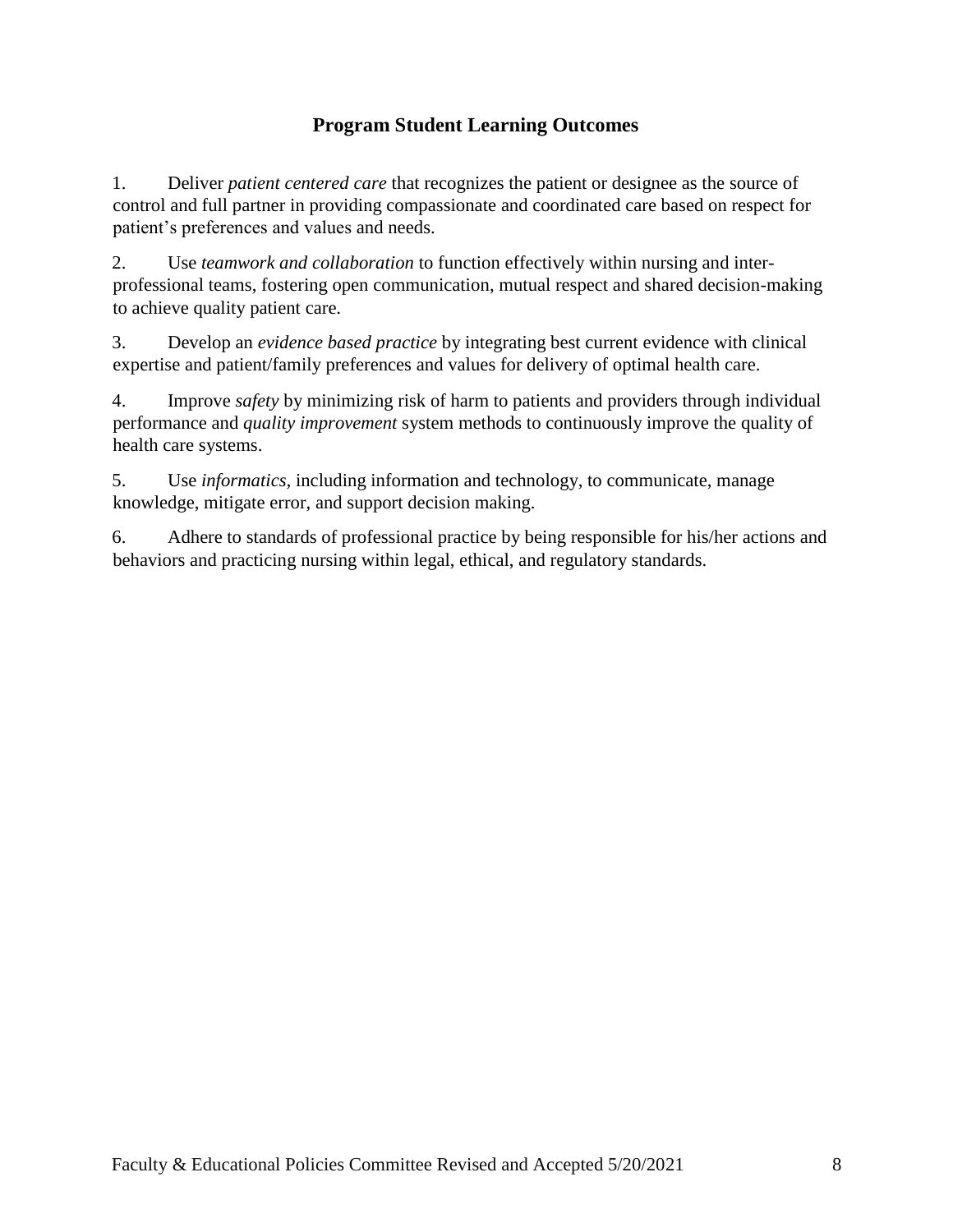## Program Student Learning Outcomes

1. Deliver *patient centered care* that recognizes the patient or designee as the source of control and full partner in providing compassionate and coordinated care based on respect for patient's preferences and values and needs.

2. Use *teamwork and collaboration* to function effectively within nursing and inter-professional teams, fostering open communication, mutual respect and shared decision-making to achieve quality patient care.

3. Develop an *evidence based practice* by integrating best current evidence with clinical expertise and patient/family preferences and values for delivery of optimal health care.

4. Improve *safety* by minimizing risk of harm to patients and providers through individual performance and *quality improvement* system methods to continuously improve the quality of health care systems.

5. Use *informatics*, including information and technology, to communicate, manage knowledge, mitigate error, and support decision making.

6. Adhere to standards of professional practice by being responsible for his/her actions and behaviors and practicing nursing within legal, ethical, and regulatory standards.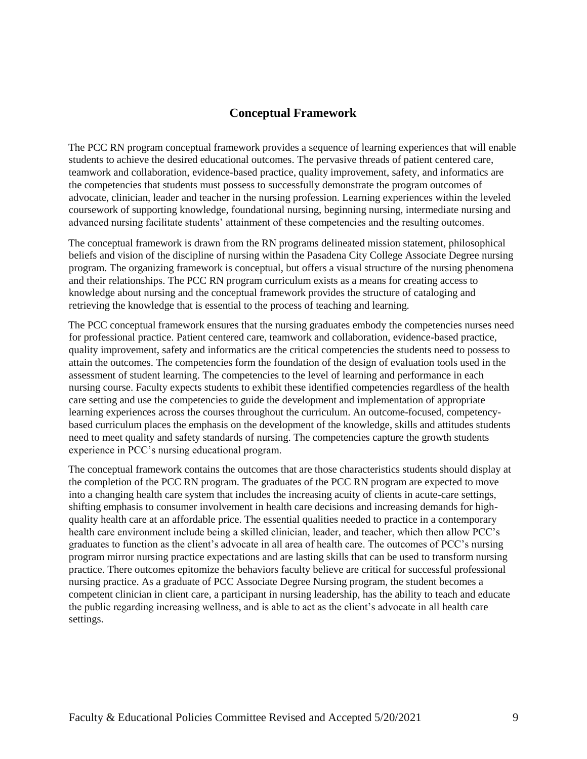## Conceptual Framework

The PCC RN program conceptual framework provides a sequence of learning experiences that will enable students to achieve the desired educational outcomes. The pervasive threads of patient centered care, teamwork and collaboration, evidence-based practice, quality improvement, safety, and informatics are the competencies that students must possess to successfully demonstrate the program outcomes of advocate, clinician, leader and teacher in the nursing profession. Learning experiences within the leveled coursework of supporting knowledge, foundational nursing, beginning nursing, intermediate nursing and advanced nursing facilitate students' attainment of these competencies and the resulting outcomes.

The conceptual framework is drawn from the RN programs delineated mission statement, philosophical beliefs and vision of the discipline of nursing within the Pasadena City College Associate Degree nursing program. The organizing framework is conceptual, but offers a visual structure of the nursing phenomena and their relationships. The PCC RN program curriculum exists as a means for creating access to knowledge about nursing and the conceptual framework provides the structure of cataloging and retrieving the knowledge that is essential to the process of teaching and learning.

The PCC conceptual framework ensures that the nursing graduates embody the competencies nurses need for professional practice. Patient centered care, teamwork and collaboration, evidence-based practice, quality improvement, safety and informatics are the critical competencies the students need to possess to attain the outcomes. The competencies form the foundation of the design of evaluation tools used in the assessment of student learning. The competencies to the level of learning and performance in each nursing course. Faculty expects students to exhibit these identified competencies regardless of the health care setting and use the competencies to guide the development and implementation of appropriate learning experiences across the courses throughout the curriculum. An outcome-focused, competency-based curriculum places the emphasis on the development of the knowledge, skills and attitudes students need to meet quality and safety standards of nursing. The competencies capture the growth students experience in PCC's nursing educational program.

The conceptual framework contains the outcomes that are those characteristics students should display at the completion of the PCC RN program. The graduates of the PCC RN program are expected to move into a changing health care system that includes the increasing acuity of clients in acute-care settings, shifting emphasis to consumer involvement in health care decisions and increasing demands for high-quality health care at an affordable price. The essential qualities needed to practice in a contemporary health care environment include being a skilled clinician, leader, and teacher, which then allow PCC's graduates to function as the client's advocate in all area of health care. The outcomes of PCC's nursing program mirror nursing practice expectations and are lasting skills that can be used to transform nursing practice. There outcomes epitomize the behaviors faculty believe are critical for successful professional nursing practice. As a graduate of PCC Associate Degree Nursing program, the student becomes a competent clinician in client care, a participant in nursing leadership, has the ability to teach and educate the public regarding increasing wellness, and is able to act as the client's advocate in all health care settings.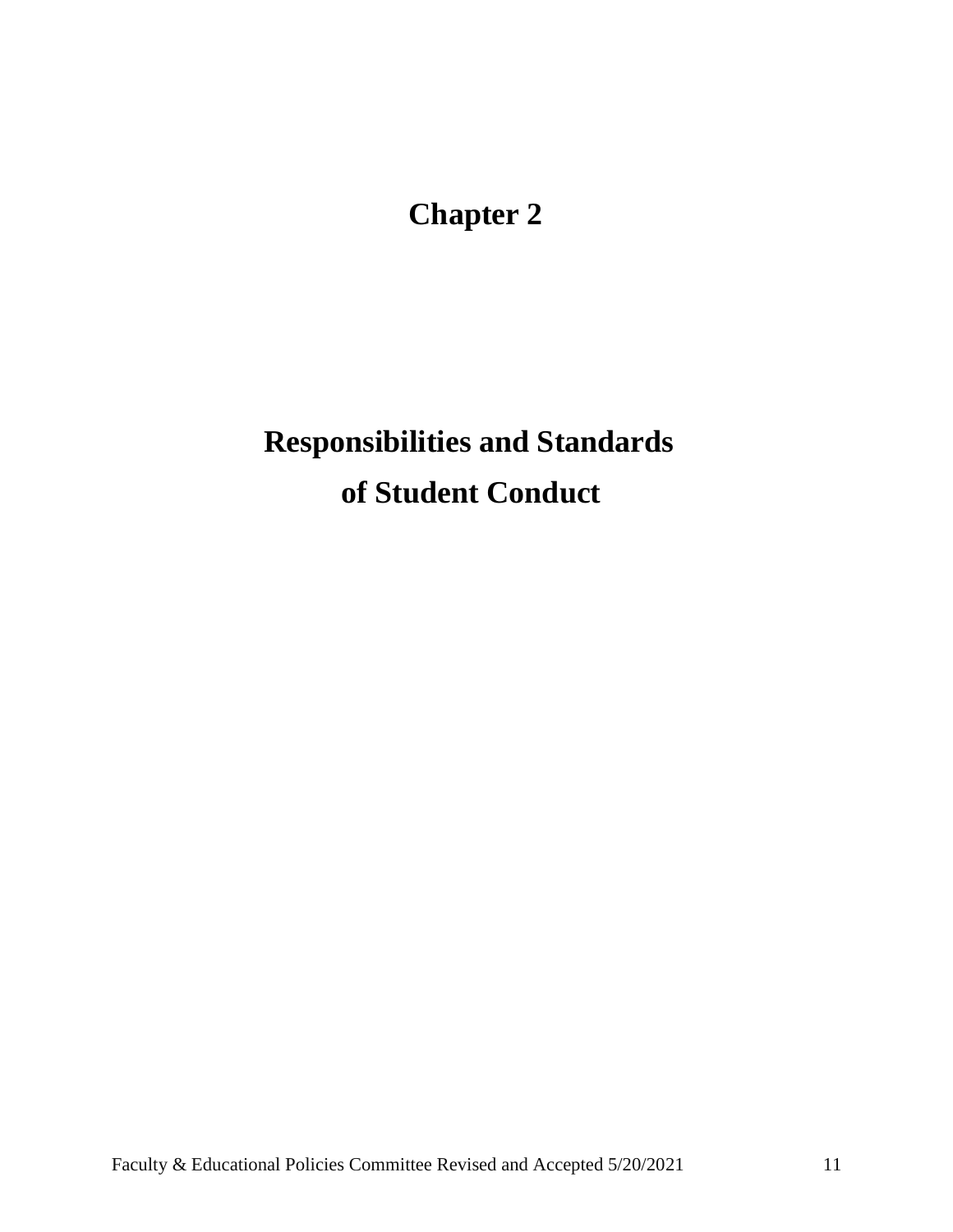# Chapter 2

# Responsibilities and Standards of Student Conduct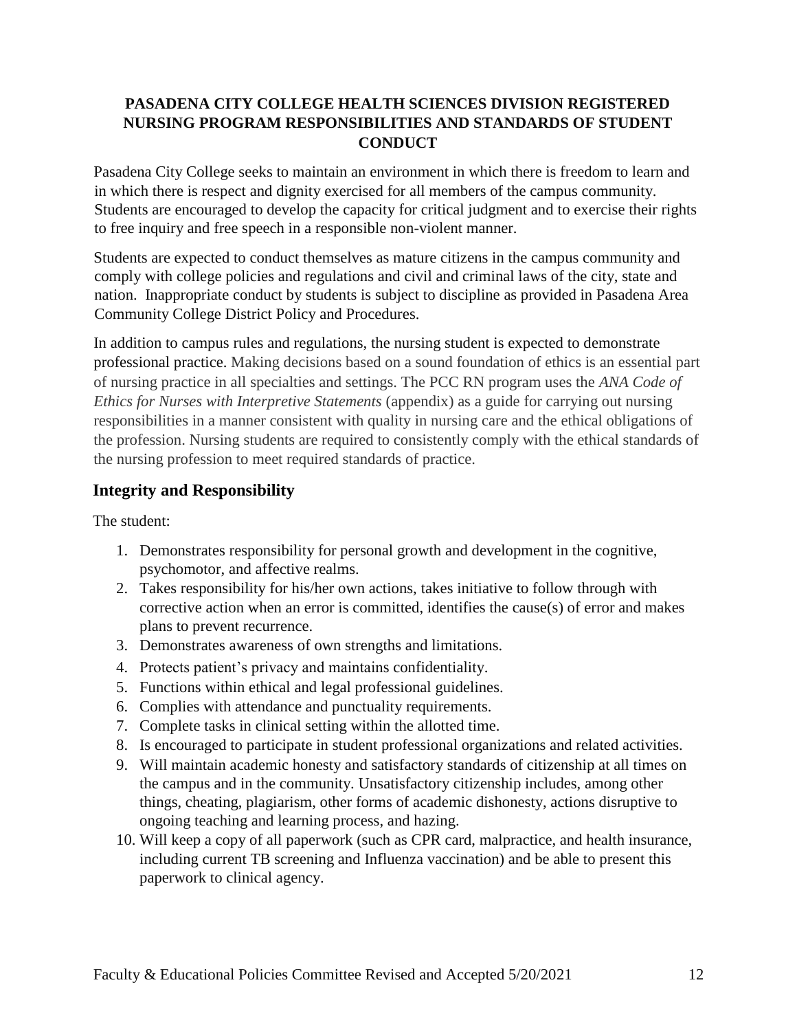# PASADENA CITY COLLEGE HEALTH SCIENCES DIVISION REGISTERED NURSING PROGRAM RESPONSIBILITIES AND STANDARDS OF STUDENT CONDUCT

Pasadena City College seeks to maintain an environment in which there is freedom to learn and in which there is respect and dignity exercised for all members of the campus community. Students are encouraged to develop the capacity for critical judgment and to exercise their rights to free inquiry and free speech in a responsible non-violent manner.

Students are expected to conduct themselves as mature citizens in the campus community and comply with college policies and regulations and civil and criminal laws of the city, state and nation. Inappropriate conduct by students is subject to discipline as provided in Pasadena Area Community College District Policy and Procedures.

In addition to campus rules and regulations, the nursing student is expected to demonstrate professional practice. Making decisions based on a sound foundation of ethics is an essential part of nursing practice in all specialties and settings. The PCC RN program uses the *ANA Code of Ethics for Nurses with Interpretive Statements* (appendix) as a guide for carrying out nursing responsibilities in a manner consistent with quality in nursing care and the ethical obligations of the profession. Nursing students are required to consistently comply with the ethical standards of the nursing profession to meet required standards of practice.

## Integrity and Responsibility

The student:

1. Demonstrates responsibility for personal growth and development in the cognitive, psychomotor, and affective realms.
2. Takes responsibility for his/her own actions, takes initiative to follow through with corrective action when an error is committed, identifies the cause(s) of error and makes plans to prevent recurrence.
3. Demonstrates awareness of own strengths and limitations.
4. Protects patient's privacy and maintains confidentiality.
5. Functions within ethical and legal professional guidelines.
6. Complies with attendance and punctuality requirements.
7. Complete tasks in clinical setting within the allotted time.
8. Is encouraged to participate in student professional organizations and related activities.
9. Will maintain academic honesty and satisfactory standards of citizenship at all times on the campus and in the community. Unsatisfactory citizenship includes, among other things, cheating, plagiarism, other forms of academic dishonesty, actions disruptive to ongoing teaching and learning process, and hazing.
10. Will keep a copy of all paperwork (such as CPR card, malpractice, and health insurance, including current TB screening and Influenza vaccination) and be able to present this paperwork to clinical agency.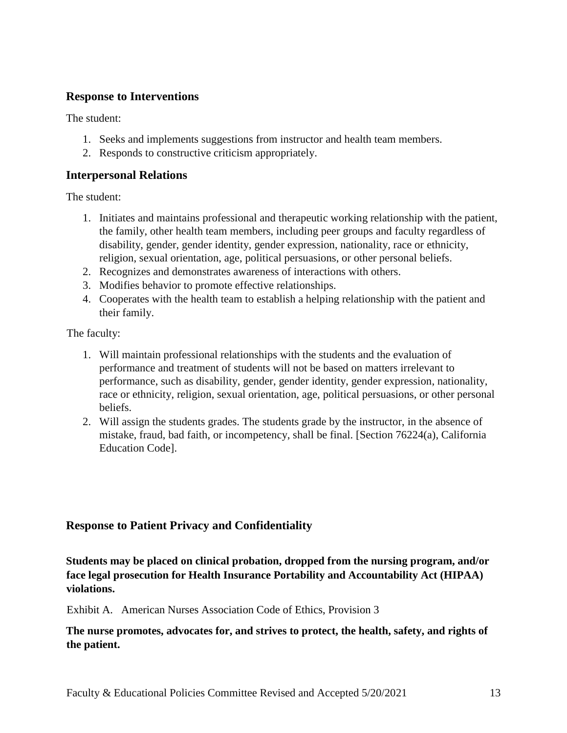### Response to Interventions

The student:

1. Seeks and implements suggestions from instructor and health team members.
2. Responds to constructive criticism appropriately.

### Interpersonal Relations

The student:

1. Initiates and maintains professional and therapeutic working relationship with the patient, the family, other health team members, including peer groups and faculty regardless of disability, gender, gender identity, gender expression, nationality, race or ethnicity, religion, sexual orientation, age, political persuasions, or other personal beliefs.
2. Recognizes and demonstrates awareness of interactions with others.
3. Modifies behavior to promote effective relationships.
4. Cooperates with the health team to establish a helping relationship with the patient and their family.

The faculty:

1. Will maintain professional relationships with the students and the evaluation of performance and treatment of students will not be based on matters irrelevant to performance, such as disability, gender, gender identity, gender expression, nationality, race or ethnicity, religion, sexual orientation, age, political persuasions, or other personal beliefs.
2. Will assign the students grades. The students grade by the instructor, in the absence of mistake, fraud, bad faith, or incompetency, shall be final. [Section 76224(a), California Education Code].

### Response to Patient Privacy and Confidentiality

**Students may be placed on clinical probation, dropped from the nursing program, and/or face legal prosecution for Health Insurance Portability and Accountability Act (HIPAA) violations.**

Exhibit A. American Nurses Association Code of Ethics, Provision 3

**The nurse promotes, advocates for, and strives to protect, the health, safety, and rights of the patient.**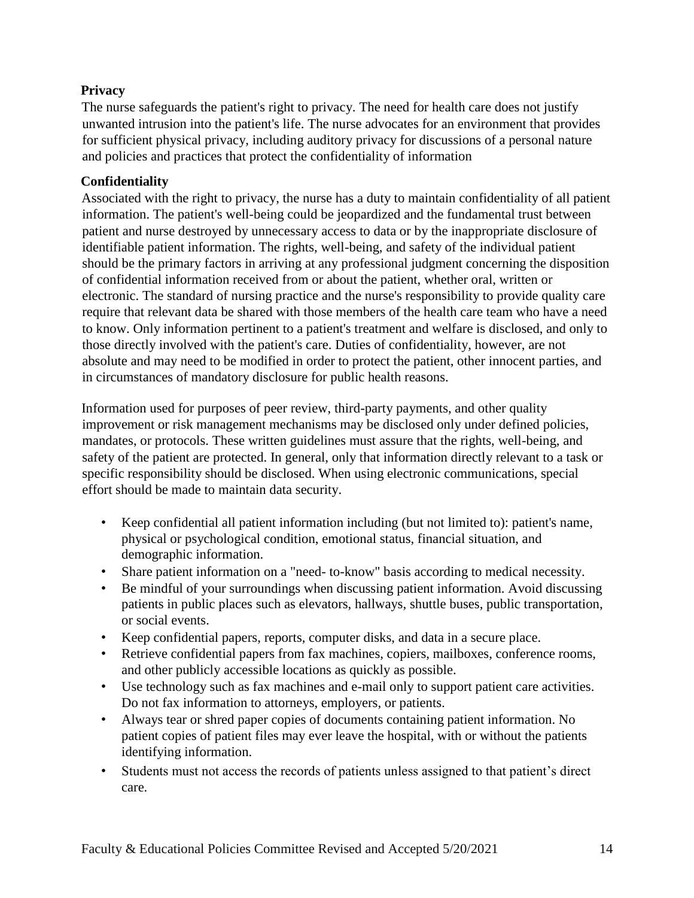**Privacy**

The nurse safeguards the patient's right to privacy. The need for health care does not justify unwanted intrusion into the patient's life. The nurse advocates for an environment that provides for sufficient physical privacy, including auditory privacy for discussions of a personal nature and policies and practices that protect the confidentiality of information

**Confidentiality**

Associated with the right to privacy, the nurse has a duty to maintain confidentiality of all patient information. The patient's well-being could be jeopardized and the fundamental trust between patient and nurse destroyed by unnecessary access to data or by the inappropriate disclosure of identifiable patient information. The rights, well-being, and safety of the individual patient should be the primary factors in arriving at any professional judgment concerning the disposition of confidential information received from or about the patient, whether oral, written or electronic. The standard of nursing practice and the nurse's responsibility to provide quality care require that relevant data be shared with those members of the health care team who have a need to know. Only information pertinent to a patient's treatment and welfare is disclosed, and only to those directly involved with the patient's care. Duties of confidentiality, however, are not absolute and may need to be modified in order to protect the patient, other innocent parties, and in circumstances of mandatory disclosure for public health reasons.

Information used for purposes of peer review, third-party payments, and other quality improvement or risk management mechanisms may be disclosed only under defined policies, mandates, or protocols. These written guidelines must assure that the rights, well-being, and safety of the patient are protected. In general, only that information directly relevant to a task or specific responsibility should be disclosed. When using electronic communications, special effort should be made to maintain data security.

- Keep confidential all patient information including (but not limited to): patient's name, physical or psychological condition, emotional status, financial situation, and demographic information.
- Share patient information on a "need- to-know" basis according to medical necessity.
- Be mindful of your surroundings when discussing patient information. Avoid discussing patients in public places such as elevators, hallways, shuttle buses, public transportation, or social events.
- Keep confidential papers, reports, computer disks, and data in a secure place.
- Retrieve confidential papers from fax machines, copiers, mailboxes, conference rooms, and other publicly accessible locations as quickly as possible.
- Use technology such as fax machines and e-mail only to support patient care activities. Do not fax information to attorneys, employers, or patients.
- Always tear or shred paper copies of documents containing patient information. No patient copies of patient files may ever leave the hospital, with or without the patients identifying information.
- Students must not access the records of patients unless assigned to that patient's direct care.

Faculty & Educational Policies Committee Revised and Accepted 5/20/2021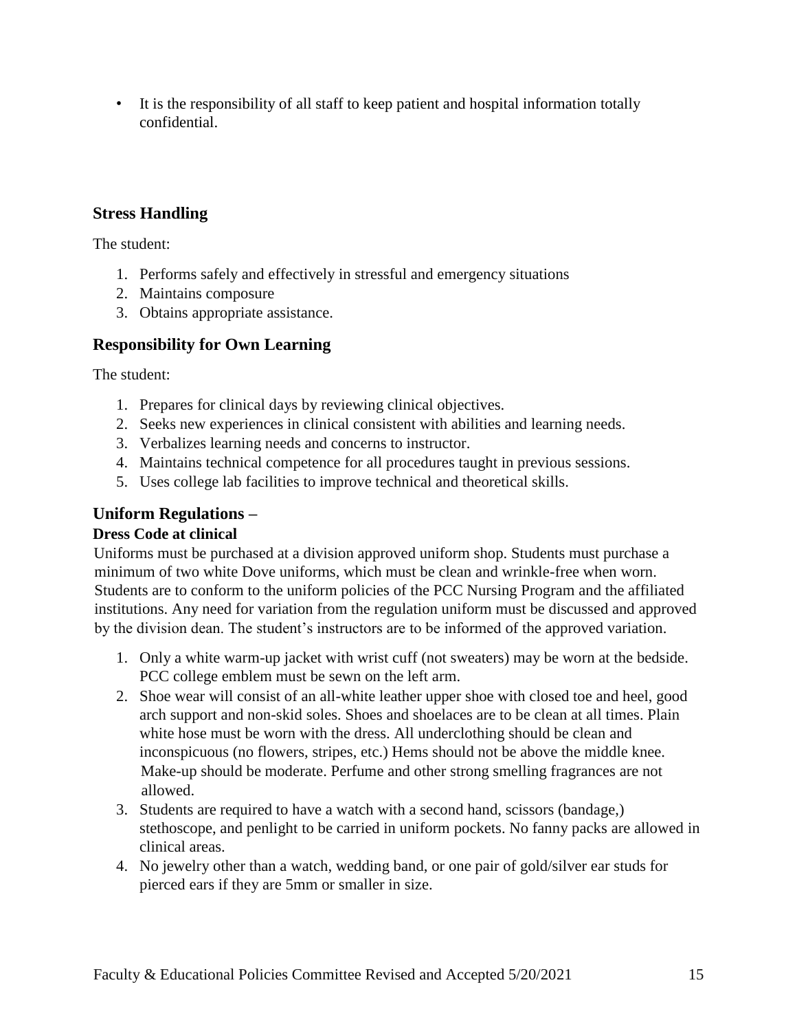- It is the responsibility of all staff to keep patient and hospital information totally confidential.

## Stress Handling

The student:

1. Performs safely and effectively in stressful and emergency situations
2. Maintains composure
3. Obtains appropriate assistance.

## Responsibility for Own Learning

The student:

1. Prepares for clinical days by reviewing clinical objectives.
2. Seeks new experiences in clinical consistent with abilities and learning needs.
3. Verbalizes learning needs and concerns to instructor.
4. Maintains technical competence for all procedures taught in previous sessions.
5. Uses college lab facilities to improve technical and theoretical skills.

## Uniform Regulations –

### Dress Code at clinical

Uniforms must be purchased at a division approved uniform shop. Students must purchase a minimum of two white Dove uniforms, which must be clean and wrinkle-free when worn. Students are to conform to the uniform policies of the PCC Nursing Program and the affiliated institutions. Any need for variation from the regulation uniform must be discussed and approved by the division dean. The student's instructors are to be informed of the approved variation.

1. Only a white warm-up jacket with wrist cuff (not sweaters) may be worn at the bedside. PCC college emblem must be sewn on the left arm.
2. Shoe wear will consist of an all-white leather upper shoe with closed toe and heel, good arch support and non-skid soles. Shoes and shoelaces are to be clean at all times. Plain white hose must be worn with the dress. All underclothing should be clean and inconspicuous (no flowers, stripes, etc.) Hems should not be above the middle knee. Make-up should be moderate. Perfume and other strong smelling fragrances are not allowed.
3. Students are required to have a watch with a second hand, scissors (bandage,) stethoscope, and penlight to be carried in uniform pockets. No fanny packs are allowed in clinical areas.
4. No jewelry other than a watch, wedding band, or one pair of gold/silver ear studs for pierced ears if they are 5mm or smaller in size.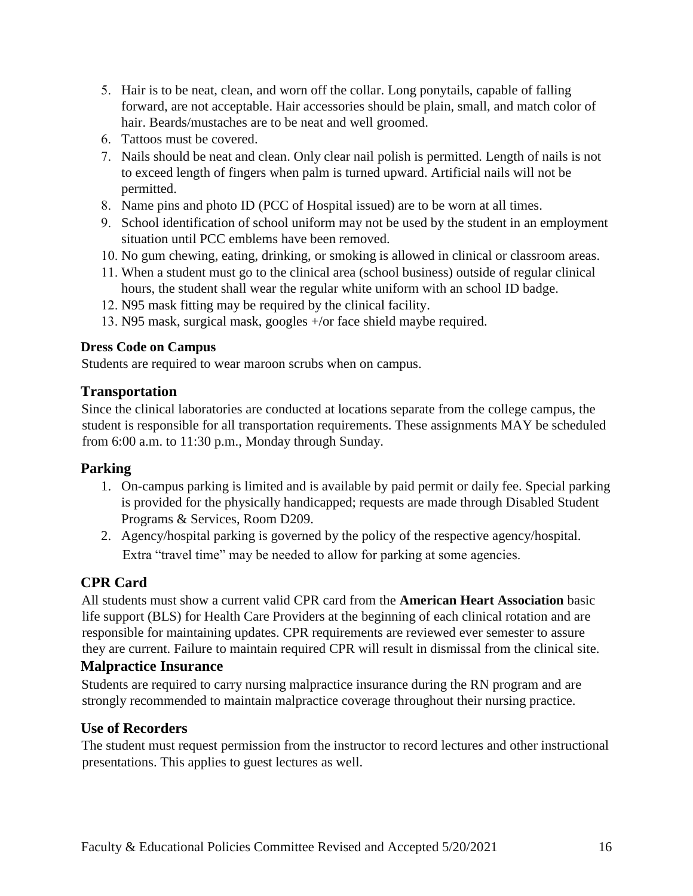5. Hair is to be neat, clean, and worn off the collar. Long ponytails, capable of falling forward, are not acceptable. Hair accessories should be plain, small, and match color of hair. Beards/mustaches are to be neat and well groomed.
6. Tattoos must be covered.
7. Nails should be neat and clean. Only clear nail polish is permitted. Length of nails is not to exceed length of fingers when palm is turned upward. Artificial nails will not be permitted.
8. Name pins and photo ID (PCC of Hospital issued) are to be worn at all times.
9. School identification of school uniform may not be used by the student in an employment situation until PCC emblems have been removed.
10. No gum chewing, eating, drinking, or smoking is allowed in clinical or classroom areas.
11. When a student must go to the clinical area (school business) outside of regular clinical hours, the student shall wear the regular white uniform with an school ID badge.
12. N95 mask fitting may be required by the clinical facility.
13. N95 mask, surgical mask, googles +/or face shield maybe required.

**Dress Code on Campus**

Students are required to wear maroon scrubs when on campus.

## Transportation

Since the clinical laboratories are conducted at locations separate from the college campus, the student is responsible for all transportation requirements. These assignments MAY be scheduled from 6:00 a.m. to 11:30 p.m., Monday through Sunday.

## Parking

1. On-campus parking is limited and is available by paid permit or daily fee. Special parking is provided for the physically handicapped; requests are made through Disabled Student Programs & Services, Room D209.
2. Agency/hospital parking is governed by the policy of the respective agency/hospital. Extra "travel time" may be needed to allow for parking at some agencies.

## CPR Card

All students must show a current valid CPR card from the **American Heart Association** basic life support (BLS) for Health Care Providers at the beginning of each clinical rotation and are responsible for maintaining updates. CPR requirements are reviewed ever semester to assure they are current. Failure to maintain required CPR will result in dismissal from the clinical site.

## Malpractice Insurance

Students are required to carry nursing malpractice insurance during the RN program and are strongly recommended to maintain malpractice coverage throughout their nursing practice.

## Use of Recorders

The student must request permission from the instructor to record lectures and other instructional presentations. This applies to guest lectures as well.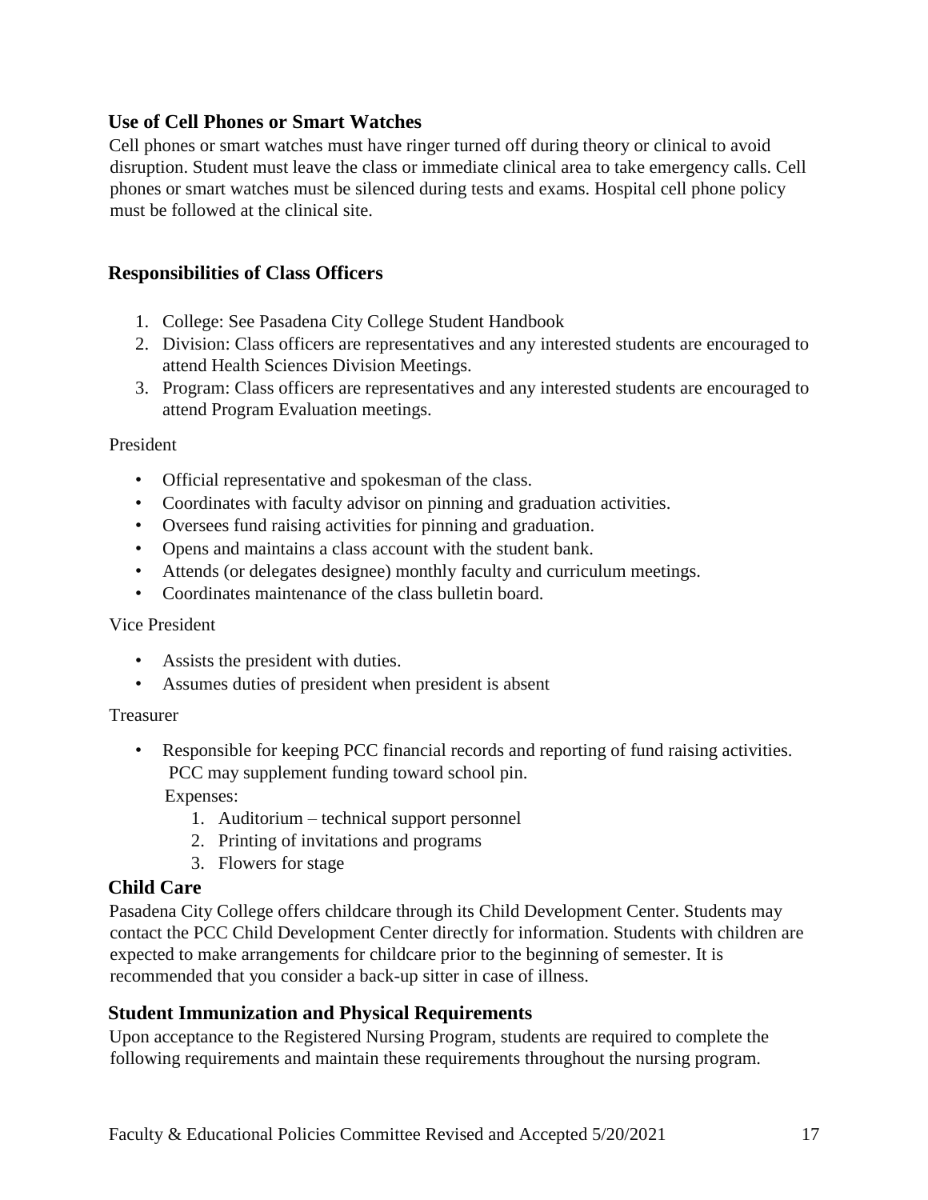## Use of Cell Phones or Smart Watches

Cell phones or smart watches must have ringer turned off during theory or clinical to avoid disruption. Student must leave the class or immediate clinical area to take emergency calls. Cell phones or smart watches must be silenced during tests and exams. Hospital cell phone policy must be followed at the clinical site.

## Responsibilities of Class Officers

1. College: See Pasadena City College Student Handbook
2. Division: Class officers are representatives and any interested students are encouraged to attend Health Sciences Division Meetings.
3. Program: Class officers are representatives and any interested students are encouraged to attend Program Evaluation meetings.

President

- Official representative and spokesman of the class.
- Coordinates with faculty advisor on pinning and graduation activities.
- Oversees fund raising activities for pinning and graduation.
- Opens and maintains a class account with the student bank.
- Attends (or delegates designee) monthly faculty and curriculum meetings.
- Coordinates maintenance of the class bulletin board.

Vice President

- Assists the president with duties.
- Assumes duties of president when president is absent

Treasurer

- Responsible for keeping PCC financial records and reporting of fund raising activities. PCC may supplement funding toward school pin.

  Expenses:
  1. Auditorium – technical support personnel
  2. Printing of invitations and programs
  3. Flowers for stage

## Child Care

Pasadena City College offers childcare through its Child Development Center. Students may contact the PCC Child Development Center directly for information. Students with children are expected to make arrangements for childcare prior to the beginning of semester. It is recommended that you consider a back-up sitter in case of illness.

## Student Immunization and Physical Requirements

Upon acceptance to the Registered Nursing Program, students are required to complete the following requirements and maintain these requirements throughout the nursing program.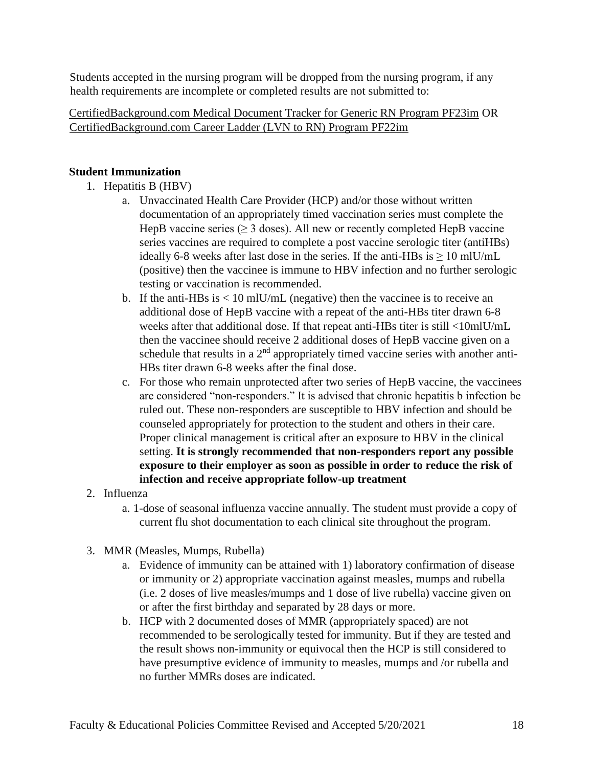Students accepted in the nursing program will be dropped from the nursing program, if any health requirements are incomplete or completed results are not submitted to:

CertifiedBackground.com Medical Document Tracker for Generic RN Program PF23im OR CertifiedBackground.com Career Ladder (LVN to RN) Program PF22im

**Student Immunization**

1. Hepatitis B (HBV)
   a. Unvaccinated Health Care Provider (HCP) and/or those without written documentation of an appropriately timed vaccination series must complete the HepB vaccine series ($\geq$ 3 doses). All new or recently completed HepB vaccine series vaccines are required to complete a post vaccine serologic titer (antiHBs) ideally 6-8 weeks after last dose in the series. If the anti-HBs is $\geq$ 10 mlU/mL (positive) then the vaccinee is immune to HBV infection and no further serologic testing or vaccination is recommended.
   b. If the anti-HBs is < 10 mlU/mL (negative) then the vaccinee is to receive an additional dose of HepB vaccine with a repeat of the anti-HBs titer drawn 6-8 weeks after that additional dose. If that repeat anti-HBs titer is still <10mlU/mL then the vaccinee should receive 2 additional doses of HepB vaccine given on a schedule that results in a 2nd appropriately timed vaccine series with another anti-HBs titer drawn 6-8 weeks after the final dose.
   c. For those who remain unprotected after two series of HepB vaccine, the vaccinees are considered "non-responders." It is advised that chronic hepatitis b infection be ruled out. These non-responders are susceptible to HBV infection and should be counseled appropriately for protection to the student and others in their care. Proper clinical management is critical after an exposure to HBV in the clinical setting. **It is strongly recommended that non-responders report any possible exposure to their employer as soon as possible in order to reduce the risk of infection and receive appropriate follow-up treatment**
2. Influenza
   a. 1-dose of seasonal influenza vaccine annually. The student must provide a copy of current flu shot documentation to each clinical site throughout the program.
3. MMR (Measles, Mumps, Rubella)
   a. Evidence of immunity can be attained with 1) laboratory confirmation of disease or immunity or 2) appropriate vaccination against measles, mumps and rubella (i.e. 2 doses of live measles/mumps and 1 dose of live rubella) vaccine given on or after the first birthday and separated by 28 days or more.
   b. HCP with 2 documented doses of MMR (appropriately spaced) are not recommended to be serologically tested for immunity. But if they are tested and the result shows non-immunity or equivocal then the HCP is still considered to have presumptive evidence of immunity to measles, mumps and /or rubella and no further MMRs doses are indicated.

Faculty & Educational Policies Committee Revised and Accepted 5/20/2021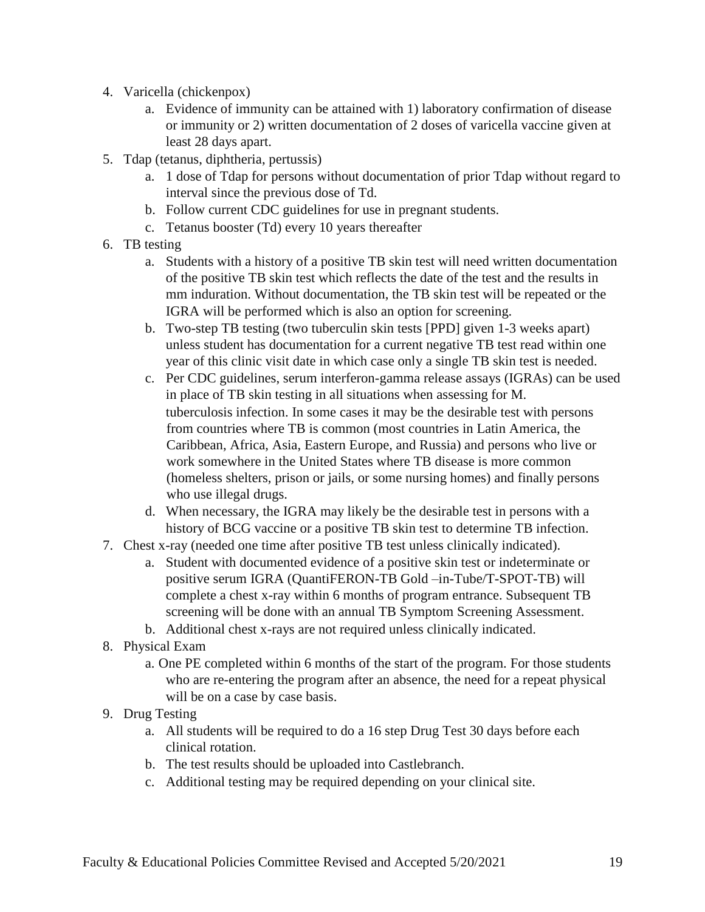4. Varicella (chickenpox)
    a. Evidence of immunity can be attained with 1) laboratory confirmation of disease or immunity or 2) written documentation of 2 doses of varicella vaccine given at least 28 days apart.
5. Tdap (tetanus, diphtheria, pertussis)
    a. 1 dose of Tdap for persons without documentation of prior Tdap without regard to interval since the previous dose of Td.
    b. Follow current CDC guidelines for use in pregnant students.
    c. Tetanus booster (Td) every 10 years thereafter
6. TB testing
    a. Students with a history of a positive TB skin test will need written documentation of the positive TB skin test which reflects the date of the test and the results in mm induration. Without documentation, the TB skin test will be repeated or the IGRA will be performed which is also an option for screening.
    b. Two-step TB testing (two tuberculin skin tests [PPD] given 1-3 weeks apart) unless student has documentation for a current negative TB test read within one year of this clinic visit date in which case only a single TB skin test is needed.
    c. Per CDC guidelines, serum interferon-gamma release assays (IGRAs) can be used in place of TB skin testing in all situations when assessing for M. tuberculosis infection. In some cases it may be the desirable test with persons from countries where TB is common (most countries in Latin America, the Caribbean, Africa, Asia, Eastern Europe, and Russia) and persons who live or work somewhere in the United States where TB disease is more common (homeless shelters, prison or jails, or some nursing homes) and finally persons who use illegal drugs.
    d. When necessary, the IGRA may likely be the desirable test in persons with a history of BCG vaccine or a positive TB skin test to determine TB infection.
7. Chest x-ray (needed one time after positive TB test unless clinically indicated).
    a. Student with documented evidence of a positive skin test or indeterminate or positive serum IGRA (QuantiFERON-TB Gold –in-Tube/T-SPOT-TB) will complete a chest x-ray within 6 months of program entrance. Subsequent TB screening will be done with an annual TB Symptom Screening Assessment.
    b. Additional chest x-rays are not required unless clinically indicated.
8. Physical Exam
    a. One PE completed within 6 months of the start of the program. For those students who are re-entering the program after an absence, the need for a repeat physical will be on a case by case basis.
9. Drug Testing
    a. All students will be required to do a 16 step Drug Test 30 days before each clinical rotation.
    b. The test results should be uploaded into Castlebranch.
    c. Additional testing may be required depending on your clinical site.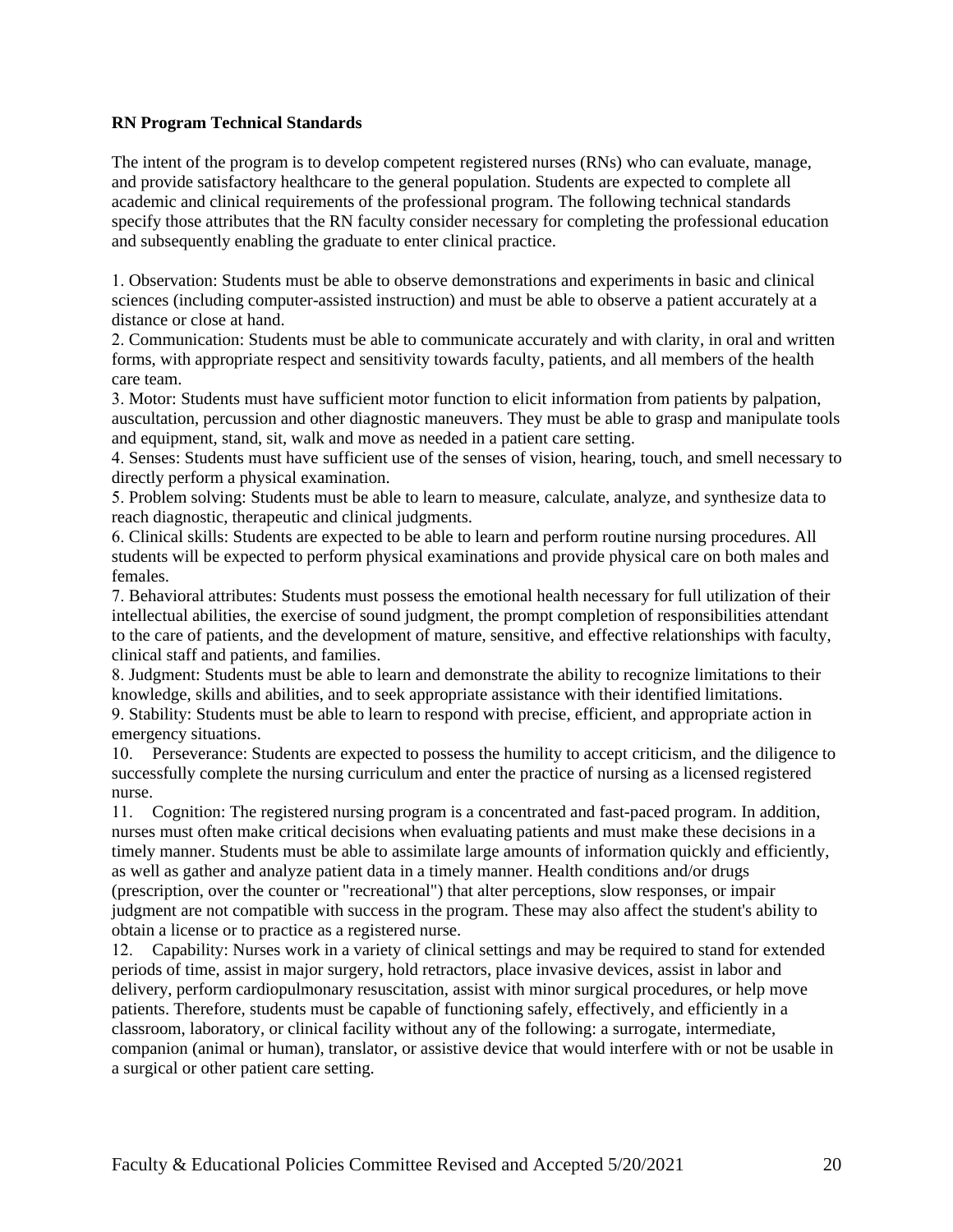**RN Program Technical Standards**

The intent of the program is to develop competent registered nurses (RNs) who can evaluate, manage, and provide satisfactory healthcare to the general population. Students are expected to complete all academic and clinical requirements of the professional program. The following technical standards specify those attributes that the RN faculty consider necessary for completing the professional education and subsequently enabling the graduate to enter clinical practice.

1. Observation: Students must be able to observe demonstrations and experiments in basic and clinical sciences (including computer-assisted instruction) and must be able to observe a patient accurately at a distance or close at hand.
2. Communication: Students must be able to communicate accurately and with clarity, in oral and written forms, with appropriate respect and sensitivity towards faculty, patients, and all members of the health care team.
3. Motor: Students must have sufficient motor function to elicit information from patients by palpation, auscultation, percussion and other diagnostic maneuvers. They must be able to grasp and manipulate tools and equipment, stand, sit, walk and move as needed in a patient care setting.
4. Senses: Students must have sufficient use of the senses of vision, hearing, touch, and smell necessary to directly perform a physical examination.
5. Problem solving: Students must be able to learn to measure, calculate, analyze, and synthesize data to reach diagnostic, therapeutic and clinical judgments.
6. Clinical skills: Students are expected to be able to learn and perform routine nursing procedures. All students will be expected to perform physical examinations and provide physical care on both males and females.
7. Behavioral attributes: Students must possess the emotional health necessary for full utilization of their intellectual abilities, the exercise of sound judgment, the prompt completion of responsibilities attendant to the care of patients, and the development of mature, sensitive, and effective relationships with faculty, clinical staff and patients, and families.
8. Judgment: Students must be able to learn and demonstrate the ability to recognize limitations to their knowledge, skills and abilities, and to seek appropriate assistance with their identified limitations.
9. Stability: Students must be able to learn to respond with precise, efficient, and appropriate action in emergency situations.
10. Perseverance: Students are expected to possess the humility to accept criticism, and the diligence to successfully complete the nursing curriculum and enter the practice of nursing as a licensed registered nurse.
11. Cognition: The registered nursing program is a concentrated and fast-paced program. In addition, nurses must often make critical decisions when evaluating patients and must make these decisions in a timely manner. Students must be able to assimilate large amounts of information quickly and efficiently, as well as gather and analyze patient data in a timely manner. Health conditions and/or drugs (prescription, over the counter or "recreational") that alter perceptions, slow responses, or impair judgment are not compatible with success in the program. These may also affect the student's ability to obtain a license or to practice as a registered nurse.
12. Capability: Nurses work in a variety of clinical settings and may be required to stand for extended periods of time, assist in major surgery, hold retractors, place invasive devices, assist in labor and delivery, perform cardiopulmonary resuscitation, assist with minor surgical procedures, or help move patients. Therefore, students must be capable of functioning safely, effectively, and efficiently in a classroom, laboratory, or clinical facility without any of the following: a surrogate, intermediate, companion (animal or human), translator, or assistive device that would interfere with or not be usable in a surgical or other patient care setting.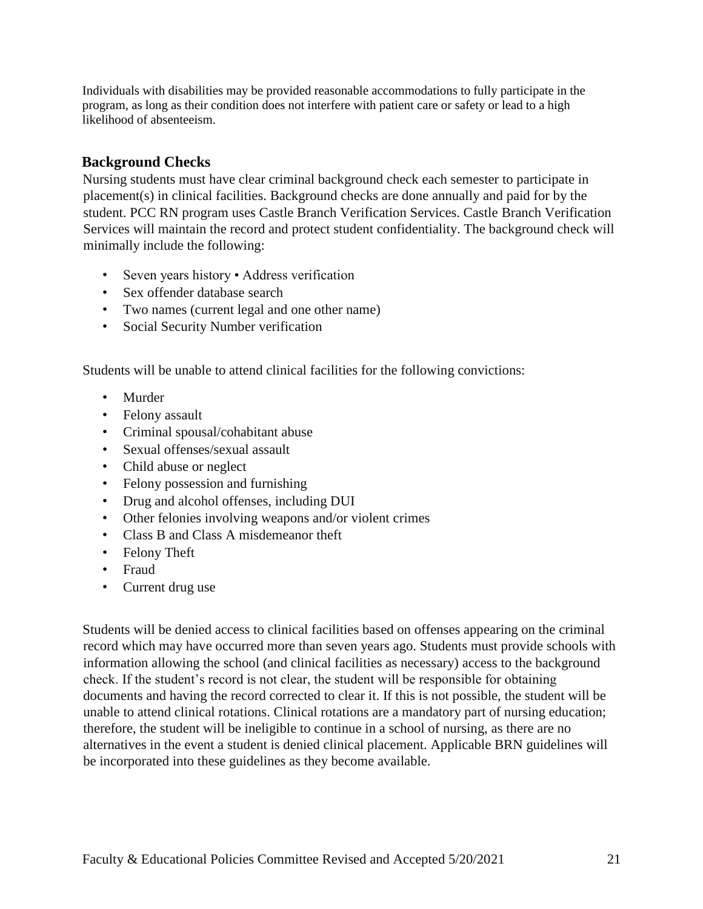Individuals with disabilities may be provided reasonable accommodations to fully participate in the program, as long as their condition does not interfere with patient care or safety or lead to a high likelihood of absenteeism.

## Background Checks

Nursing students must have clear criminal background check each semester to participate in placement(s) in clinical facilities. Background checks are done annually and paid for by the student. PCC RN program uses Castle Branch Verification Services. Castle Branch Verification Services will maintain the record and protect student confidentiality. The background check will minimally include the following:

- Seven years history • Address verification
- Sex offender database search
- Two names (current legal and one other name)
- Social Security Number verification

Students will be unable to attend clinical facilities for the following convictions:

- Murder
- Felony assault
- Criminal spousal/cohabitant abuse
- Sexual offenses/sexual assault
- Child abuse or neglect
- Felony possession and furnishing
- Drug and alcohol offenses, including DUI
- Other felonies involving weapons and/or violent crimes
- Class B and Class A misdemeanor theft
- Felony Theft
- Fraud
- Current drug use

Students will be denied access to clinical facilities based on offenses appearing on the criminal record which may have occurred more than seven years ago. Students must provide schools with information allowing the school (and clinical facilities as necessary) access to the background check. If the student's record is not clear, the student will be responsible for obtaining documents and having the record corrected to clear it. If this is not possible, the student will be unable to attend clinical rotations. Clinical rotations are a mandatory part of nursing education; therefore, the student will be ineligible to continue in a school of nursing, as there are no alternatives in the event a student is denied clinical placement. Applicable BRN guidelines will be incorporated into these guidelines as they become available.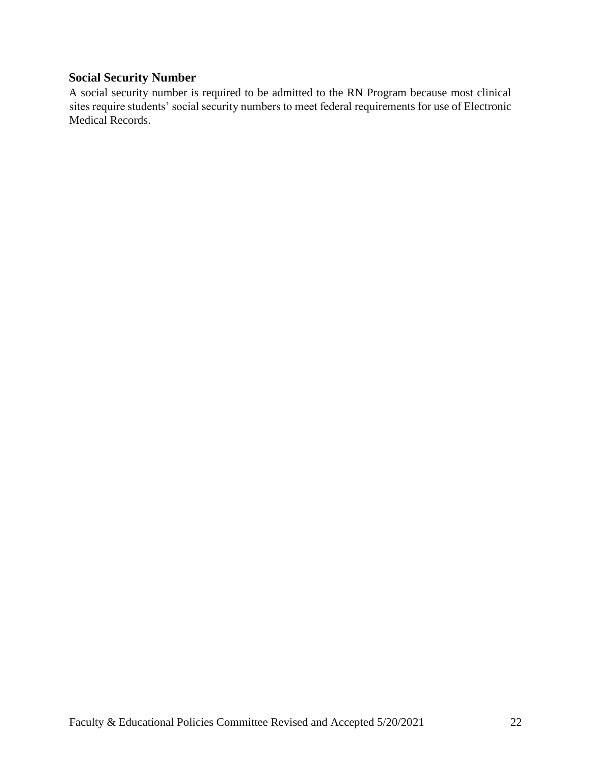### Social Security Number

A social security number is required to be admitted to the RN Program because most clinical sites require students' social security numbers to meet federal requirements for use of Electronic Medical Records.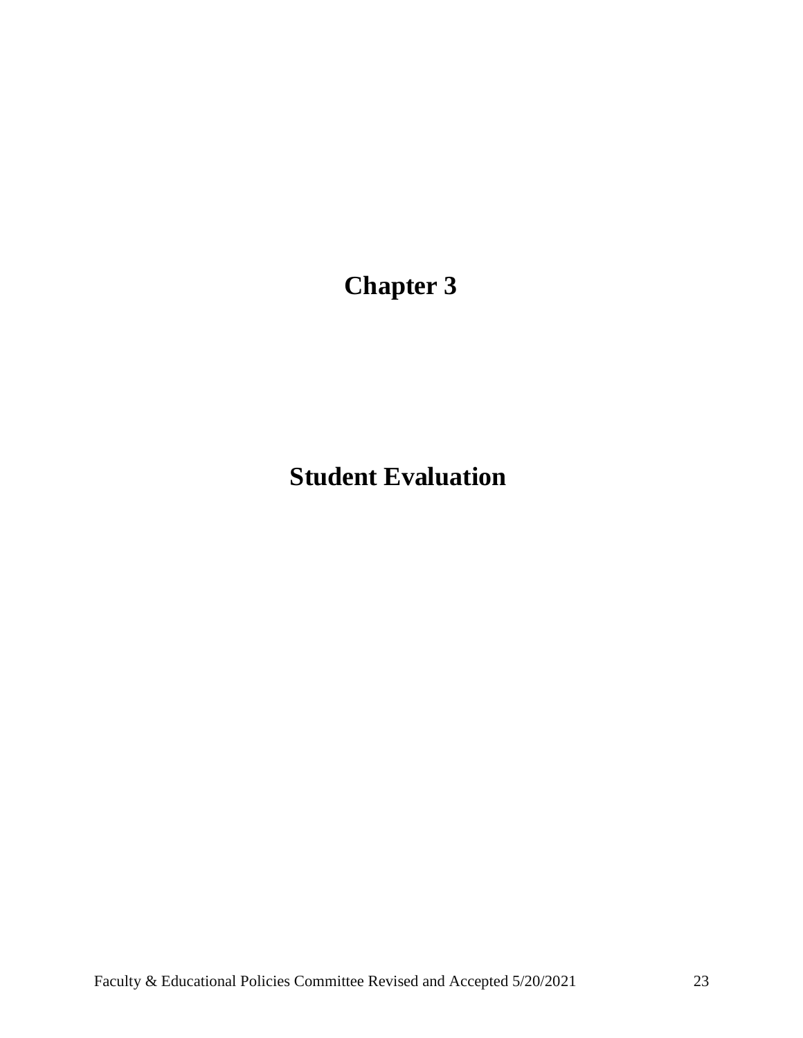# Chapter 3

# Student Evaluation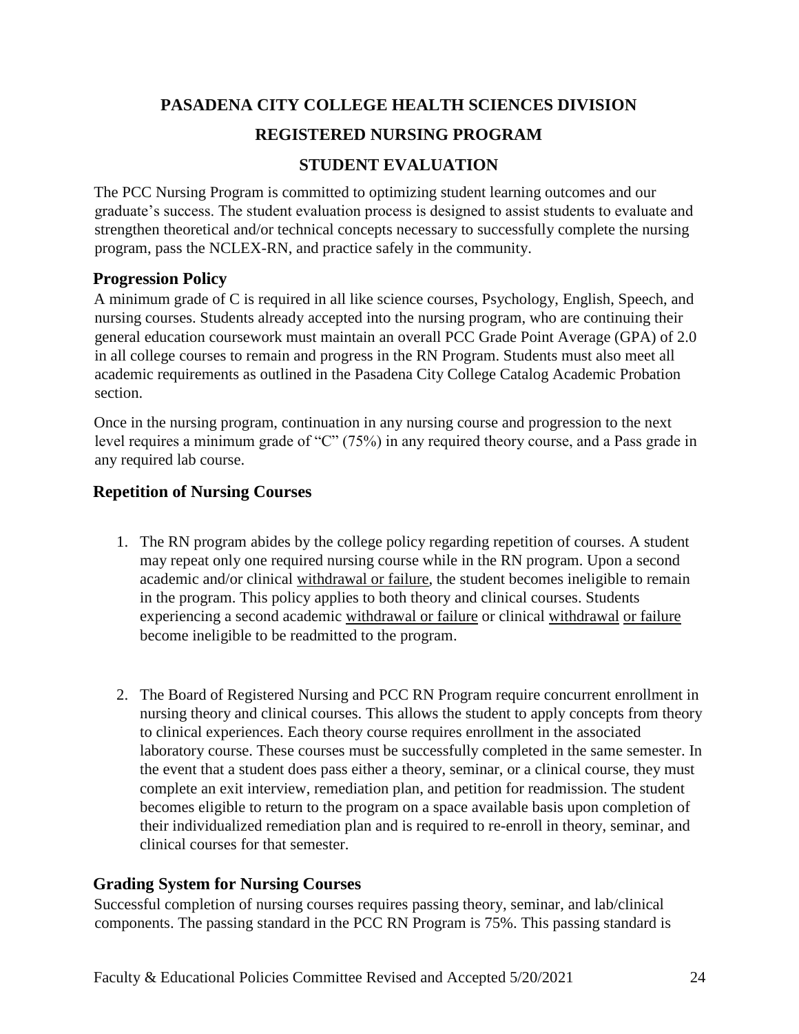# PASADENA CITY COLLEGE HEALTH SCIENCES DIVISION

# REGISTERED NURSING PROGRAM

## STUDENT EVALUATION

The PCC Nursing Program is committed to optimizing student learning outcomes and our graduate's success. The student evaluation process is designed to assist students to evaluate and strengthen theoretical and/or technical concepts necessary to successfully complete the nursing program, pass the NCLEX-RN, and practice safely in the community.

### Progression Policy

A minimum grade of C is required in all like science courses, Psychology, English, Speech, and nursing courses. Students already accepted into the nursing program, who are continuing their general education coursework must maintain an overall PCC Grade Point Average (GPA) of 2.0 in all college courses to remain and progress in the RN Program. Students must also meet all academic requirements as outlined in the Pasadena City College Catalog Academic Probation section.

Once in the nursing program, continuation in any nursing course and progression to the next level requires a minimum grade of "C" (75%) in any required theory course, and a Pass grade in any required lab course.

### Repetition of Nursing Courses

1. The RN program abides by the college policy regarding repetition of courses. A student may repeat only one required nursing course while in the RN program. Upon a second academic and/or clinical withdrawal or failure, the student becomes ineligible to remain in the program. This policy applies to both theory and clinical courses. Students experiencing a second academic withdrawal or failure or clinical withdrawal or failure become ineligible to be readmitted to the program.

2. The Board of Registered Nursing and PCC RN Program require concurrent enrollment in nursing theory and clinical courses. This allows the student to apply concepts from theory to clinical experiences. Each theory course requires enrollment in the associated laboratory course. These courses must be successfully completed in the same semester. In the event that a student does pass either a theory, seminar, or a clinical course, they must complete an exit interview, remediation plan, and petition for readmission. The student becomes eligible to return to the program on a space available basis upon completion of their individualized remediation plan and is required to re-enroll in theory, seminar, and clinical courses for that semester.

### Grading System for Nursing Courses

Successful completion of nursing courses requires passing theory, seminar, and lab/clinical components. The passing standard in the PCC RN Program is 75%. This passing standard is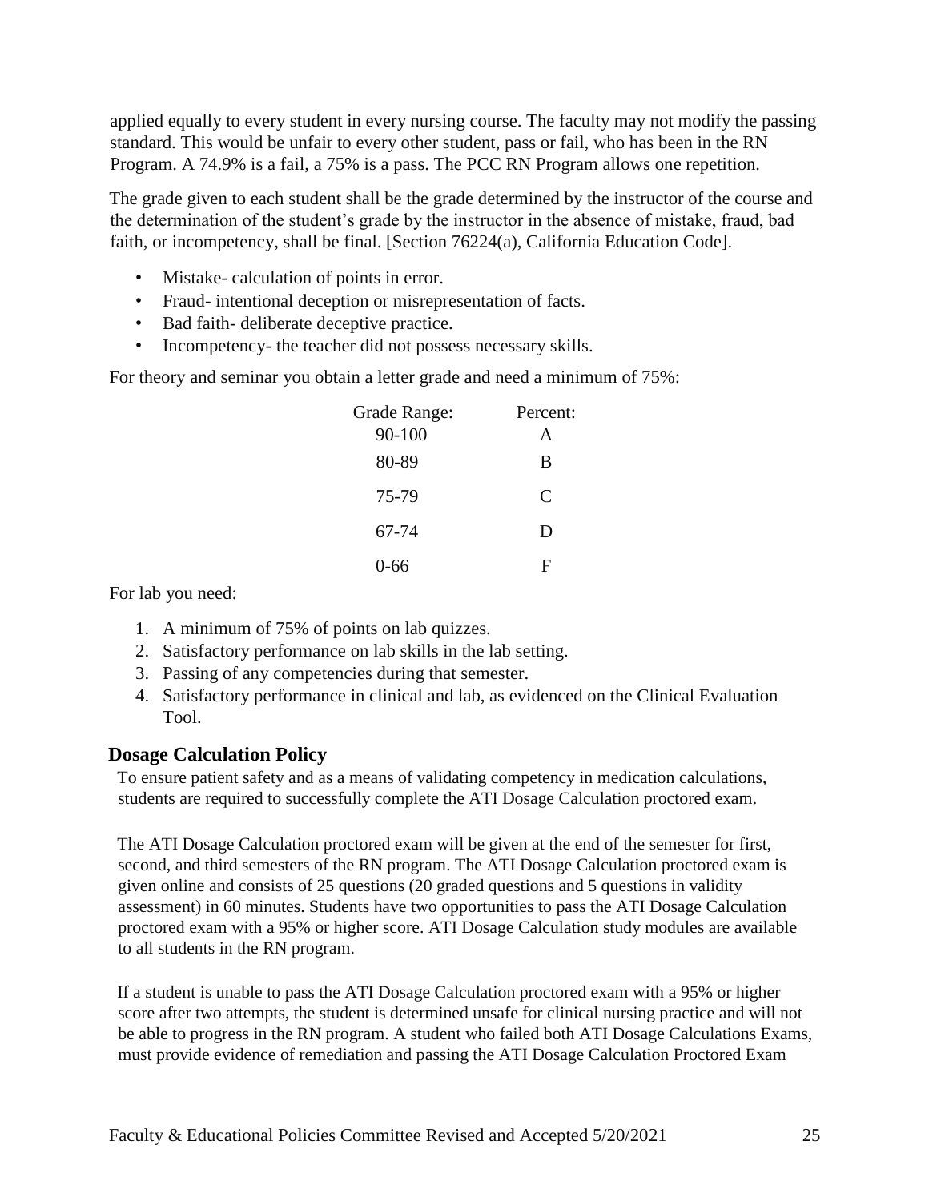applied equally to every student in every nursing course. The faculty may not modify the passing standard. This would be unfair to every other student, pass or fail, who has been in the RN Program. A 74.9% is a fail, a 75% is a pass. The PCC RN Program allows one repetition.

The grade given to each student shall be the grade determined by the instructor of the course and the determination of the student's grade by the instructor in the absence of mistake, fraud, bad faith, or incompetency, shall be final. [Section 76224(a), California Education Code].

- Mistake- calculation of points in error.
- Fraud- intentional deception or misrepresentation of facts.
- Bad faith- deliberate deceptive practice.
- Incompetency- the teacher did not possess necessary skills.

For theory and seminar you obtain a letter grade and need a minimum of 75%:

| Grade Range: | Percent: |
|---|---|
| 90-100 | A |
| 80-89 | B |
| 75-79 | C |
| 67-74 | D |
| 0-66 | F |

For lab you need:

1. A minimum of 75% of points on lab quizzes.
2. Satisfactory performance on lab skills in the lab setting.
3. Passing of any competencies during that semester.
4. Satisfactory performance in clinical and lab, as evidenced on the Clinical Evaluation Tool.

## Dosage Calculation Policy

To ensure patient safety and as a means of validating competency in medication calculations, students are required to successfully complete the ATI Dosage Calculation proctored exam.

The ATI Dosage Calculation proctored exam will be given at the end of the semester for first, second, and third semesters of the RN program. The ATI Dosage Calculation proctored exam is given online and consists of 25 questions (20 graded questions and 5 questions in validity assessment) in 60 minutes. Students have two opportunities to pass the ATI Dosage Calculation proctored exam with a 95% or higher score. ATI Dosage Calculation study modules are available to all students in the RN program.

If a student is unable to pass the ATI Dosage Calculation proctored exam with a 95% or higher score after two attempts, the student is determined unsafe for clinical nursing practice and will not be able to progress in the RN program. A student who failed both ATI Dosage Calculations Exams, must provide evidence of remediation and passing the ATI Dosage Calculation Proctored Exam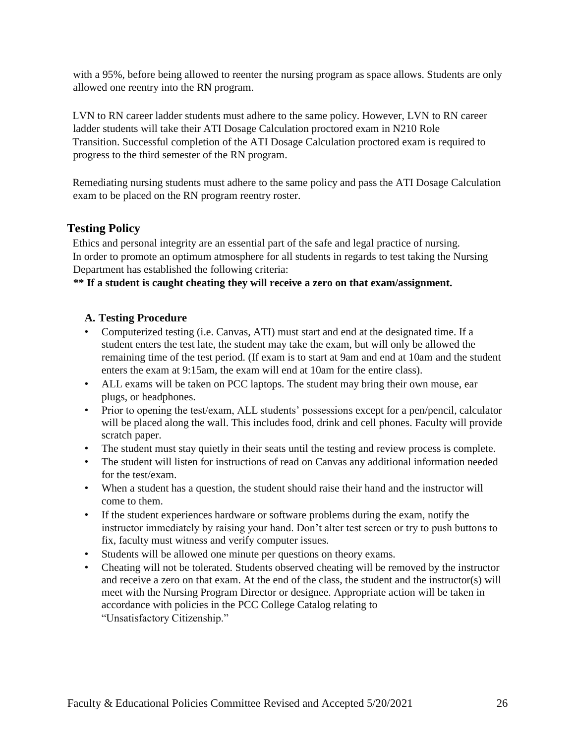with a 95%, before being allowed to reenter the nursing program as space allows. Students are only allowed one reentry into the RN program.

LVN to RN career ladder students must adhere to the same policy. However, LVN to RN career ladder students will take their ATI Dosage Calculation proctored exam in N210 Role Transition. Successful completion of the ATI Dosage Calculation proctored exam is required to progress to the third semester of the RN program.

Remediating nursing students must adhere to the same policy and pass the ATI Dosage Calculation exam to be placed on the RN program reentry roster.

## Testing Policy

Ethics and personal integrity are an essential part of the safe and legal practice of nursing. In order to promote an optimum atmosphere for all students in regards to test taking the Nursing Department has established the following criteria:

**\*\* If a student is caught cheating they will receive a zero on that exam/assignment.**

### A. Testing Procedure

- Computerized testing (i.e. Canvas, ATI) must start and end at the designated time. If a student enters the test late, the student may take the exam, but will only be allowed the remaining time of the test period. (If exam is to start at 9am and end at 10am and the student enters the exam at 9:15am, the exam will end at 10am for the entire class).
- ALL exams will be taken on PCC laptops. The student may bring their own mouse, ear plugs, or headphones.
- Prior to opening the test/exam, ALL students' possessions except for a pen/pencil, calculator will be placed along the wall. This includes food, drink and cell phones. Faculty will provide scratch paper.
- The student must stay quietly in their seats until the testing and review process is complete.
- The student will listen for instructions of read on Canvas any additional information needed for the test/exam.
- When a student has a question, the student should raise their hand and the instructor will come to them.
- If the student experiences hardware or software problems during the exam, notify the instructor immediately by raising your hand. Don't alter test screen or try to push buttons to fix, faculty must witness and verify computer issues.
- Students will be allowed one minute per questions on theory exams.
- Cheating will not be tolerated. Students observed cheating will be removed by the instructor and receive a zero on that exam. At the end of the class, the student and the instructor(s) will meet with the Nursing Program Director or designee. Appropriate action will be taken in accordance with policies in the PCC College Catalog relating to "Unsatisfactory Citizenship."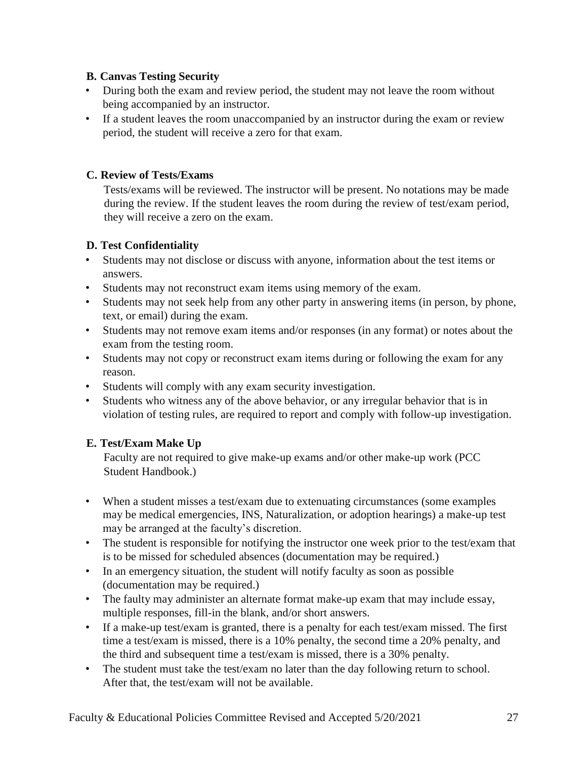### B. Canvas Testing Security

- During both the exam and review period, the student may not leave the room without being accompanied by an instructor.
- If a student leaves the room unaccompanied by an instructor during the exam or review period, the student will receive a zero for that exam.

### C. Review of Tests/Exams

Tests/exams will be reviewed. The instructor will be present. No notations may be made during the review. If the student leaves the room during the review of test/exam period, they will receive a zero on the exam.

### D. Test Confidentiality

- Students may not disclose or discuss with anyone, information about the test items or answers.
- Students may not reconstruct exam items using memory of the exam.
- Students may not seek help from any other party in answering items (in person, by phone, text, or email) during the exam.
- Students may not remove exam items and/or responses (in any format) or notes about the exam from the testing room.
- Students may not copy or reconstruct exam items during or following the exam for any reason.
- Students will comply with any exam security investigation.
- Students who witness any of the above behavior, or any irregular behavior that is in violation of testing rules, are required to report and comply with follow-up investigation.

### E. Test/Exam Make Up

Faculty are not required to give make-up exams and/or other make-up work (PCC Student Handbook.)

- When a student misses a test/exam due to extenuating circumstances (some examples may be medical emergencies, INS, Naturalization, or adoption hearings) a make-up test may be arranged at the faculty's discretion.
- The student is responsible for notifying the instructor one week prior to the test/exam that is to be missed for scheduled absences (documentation may be required.)
- In an emergency situation, the student will notify faculty as soon as possible (documentation may be required.)
- The faulty may administer an alternate format make-up exam that may include essay, multiple responses, fill-in the blank, and/or short answers.
- If a make-up test/exam is granted, there is a penalty for each test/exam missed. The first time a test/exam is missed, there is a 10% penalty, the second time a 20% penalty, and the third and subsequent time a test/exam is missed, there is a 30% penalty.
- The student must take the test/exam no later than the day following return to school. After that, the test/exam will not be available.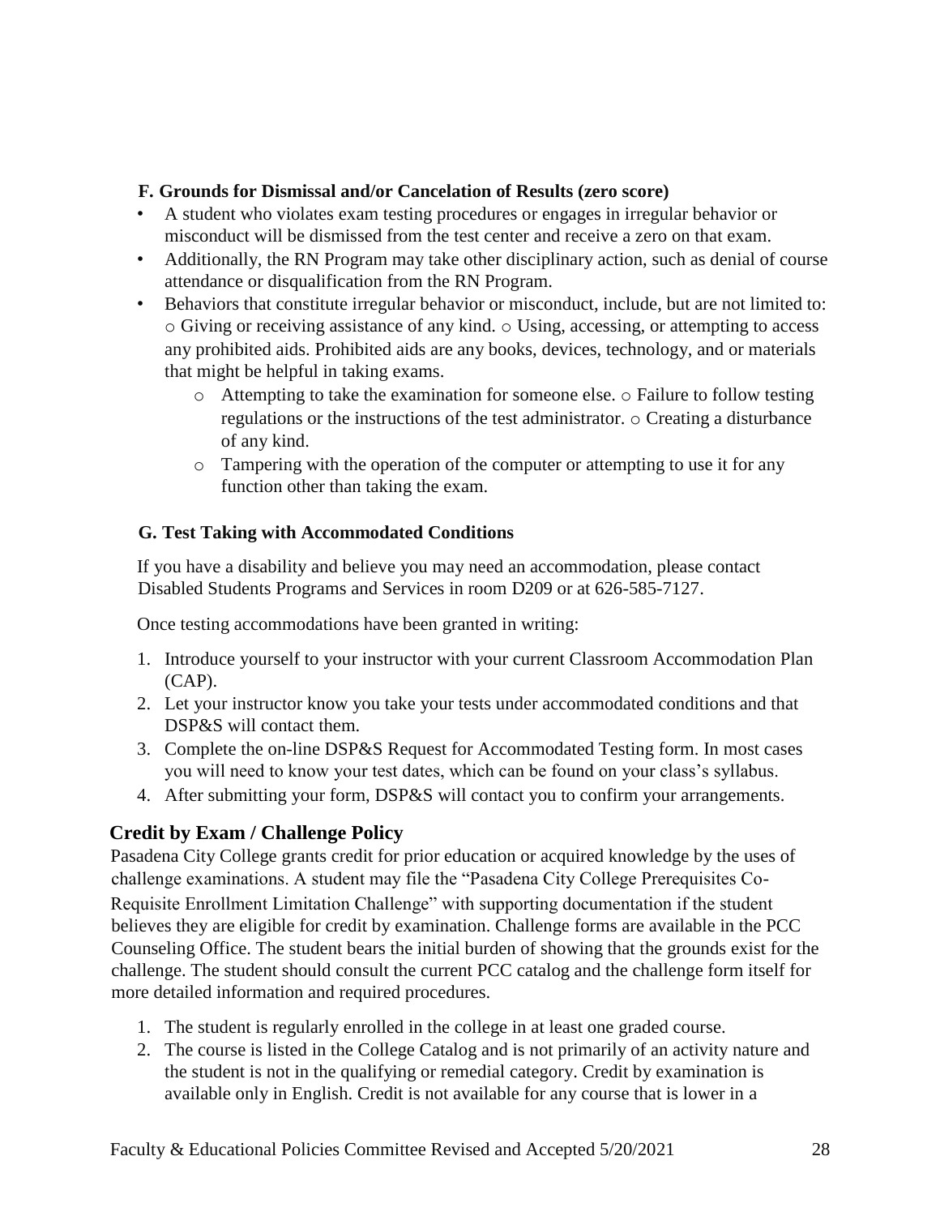### F. Grounds for Dismissal and/or Cancelation of Results (zero score)

- A student who violates exam testing procedures or engages in irregular behavior or misconduct will be dismissed from the test center and receive a zero on that exam.
- Additionally, the RN Program may take other disciplinary action, such as denial of course attendance or disqualification from the RN Program.
- Behaviors that constitute irregular behavior or misconduct, include, but are not limited to:
  - Giving or receiving assistance of any kind.
  - Using, accessing, or attempting to access any prohibited aids. Prohibited aids are any books, devices, technology, and or materials that might be helpful in taking exams.
  - Attempting to take the examination for someone else.
  - Failure to follow testing regulations or the instructions of the test administrator.
  - Creating a disturbance of any kind.
  - Tampering with the operation of the computer or attempting to use it for any function other than taking the exam.

### G. Test Taking with Accommodated Conditions

If you have a disability and believe you may need an accommodation, please contact Disabled Students Programs and Services in room D209 or at 626-585-7127.

Once testing accommodations have been granted in writing:

1. Introduce yourself to your instructor with your current Classroom Accommodation Plan (CAP).
2. Let your instructor know you take your tests under accommodated conditions and that DSP&S will contact them.
3. Complete the on-line DSP&S Request for Accommodated Testing form. In most cases you will need to know your test dates, which can be found on your class's syllabus.
4. After submitting your form, DSP&S will contact you to confirm your arrangements.

## Credit by Exam / Challenge Policy

Pasadena City College grants credit for prior education or acquired knowledge by the uses of challenge examinations. A student may file the "Pasadena City College Prerequisites Co-Requisite Enrollment Limitation Challenge" with supporting documentation if the student believes they are eligible for credit by examination. Challenge forms are available in the PCC Counseling Office. The student bears the initial burden of showing that the grounds exist for the challenge. The student should consult the current PCC catalog and the challenge form itself for more detailed information and required procedures.

1. The student is regularly enrolled in the college in at least one graded course.
2. The course is listed in the College Catalog and is not primarily of an activity nature and the student is not in the qualifying or remedial category. Credit by examination is available only in English. Credit is not available for any course that is lower in a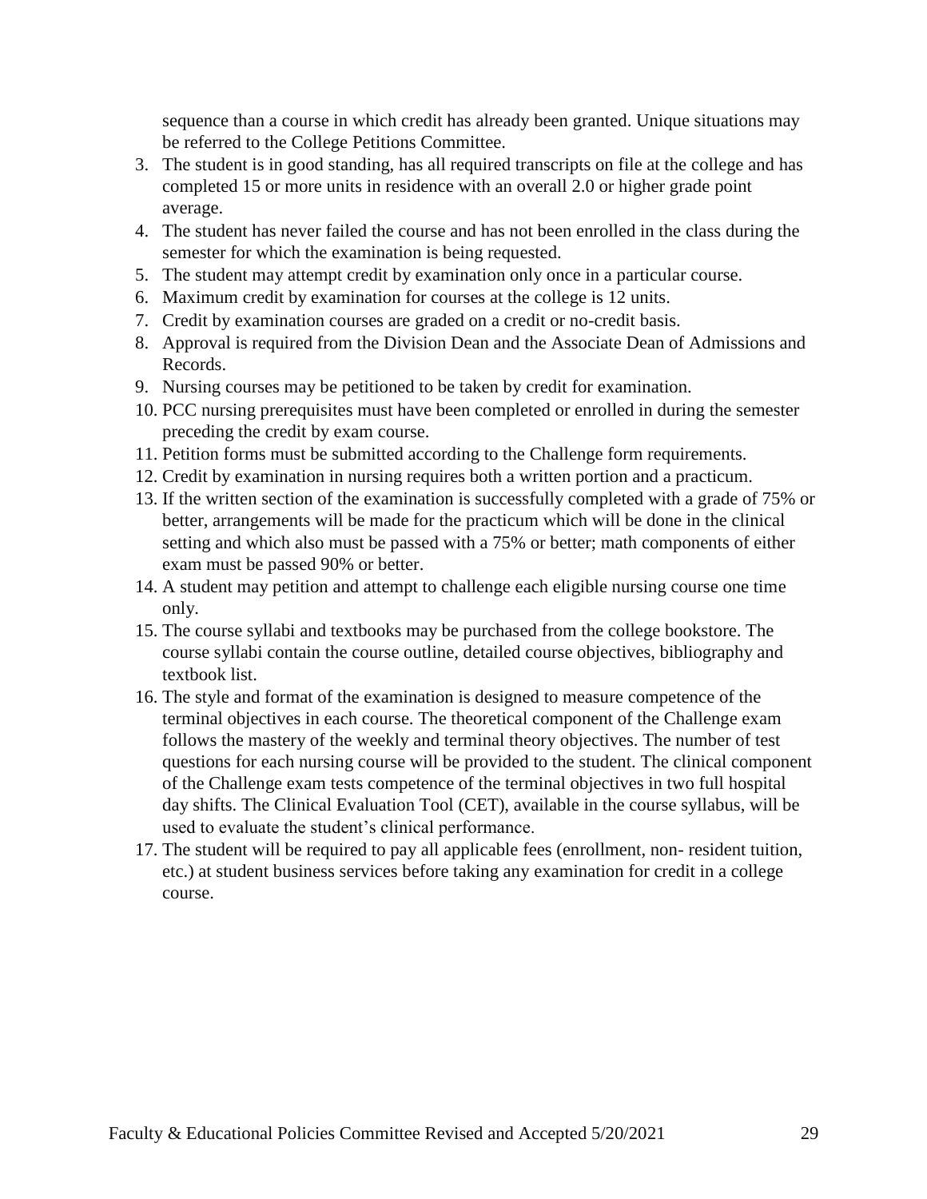sequence than a course in which credit has already been granted. Unique situations may be referred to the College Petitions Committee.

3. The student is in good standing, has all required transcripts on file at the college and has completed 15 or more units in residence with an overall 2.0 or higher grade point average.
4. The student has never failed the course and has not been enrolled in the class during the semester for which the examination is being requested.
5. The student may attempt credit by examination only once in a particular course.
6. Maximum credit by examination for courses at the college is 12 units.
7. Credit by examination courses are graded on a credit or no-credit basis.
8. Approval is required from the Division Dean and the Associate Dean of Admissions and Records.
9. Nursing courses may be petitioned to be taken by credit for examination.
10. PCC nursing prerequisites must have been completed or enrolled in during the semester preceding the credit by exam course.
11. Petition forms must be submitted according to the Challenge form requirements.
12. Credit by examination in nursing requires both a written portion and a practicum.
13. If the written section of the examination is successfully completed with a grade of 75% or better, arrangements will be made for the practicum which will be done in the clinical setting and which also must be passed with a 75% or better; math components of either exam must be passed 90% or better.
14. A student may petition and attempt to challenge each eligible nursing course one time only.
15. The course syllabi and textbooks may be purchased from the college bookstore. The course syllabi contain the course outline, detailed course objectives, bibliography and textbook list.
16. The style and format of the examination is designed to measure competence of the terminal objectives in each course. The theoretical component of the Challenge exam follows the mastery of the weekly and terminal theory objectives. The number of test questions for each nursing course will be provided to the student. The clinical component of the Challenge exam tests competence of the terminal objectives in two full hospital day shifts. The Clinical Evaluation Tool (CET), available in the course syllabus, will be used to evaluate the student's clinical performance.
17. The student will be required to pay all applicable fees (enrollment, non- resident tuition, etc.) at student business services before taking any examination for credit in a college course.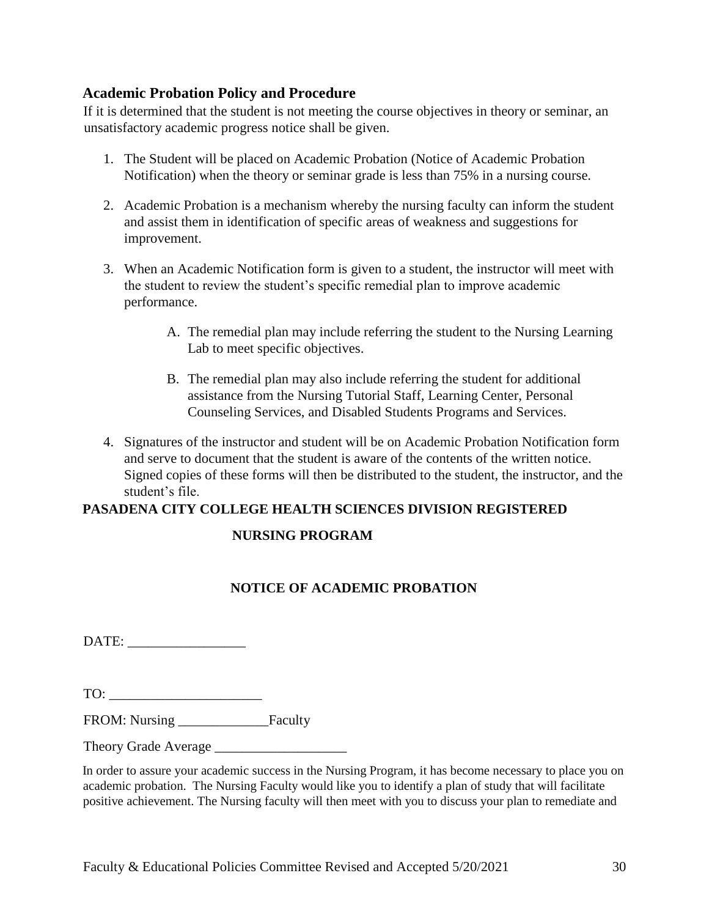## Academic Probation Policy and Procedure

If it is determined that the student is not meeting the course objectives in theory or seminar, an unsatisfactory academic progress notice shall be given.

1. The Student will be placed on Academic Probation (Notice of Academic Probation Notification) when the theory or seminar grade is less than 75% in a nursing course.
2. Academic Probation is a mechanism whereby the nursing faculty can inform the student and assist them in identification of specific areas of weakness and suggestions for improvement.
3. When an Academic Notification form is given to a student, the instructor will meet with the student to review the student's specific remedial plan to improve academic performance.
   - A. The remedial plan may include referring the student to the Nursing Learning Lab to meet specific objectives.
   - B. The remedial plan may also include referring the student for additional assistance from the Nursing Tutorial Staff, Learning Center, Personal Counseling Services, and Disabled Students Programs and Services.
4. Signatures of the instructor and student will be on Academic Probation Notification form and serve to document that the student is aware of the contents of the written notice. Signed copies of these forms will then be distributed to the student, the instructor, and the student's file.

**PASADENA CITY COLLEGE HEALTH SCIENCES DIVISION REGISTERED NURSING PROGRAM**

**NOTICE OF ACADEMIC PROBATION**

DATE: _________________

TO: ______________________

FROM: Nursing _____________Faculty

Theory Grade Average ___________________

In order to assure your academic success in the Nursing Program, it has become necessary to place you on academic probation. The Nursing Faculty would like you to identify a plan of study that will facilitate positive achievement. The Nursing faculty will then meet with you to discuss your plan to remediate and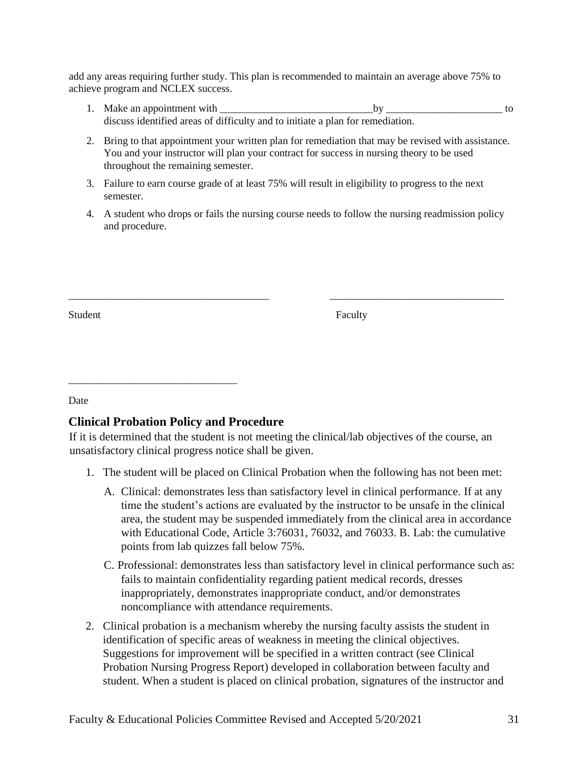add any areas requiring further study. This plan is recommended to maintain an average above 75% to achieve program and NCLEX success.

1. Make an appointment with _____________________________by ______________________ to discuss identified areas of difficulty and to initiate a plan for remediation.
2. Bring to that appointment your written plan for remediation that may be revised with assistance. You and your instructor will plan your contract for success in nursing theory to be used throughout the remaining semester.
3. Failure to earn course grade of at least 75% will result in eligibility to progress to the next semester.
4. A student who drops or fails the nursing course needs to follow the nursing readmission policy and procedure.

_____________________________________ _________________________________

Student Faculty

______________________________

Date

## Clinical Probation Policy and Procedure

If it is determined that the student is not meeting the clinical/lab objectives of the course, an unsatisfactory clinical progress notice shall be given.

1. The student will be placed on Clinical Probation when the following has not been met:
   A. Clinical: demonstrates less than satisfactory level in clinical performance. If at any time the student's actions are evaluated by the instructor to be unsafe in the clinical area, the student may be suspended immediately from the clinical area in accordance with Educational Code, Article 3:76031, 76032, and 76033. B. Lab: the cumulative points from lab quizzes fall below 75%.
   
   C. Professional: demonstrates less than satisfactory level in clinical performance such as: fails to maintain confidentiality regarding patient medical records, dresses inappropriately, demonstrates inappropriate conduct, and/or demonstrates noncompliance with attendance requirements.
2. Clinical probation is a mechanism whereby the nursing faculty assists the student in identification of specific areas of weakness in meeting the clinical objectives. Suggestions for improvement will be specified in a written contract (see Clinical Probation Nursing Progress Report) developed in collaboration between faculty and student. When a student is placed on clinical probation, signatures of the instructor and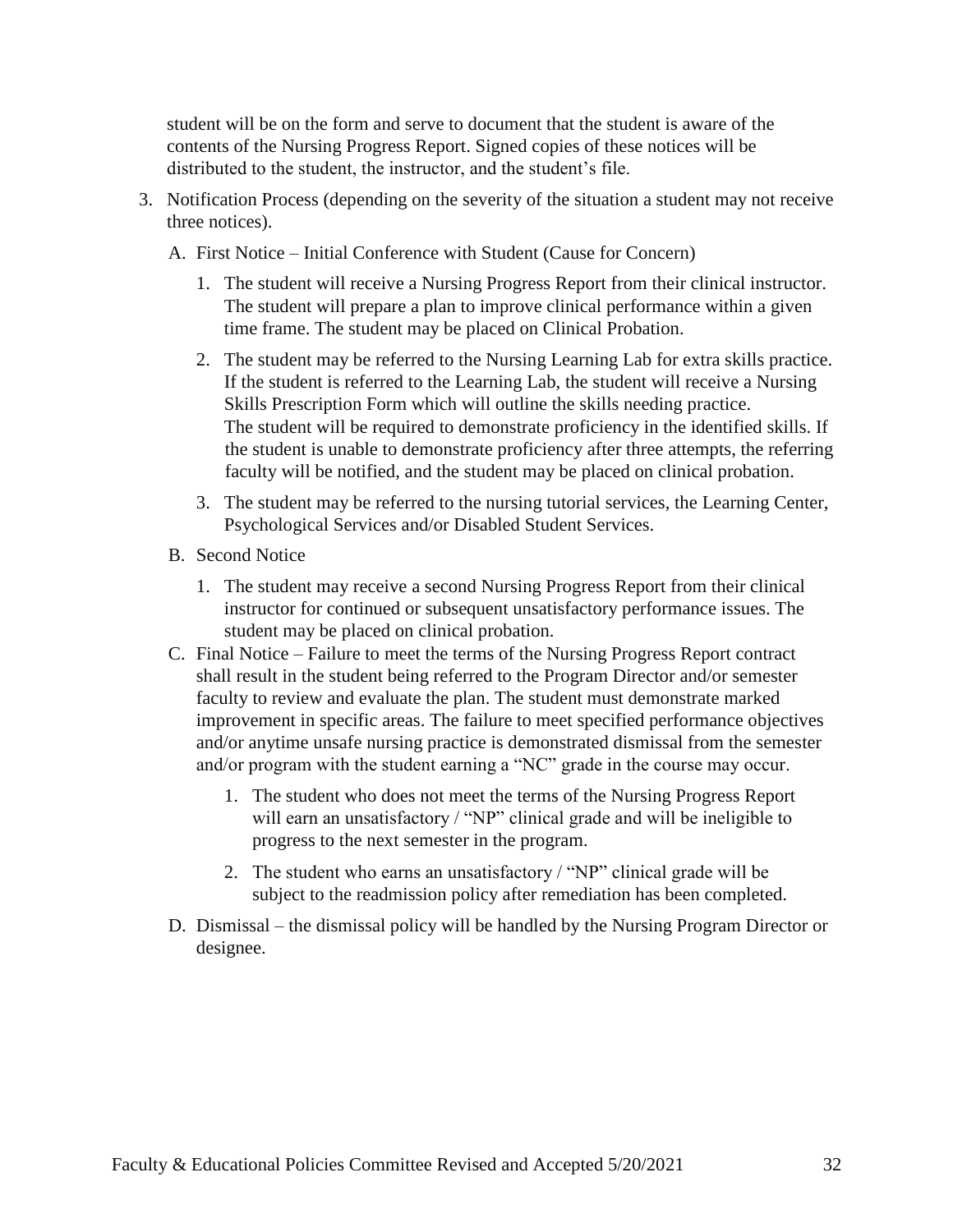student will be on the form and serve to document that the student is aware of the contents of the Nursing Progress Report. Signed copies of these notices will be distributed to the student, the instructor, and the student's file.

3. Notification Process (depending on the severity of the situation a student may not receive three notices).

   A. First Notice – Initial Conference with Student (Cause for Concern)

      1. The student will receive a Nursing Progress Report from their clinical instructor. The student will prepare a plan to improve clinical performance within a given time frame. The student may be placed on Clinical Probation.

      2. The student may be referred to the Nursing Learning Lab for extra skills practice. If the student is referred to the Learning Lab, the student will receive a Nursing Skills Prescription Form which will outline the skills needing practice. The student will be required to demonstrate proficiency in the identified skills. If the student is unable to demonstrate proficiency after three attempts, the referring faculty will be notified, and the student may be placed on clinical probation.

      3. The student may be referred to the nursing tutorial services, the Learning Center, Psychological Services and/or Disabled Student Services.

   B. Second Notice

      1. The student may receive a second Nursing Progress Report from their clinical instructor for continued or subsequent unsatisfactory performance issues. The student may be placed on clinical probation.

   C. Final Notice – Failure to meet the terms of the Nursing Progress Report contract shall result in the student being referred to the Program Director and/or semester faculty to review and evaluate the plan. The student must demonstrate marked improvement in specific areas. The failure to meet specified performance objectives and/or anytime unsafe nursing practice is demonstrated dismissal from the semester and/or program with the student earning a "NC" grade in the course may occur.

      1. The student who does not meet the terms of the Nursing Progress Report will earn an unsatisfactory / "NP" clinical grade and will be ineligible to progress to the next semester in the program.

      2. The student who earns an unsatisfactory / "NP" clinical grade will be subject to the readmission policy after remediation has been completed.

   D. Dismissal – the dismissal policy will be handled by the Nursing Program Director or designee.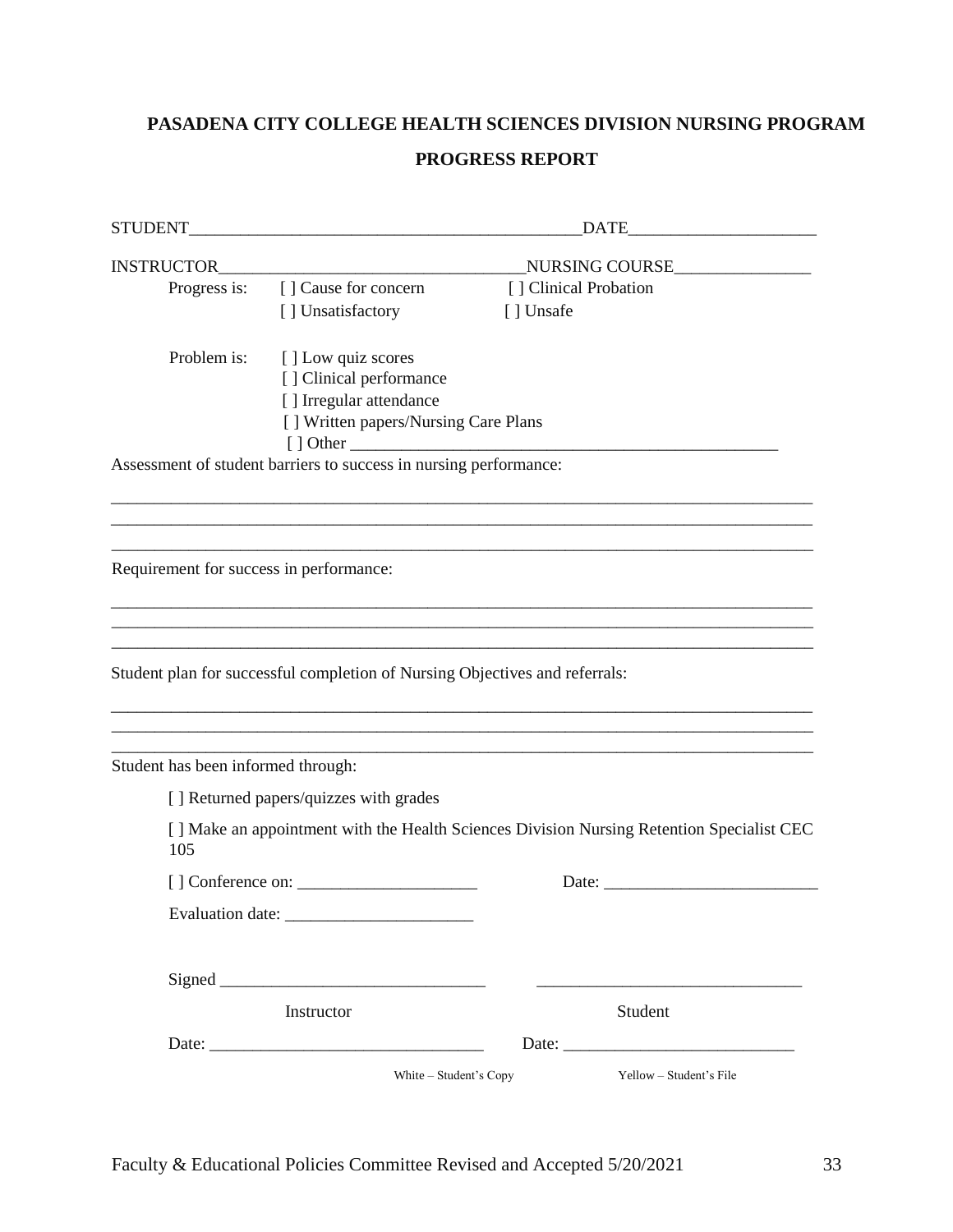**PASADENA CITY COLLEGE HEALTH SCIENCES DIVISION NURSING PROGRAM**

**PROGRESS REPORT**

STUDENT_______________________________________________DATE_____________________

INSTRUCTOR___________________________________NURSING COURSE________________

Progress is: [ ] Cause for concern [ ] Clinical Probation

[ ] Unsatisfactory [ ] Unsafe

Problem is: [ ] Low quiz scores

[ ] Clinical performance

[ ] Irregular attendance

[ ] Written papers/Nursing Care Plans

[ ] Other ____________________________________________________

Assessment of student barriers to success in nursing performance:

_____________________________________________________________________________________

_____________________________________________________________________________________

_____________________________________________________________________________________

Requirement for success in performance:

_____________________________________________________________________________________

_____________________________________________________________________________________

_____________________________________________________________________________________

Student plan for successful completion of Nursing Objectives and referrals:

_____________________________________________________________________________________

_____________________________________________________________________________________

_____________________________________________________________________________________

Student has been informed through:

[ ] Returned papers/quizzes with grades

[ ] Make an appointment with the Health Sciences Division Nursing Retention Specialist CEC 105

[ ] Conference on: _____________________ Date: _________________________

Evaluation date: ______________________

Signed _______________________________ _______________________________

Instructor Student

Date: ________________________________ Date: ___________________________

White – Student's Copy Yellow – Student's File

Faculty & Educational Policies Committee Revised and Accepted 5/20/2021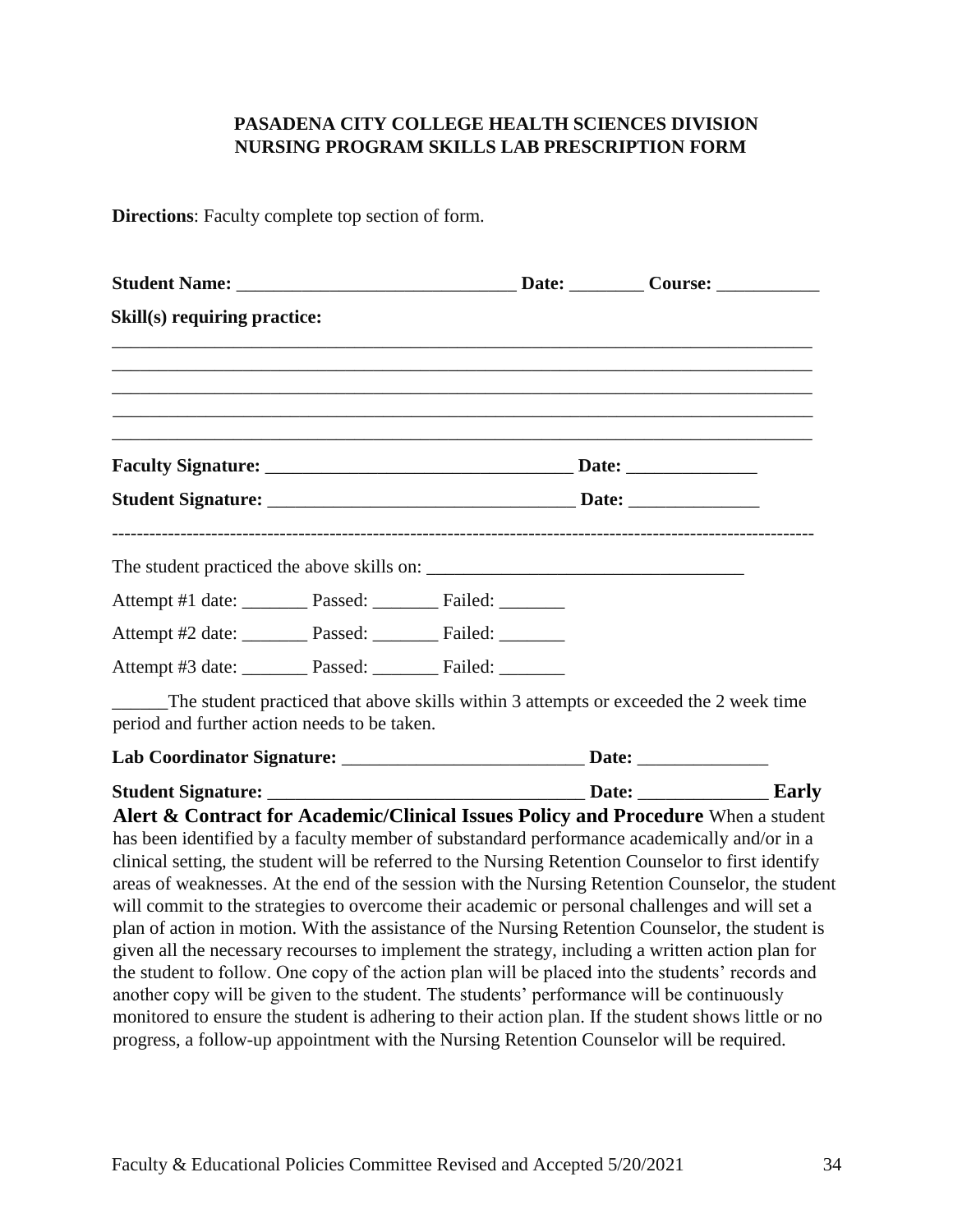**PASADENA CITY COLLEGE HEALTH SCIENCES DIVISION**
**NURSING PROGRAM SKILLS LAB PRESCRIPTION FORM**

**Directions**: Faculty complete top section of form.

**Student Name:** ______________________________ **Date:** ________ **Course:** ___________

**Skill(s) requiring practice:**

______________________________________________________________________________
______________________________________________________________________________
______________________________________________________________________________
______________________________________________________________________________
______________________________________________________________________________

**Faculty Signature:** _________________________________ **Date:** ______________

**Student Signature:** _________________________________ **Date:** ______________

---

The student practiced the above skills on: __________________________________

Attempt #1 date: _______ Passed: _______ Failed: _______

Attempt #2 date: _______ Passed: _______ Failed: _______

Attempt #3 date: _______ Passed: _______ Failed: _______

______The student practiced that above skills within 3 attempts or exceeded the 2 week time period and further action needs to be taken.

**Lab Coordinator Signature:** __________________________ **Date:** ______________

**Student Signature:** _________________________________ **Date:** ______________

**Early Alert & Contract for Academic/Clinical Issues Policy and Procedure** When a student has been identified by a faculty member of substandard performance academically and/or in a clinical setting, the student will be referred to the Nursing Retention Counselor to first identify areas of weaknesses. At the end of the session with the Nursing Retention Counselor, the student will commit to the strategies to overcome their academic or personal challenges and will set a plan of action in motion. With the assistance of the Nursing Retention Counselor, the student is given all the necessary recourses to implement the strategy, including a written action plan for the student to follow. One copy of the action plan will be placed into the students' records and another copy will be given to the student. The students' performance will be continuously monitored to ensure the student is adhering to their action plan. If the student shows little or no progress, a follow-up appointment with the Nursing Retention Counselor will be required.

Faculty & Educational Policies Committee Revised and Accepted 5/20/2021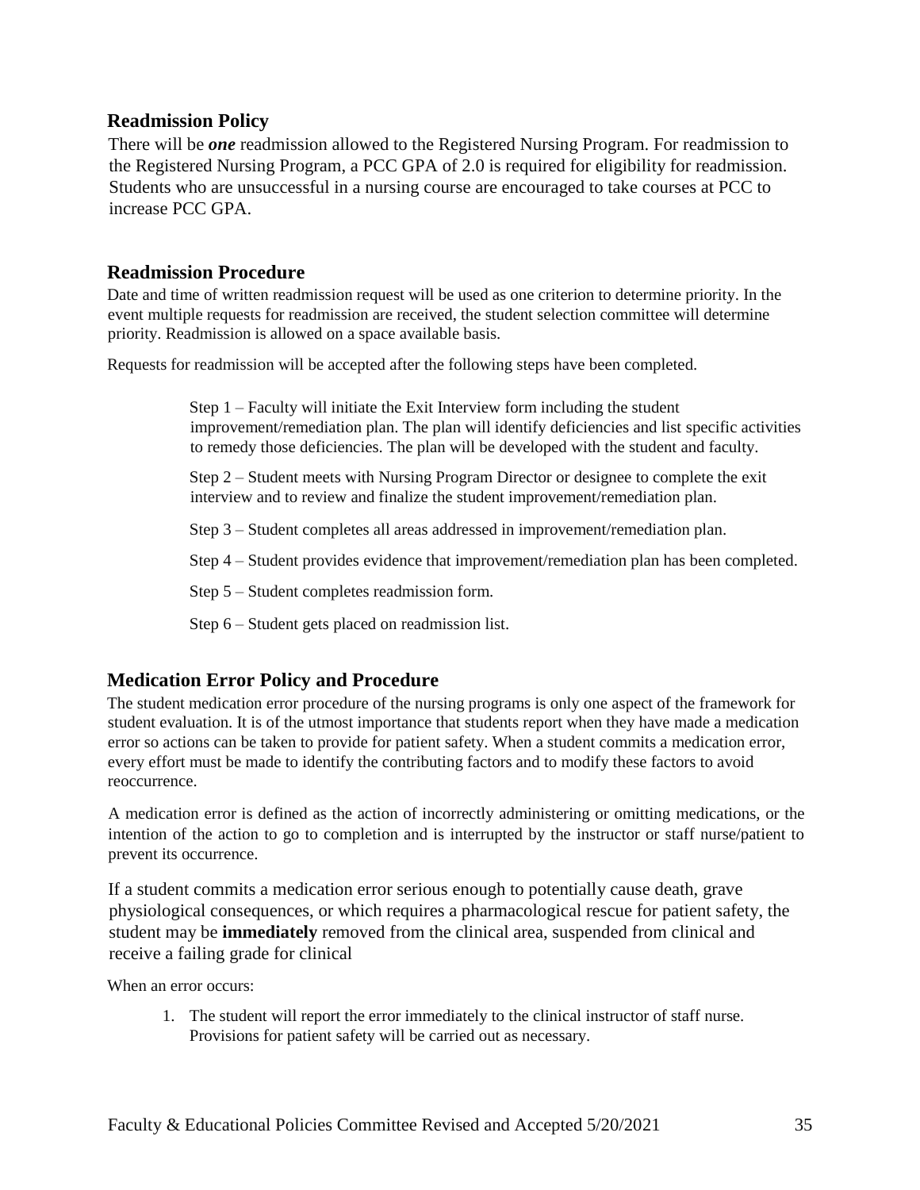## Readmission Policy

There will be ***one*** readmission allowed to the Registered Nursing Program. For readmission to the Registered Nursing Program, a PCC GPA of 2.0 is required for eligibility for readmission. Students who are unsuccessful in a nursing course are encouraged to take courses at PCC to increase PCC GPA.

## Readmission Procedure

Date and time of written readmission request will be used as one criterion to determine priority. In the event multiple requests for readmission are received, the student selection committee will determine priority. Readmission is allowed on a space available basis.

Requests for readmission will be accepted after the following steps have been completed.

Step 1 – Faculty will initiate the Exit Interview form including the student improvement/remediation plan. The plan will identify deficiencies and list specific activities to remedy those deficiencies. The plan will be developed with the student and faculty.

Step 2 – Student meets with Nursing Program Director or designee to complete the exit interview and to review and finalize the student improvement/remediation plan.

Step 3 – Student completes all areas addressed in improvement/remediation plan.

Step 4 – Student provides evidence that improvement/remediation plan has been completed.

Step 5 – Student completes readmission form.

Step 6 – Student gets placed on readmission list.

## Medication Error Policy and Procedure

The student medication error procedure of the nursing programs is only one aspect of the framework for student evaluation. It is of the utmost importance that students report when they have made a medication error so actions can be taken to provide for patient safety. When a student commits a medication error, every effort must be made to identify the contributing factors and to modify these factors to avoid reoccurrence.

A medication error is defined as the action of incorrectly administering or omitting medications, or the intention of the action to go to completion and is interrupted by the instructor or staff nurse/patient to prevent its occurrence.

If a student commits a medication error serious enough to potentially cause death, grave physiological consequences, or which requires a pharmacological rescue for patient safety, the student may be **immediately** removed from the clinical area, suspended from clinical and receive a failing grade for clinical

When an error occurs:

1. The student will report the error immediately to the clinical instructor of staff nurse. Provisions for patient safety will be carried out as necessary.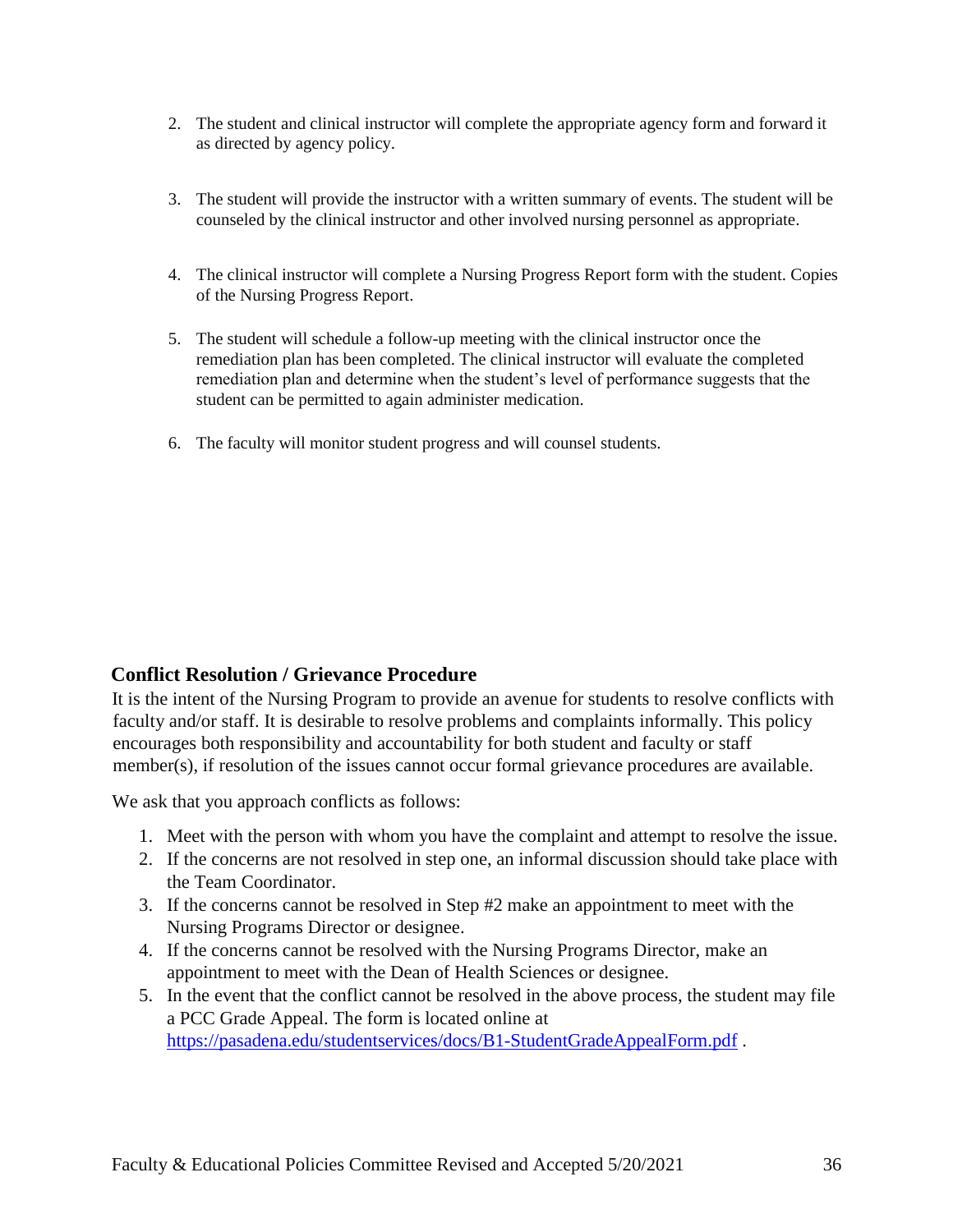2. The student and clinical instructor will complete the appropriate agency form and forward it as directed by agency policy.

3. The student will provide the instructor with a written summary of events. The student will be counseled by the clinical instructor and other involved nursing personnel as appropriate.

4. The clinical instructor will complete a Nursing Progress Report form with the student. Copies of the Nursing Progress Report.

5. The student will schedule a follow-up meeting with the clinical instructor once the remediation plan has been completed. The clinical instructor will evaluate the completed remediation plan and determine when the student's level of performance suggests that the student can be permitted to again administer medication.

6. The faculty will monitor student progress and will counsel students.

## Conflict Resolution / Grievance Procedure

It is the intent of the Nursing Program to provide an avenue for students to resolve conflicts with faculty and/or staff. It is desirable to resolve problems and complaints informally. This policy encourages both responsibility and accountability for both student and faculty or staff member(s), if resolution of the issues cannot occur formal grievance procedures are available.

We ask that you approach conflicts as follows:

1. Meet with the person with whom you have the complaint and attempt to resolve the issue.
2. If the concerns are not resolved in step one, an informal discussion should take place with the Team Coordinator.
3. If the concerns cannot be resolved in Step #2 make an appointment to meet with the Nursing Programs Director or designee.
4. If the concerns cannot be resolved with the Nursing Programs Director, make an appointment to meet with the Dean of Health Sciences or designee.
5. In the event that the conflict cannot be resolved in the above process, the student may file a PCC Grade Appeal. The form is located online at https://pasadena.edu/studentservices/docs/B1-StudentGradeAppealForm.pdf .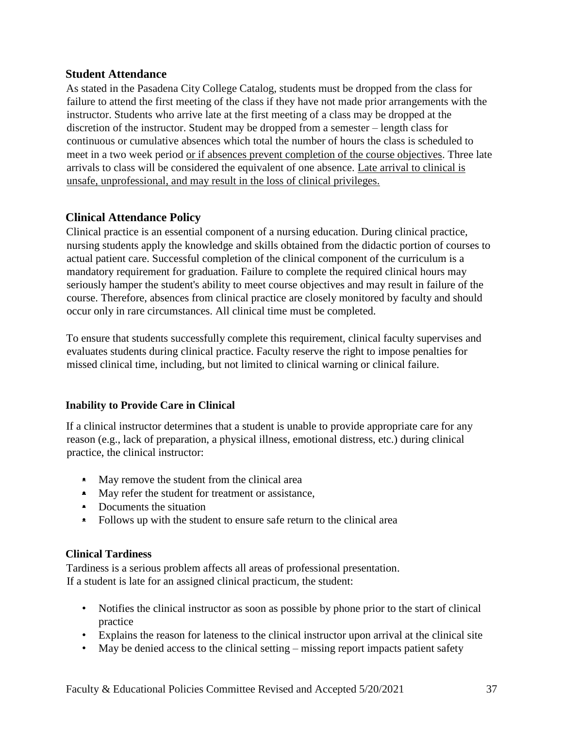## Student Attendance

As stated in the Pasadena City College Catalog, students must be dropped from the class for failure to attend the first meeting of the class if they have not made prior arrangements with the instructor. Students who arrive late at the first meeting of a class may be dropped at the discretion of the instructor. Student may be dropped from a semester – length class for continuous or cumulative absences which total the number of hours the class is scheduled to meet in a two week period <u>or if absences prevent completion of the course objectives</u>. Three late arrivals to class will be considered the equivalent of one absence. <u>Late arrival to clinical is unsafe, unprofessional, and may result in the loss of clinical privileges.</u>

## Clinical Attendance Policy

Clinical practice is an essential component of a nursing education. During clinical practice, nursing students apply the knowledge and skills obtained from the didactic portion of courses to actual patient care. Successful completion of the clinical component of the curriculum is a mandatory requirement for graduation. Failure to complete the required clinical hours may seriously hamper the student's ability to meet course objectives and may result in failure of the course. Therefore, absences from clinical practice are closely monitored by faculty and should occur only in rare circumstances. All clinical time must be completed.

To ensure that students successfully complete this requirement, clinical faculty supervises and evaluates students during clinical practice. Faculty reserve the right to impose penalties for missed clinical time, including, but not limited to clinical warning or clinical failure.

### Inability to Provide Care in Clinical

If a clinical instructor determines that a student is unable to provide appropriate care for any reason (e.g., lack of preparation, a physical illness, emotional distress, etc.) during clinical practice, the clinical instructor:

- May remove the student from the clinical area
- May refer the student for treatment or assistance,
- Documents the situation
- Follows up with the student to ensure safe return to the clinical area

### Clinical Tardiness

Tardiness is a serious problem affects all areas of professional presentation.
If a student is late for an assigned clinical practicum, the student:

- Notifies the clinical instructor as soon as possible by phone prior to the start of clinical practice
- Explains the reason for lateness to the clinical instructor upon arrival at the clinical site
- May be denied access to the clinical setting – missing report impacts patient safety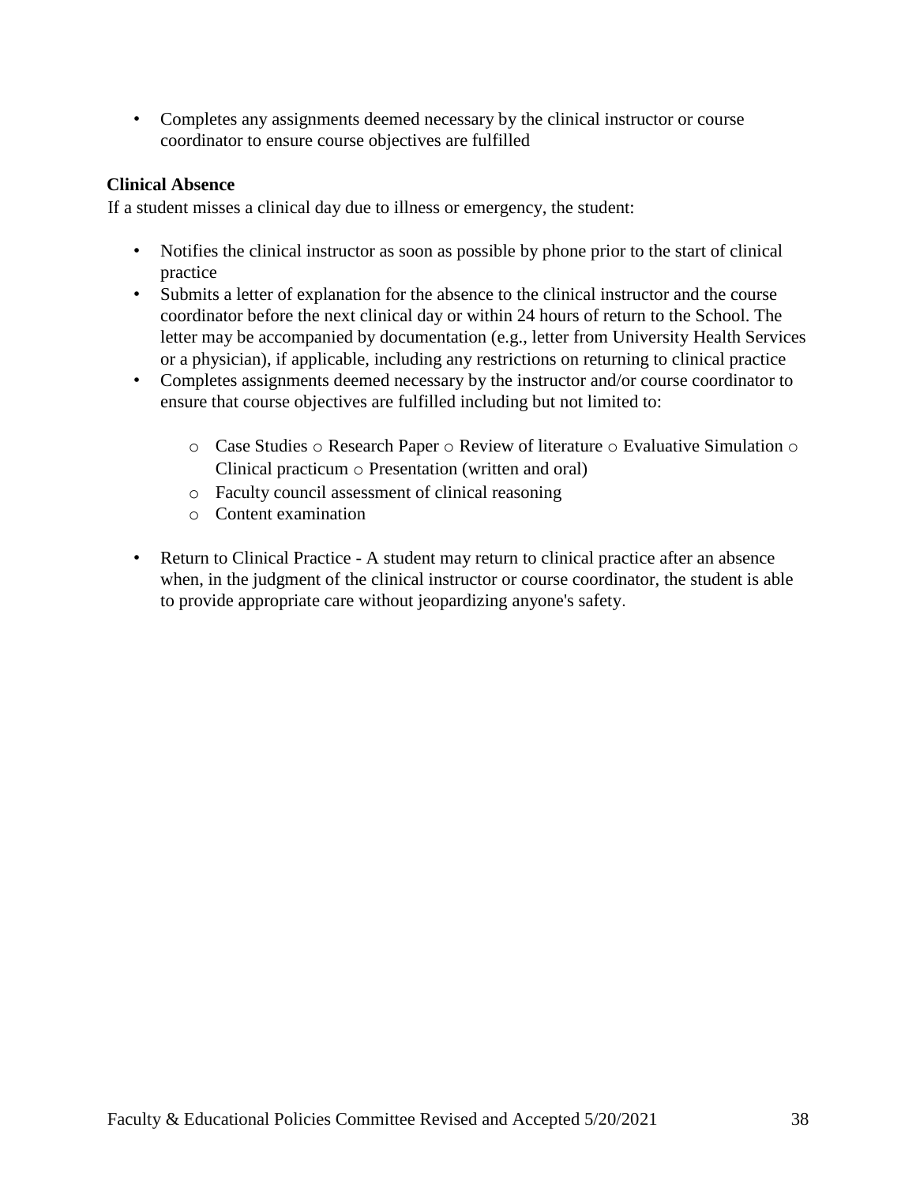- Completes any assignments deemed necessary by the clinical instructor or course coordinator to ensure course objectives are fulfilled

**Clinical Absence**

If a student misses a clinical day due to illness or emergency, the student:

- Notifies the clinical instructor as soon as possible by phone prior to the start of clinical practice
- Submits a letter of explanation for the absence to the clinical instructor and the course coordinator before the next clinical day or within 24 hours of return to the School. The letter may be accompanied by documentation (e.g., letter from University Health Services or a physician), if applicable, including any restrictions on returning to clinical practice
- Completes assignments deemed necessary by the instructor and/or course coordinator to ensure that course objectives are fulfilled including but not limited to:
    - Case Studies
    - Research Paper
    - Review of literature
    - Evaluative Simulation
    - Clinical practicum
    - Presentation (written and oral)
    - Faculty council assessment of clinical reasoning
    - Content examination
- Return to Clinical Practice - A student may return to clinical practice after an absence when, in the judgment of the clinical instructor or course coordinator, the student is able to provide appropriate care without jeopardizing anyone's safety.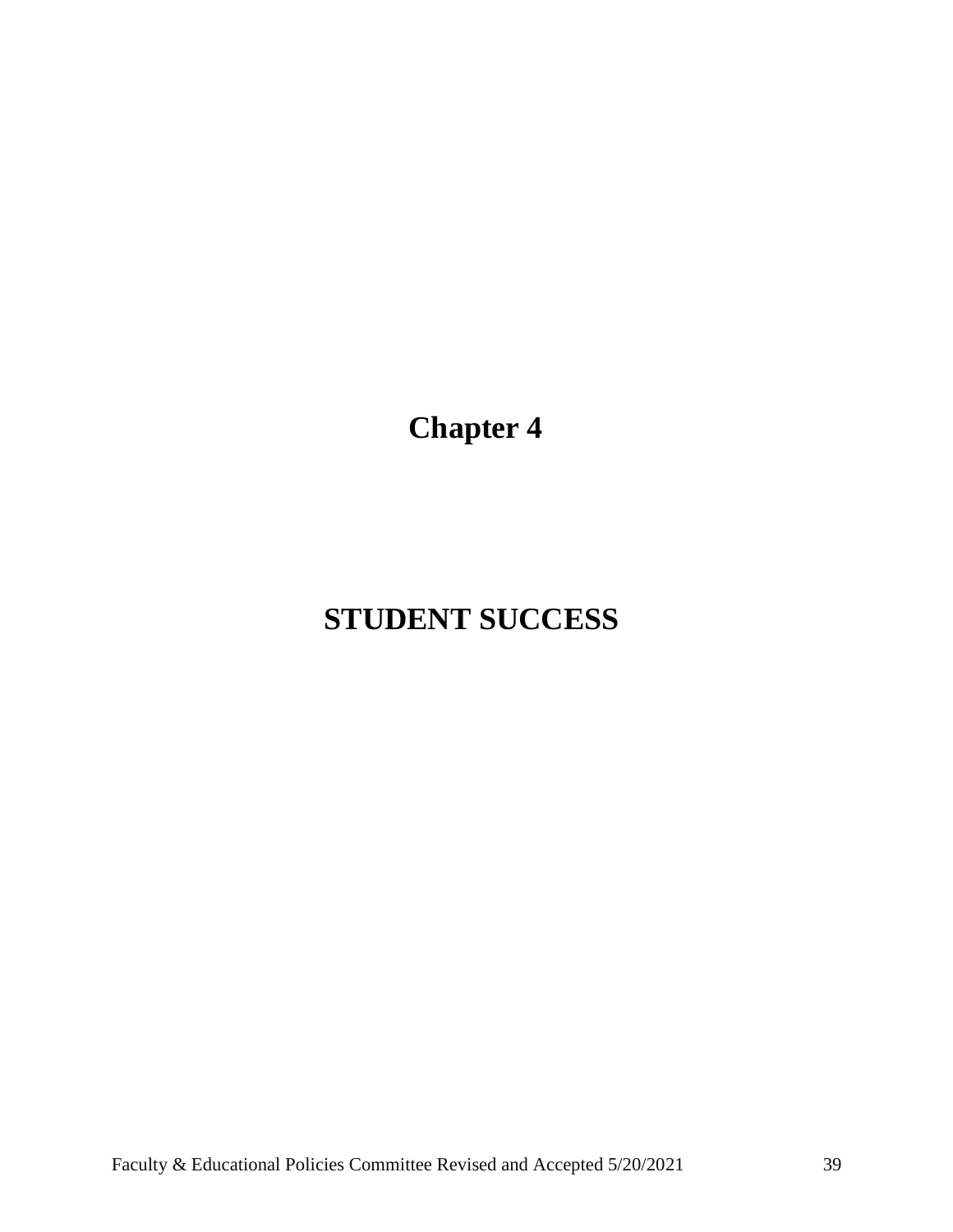# Chapter 4

# STUDENT SUCCESS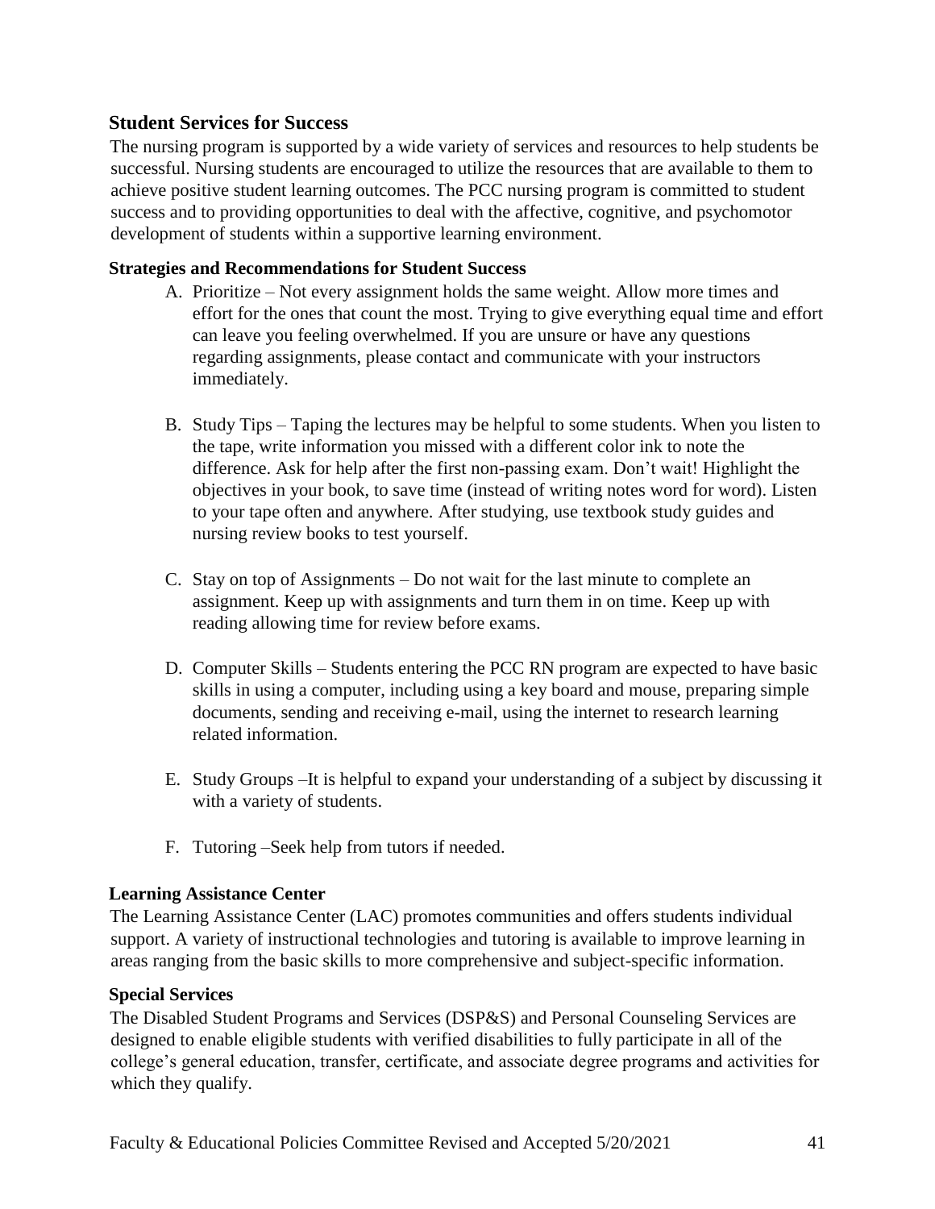## Student Services for Success

The nursing program is supported by a wide variety of services and resources to help students be successful. Nursing students are encouraged to utilize the resources that are available to them to achieve positive student learning outcomes. The PCC nursing program is committed to student success and to providing opportunities to deal with the affective, cognitive, and psychomotor development of students within a supportive learning environment.

### Strategies and Recommendations for Student Success

A. Prioritize – Not every assignment holds the same weight. Allow more times and effort for the ones that count the most. Trying to give everything equal time and effort can leave you feeling overwhelmed. If you are unsure or have any questions regarding assignments, please contact and communicate with your instructors immediately.

B. Study Tips – Taping the lectures may be helpful to some students. When you listen to the tape, write information you missed with a different color ink to note the difference. Ask for help after the first non-passing exam. Don't wait! Highlight the objectives in your book, to save time (instead of writing notes word for word). Listen to your tape often and anywhere. After studying, use textbook study guides and nursing review books to test yourself.

C. Stay on top of Assignments – Do not wait for the last minute to complete an assignment. Keep up with assignments and turn them in on time. Keep up with reading allowing time for review before exams.

D. Computer Skills – Students entering the PCC RN program are expected to have basic skills in using a computer, including using a key board and mouse, preparing simple documents, sending and receiving e-mail, using the internet to research learning related information.

E. Study Groups –It is helpful to expand your understanding of a subject by discussing it with a variety of students.

F. Tutoring –Seek help from tutors if needed.

### Learning Assistance Center

The Learning Assistance Center (LAC) promotes communities and offers students individual support. A variety of instructional technologies and tutoring is available to improve learning in areas ranging from the basic skills to more comprehensive and subject-specific information.

### Special Services

The Disabled Student Programs and Services (DSP&S) and Personal Counseling Services are designed to enable eligible students with verified disabilities to fully participate in all of the college's general education, transfer, certificate, and associate degree programs and activities for which they qualify.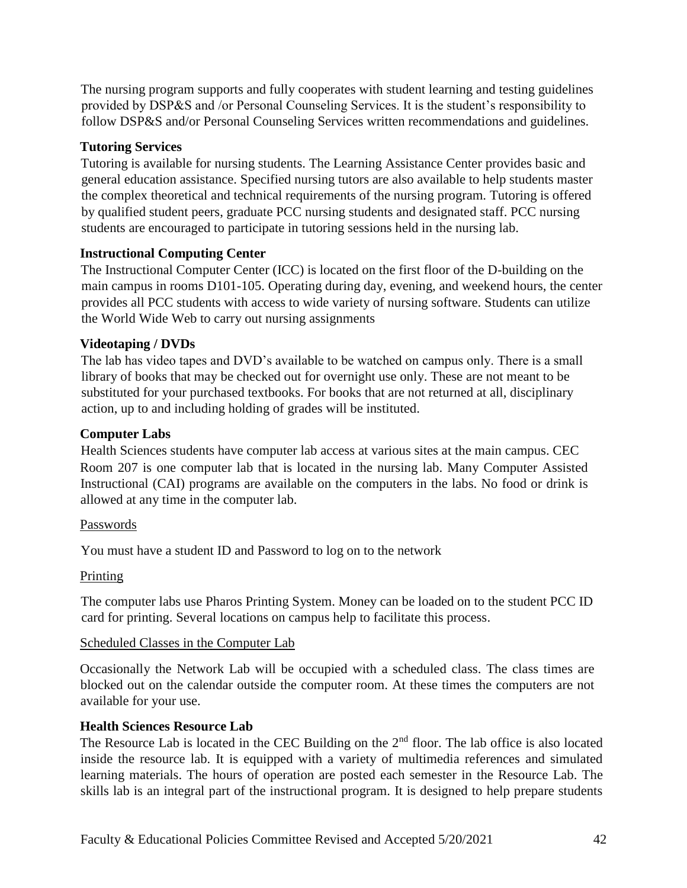The nursing program supports and fully cooperates with student learning and testing guidelines provided by DSP&S and /or Personal Counseling Services. It is the student's responsibility to follow DSP&S and/or Personal Counseling Services written recommendations and guidelines.

### Tutoring Services

Tutoring is available for nursing students. The Learning Assistance Center provides basic and general education assistance. Specified nursing tutors are also available to help students master the complex theoretical and technical requirements of the nursing program. Tutoring is offered by qualified student peers, graduate PCC nursing students and designated staff. PCC nursing students are encouraged to participate in tutoring sessions held in the nursing lab.

### Instructional Computing Center

The Instructional Computer Center (ICC) is located on the first floor of the D-building on the main campus in rooms D101-105. Operating during day, evening, and weekend hours, the center provides all PCC students with access to wide variety of nursing software. Students can utilize the World Wide Web to carry out nursing assignments

### Videotaping / DVDs

The lab has video tapes and DVD's available to be watched on campus only. There is a small library of books that may be checked out for overnight use only. These are not meant to be substituted for your purchased textbooks. For books that are not returned at all, disciplinary action, up to and including holding of grades will be instituted.

### Computer Labs

Health Sciences students have computer lab access at various sites at the main campus. CEC Room 207 is one computer lab that is located in the nursing lab. Many Computer Assisted Instructional (CAI) programs are available on the computers in the labs. No food or drink is allowed at any time in the computer lab.

Passwords

You must have a student ID and Password to log on to the network

Printing

The computer labs use Pharos Printing System. Money can be loaded on to the student PCC ID card for printing. Several locations on campus help to facilitate this process.

Scheduled Classes in the Computer Lab

Occasionally the Network Lab will be occupied with a scheduled class. The class times are blocked out on the calendar outside the computer room. At these times the computers are not available for your use.

### Health Sciences Resource Lab

The Resource Lab is located in the CEC Building on the 2nd floor. The lab office is also located inside the resource lab. It is equipped with a variety of multimedia references and simulated learning materials. The hours of operation are posted each semester in the Resource Lab. The skills lab is an integral part of the instructional program. It is designed to help prepare students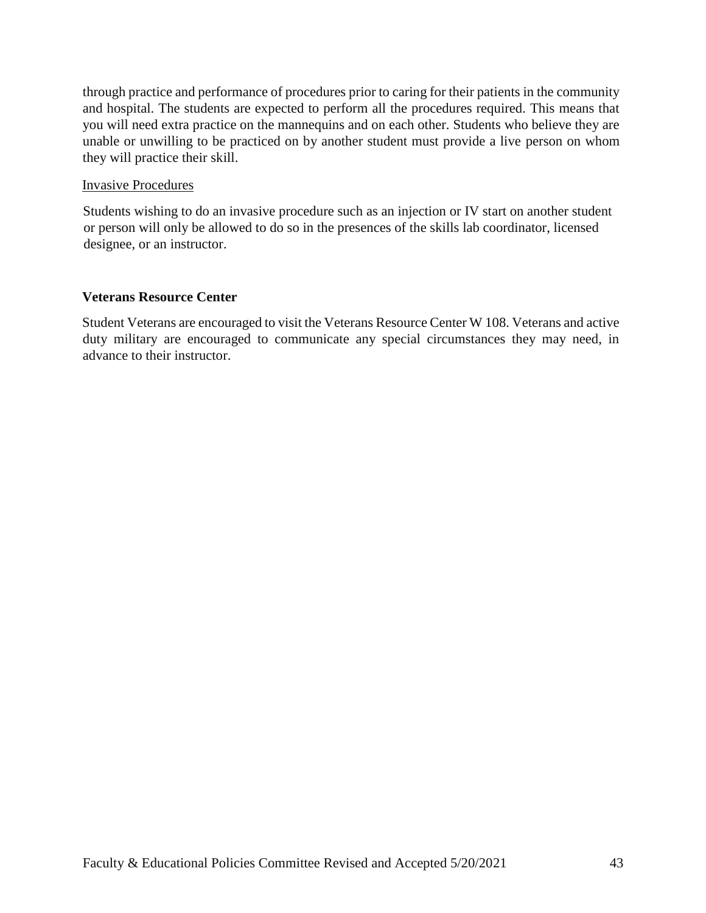through practice and performance of procedures prior to caring for their patients in the community and hospital. The students are expected to perform all the procedures required. This means that you will need extra practice on the mannequins and on each other. Students who believe they are unable or unwilling to be practiced on by another student must provide a live person on whom they will practice their skill.

<u>Invasive Procedures</u>

Students wishing to do an invasive procedure such as an injection or IV start on another student or person will only be allowed to do so in the presences of the skills lab coordinator, licensed designee, or an instructor.

**Veterans Resource Center**

Student Veterans are encouraged to visit the Veterans Resource Center W 108. Veterans and active duty military are encouraged to communicate any special circumstances they may need, in advance to their instructor.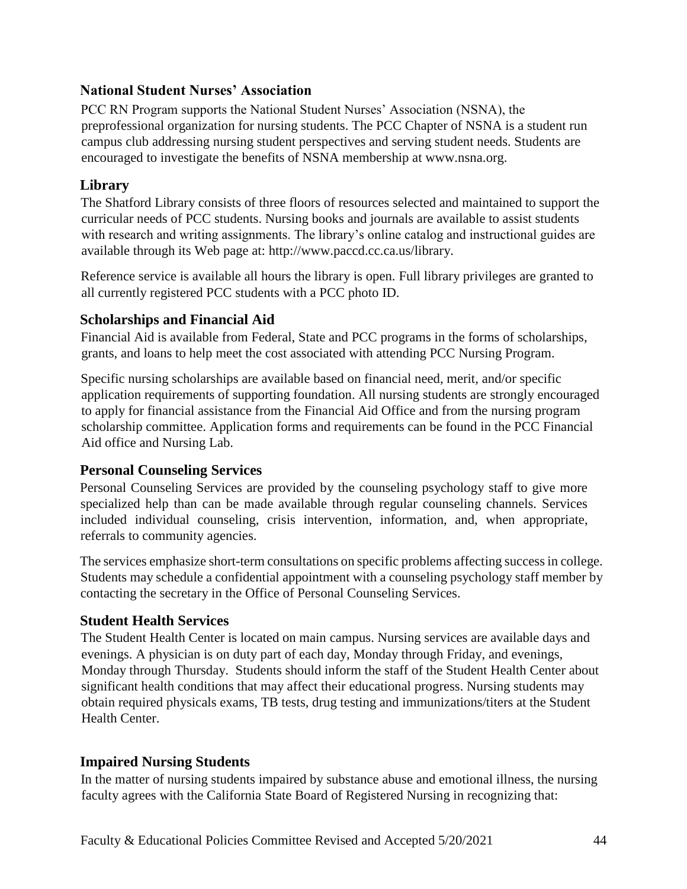## National Student Nurses' Association

PCC RN Program supports the National Student Nurses' Association (NSNA), the preprofessional organization for nursing students. The PCC Chapter of NSNA is a student run campus club addressing nursing student perspectives and serving student needs. Students are encouraged to investigate the benefits of NSNA membership at www.nsna.org.

## Library

The Shatford Library consists of three floors of resources selected and maintained to support the curricular needs of PCC students. Nursing books and journals are available to assist students with research and writing assignments. The library's online catalog and instructional guides are available through its Web page at: http://www.paccd.cc.ca.us/library.

Reference service is available all hours the library is open. Full library privileges are granted to all currently registered PCC students with a PCC photo ID.

## Scholarships and Financial Aid

Financial Aid is available from Federal, State and PCC programs in the forms of scholarships, grants, and loans to help meet the cost associated with attending PCC Nursing Program.

Specific nursing scholarships are available based on financial need, merit, and/or specific application requirements of supporting foundation. All nursing students are strongly encouraged to apply for financial assistance from the Financial Aid Office and from the nursing program scholarship committee. Application forms and requirements can be found in the PCC Financial Aid office and Nursing Lab.

## Personal Counseling Services

Personal Counseling Services are provided by the counseling psychology staff to give more specialized help than can be made available through regular counseling channels. Services included individual counseling, crisis intervention, information, and, when appropriate, referrals to community agencies.

The services emphasize short-term consultations on specific problems affecting success in college. Students may schedule a confidential appointment with a counseling psychology staff member by contacting the secretary in the Office of Personal Counseling Services.

## Student Health Services

The Student Health Center is located on main campus. Nursing services are available days and evenings. A physician is on duty part of each day, Monday through Friday, and evenings, Monday through Thursday. Students should inform the staff of the Student Health Center about significant health conditions that may affect their educational progress. Nursing students may obtain required physicals exams, TB tests, drug testing and immunizations/titers at the Student Health Center.

## Impaired Nursing Students

In the matter of nursing students impaired by substance abuse and emotional illness, the nursing faculty agrees with the California State Board of Registered Nursing in recognizing that: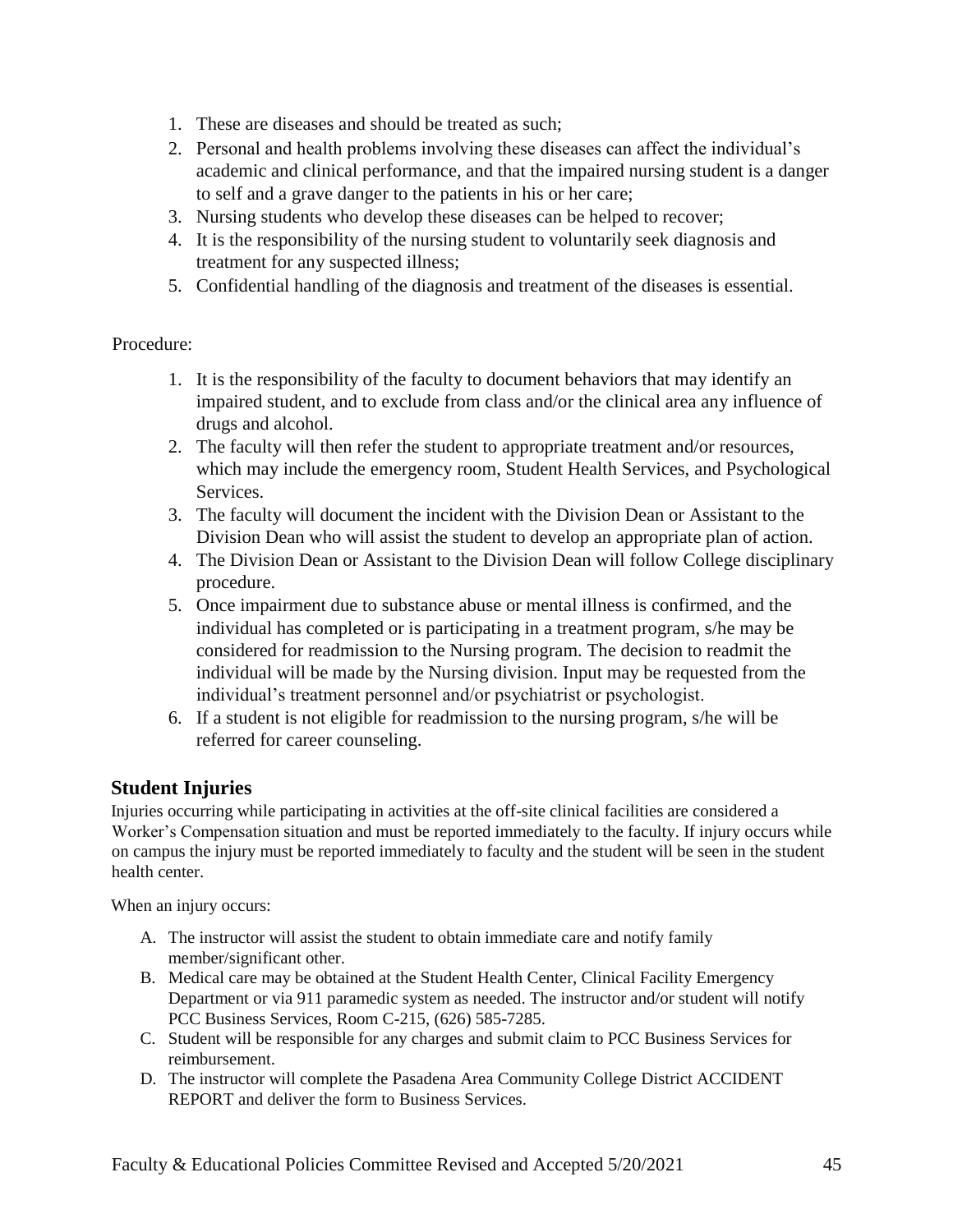1. These are diseases and should be treated as such;
2. Personal and health problems involving these diseases can affect the individual's academic and clinical performance, and that the impaired nursing student is a danger to self and a grave danger to the patients in his or her care;
3. Nursing students who develop these diseases can be helped to recover;
4. It is the responsibility of the nursing student to voluntarily seek diagnosis and treatment for any suspected illness;
5. Confidential handling of the diagnosis and treatment of the diseases is essential.

Procedure:

1. It is the responsibility of the faculty to document behaviors that may identify an impaired student, and to exclude from class and/or the clinical area any influence of drugs and alcohol.
2. The faculty will then refer the student to appropriate treatment and/or resources, which may include the emergency room, Student Health Services, and Psychological Services.
3. The faculty will document the incident with the Division Dean or Assistant to the Division Dean who will assist the student to develop an appropriate plan of action.
4. The Division Dean or Assistant to the Division Dean will follow College disciplinary procedure.
5. Once impairment due to substance abuse or mental illness is confirmed, and the individual has completed or is participating in a treatment program, s/he may be considered for readmission to the Nursing program. The decision to readmit the individual will be made by the Nursing division. Input may be requested from the individual's treatment personnel and/or psychiatrist or psychologist.
6. If a student is not eligible for readmission to the nursing program, s/he will be referred for career counseling.

## Student Injuries

Injuries occurring while participating in activities at the off-site clinical facilities are considered a Worker's Compensation situation and must be reported immediately to the faculty. If injury occurs while on campus the injury must be reported immediately to faculty and the student will be seen in the student health center.

When an injury occurs:

A. The instructor will assist the student to obtain immediate care and notify family member/significant other.
B. Medical care may be obtained at the Student Health Center, Clinical Facility Emergency Department or via 911 paramedic system as needed. The instructor and/or student will notify PCC Business Services, Room C-215, (626) 585-7285.
C. Student will be responsible for any charges and submit claim to PCC Business Services for reimbursement.
D. The instructor will complete the Pasadena Area Community College District ACCIDENT REPORT and deliver the form to Business Services.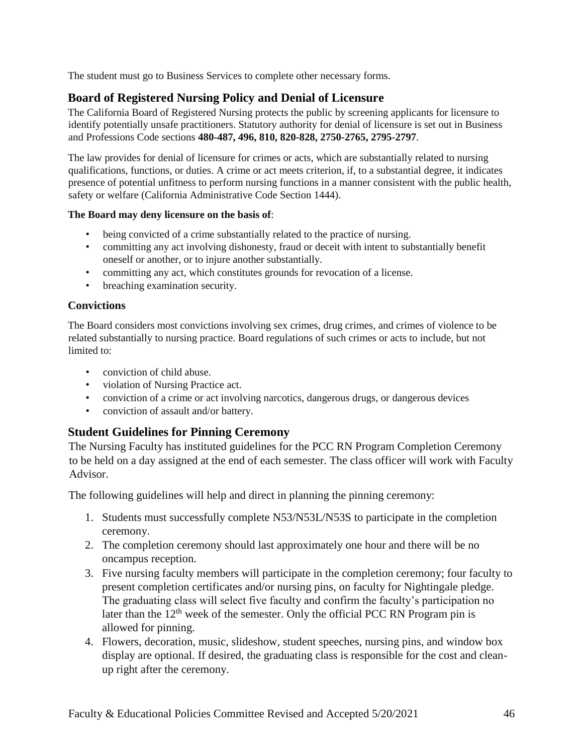The student must go to Business Services to complete other necessary forms.

## Board of Registered Nursing Policy and Denial of Licensure

The California Board of Registered Nursing protects the public by screening applicants for licensure to identify potentially unsafe practitioners. Statutory authority for denial of licensure is set out in Business and Professions Code sections **480-487, 496, 810, 820-828, 2750-2765, 2795-2797**.

The law provides for denial of licensure for crimes or acts, which are substantially related to nursing qualifications, functions, or duties. A crime or act meets criterion, if, to a substantial degree, it indicates presence of potential unfitness to perform nursing functions in a manner consistent with the public health, safety or welfare (California Administrative Code Section 1444).

**The Board may deny licensure on the basis of**:

- being convicted of a crime substantially related to the practice of nursing.
- committing any act involving dishonesty, fraud or deceit with intent to substantially benefit oneself or another, or to injure another substantially.
- committing any act, which constitutes grounds for revocation of a license.
- breaching examination security.

### Convictions

The Board considers most convictions involving sex crimes, drug crimes, and crimes of violence to be related substantially to nursing practice. Board regulations of such crimes or acts to include, but not limited to:

- conviction of child abuse.
- violation of Nursing Practice act.
- conviction of a crime or act involving narcotics, dangerous drugs, or dangerous devices
- conviction of assault and/or battery.

## Student Guidelines for Pinning Ceremony

The Nursing Faculty has instituted guidelines for the PCC RN Program Completion Ceremony to be held on a day assigned at the end of each semester. The class officer will work with Faculty Advisor.

The following guidelines will help and direct in planning the pinning ceremony:

1. Students must successfully complete N53/N53L/N53S to participate in the completion ceremony.
2. The completion ceremony should last approximately one hour and there will be no oncampus reception.
3. Five nursing faculty members will participate in the completion ceremony; four faculty to present completion certificates and/or nursing pins, on faculty for Nightingale pledge. The graduating class will select five faculty and confirm the faculty's participation no later than the 12th week of the semester. Only the official PCC RN Program pin is allowed for pinning.
4. Flowers, decoration, music, slideshow, student speeches, nursing pins, and window box display are optional. If desired, the graduating class is responsible for the cost and clean-up right after the ceremony.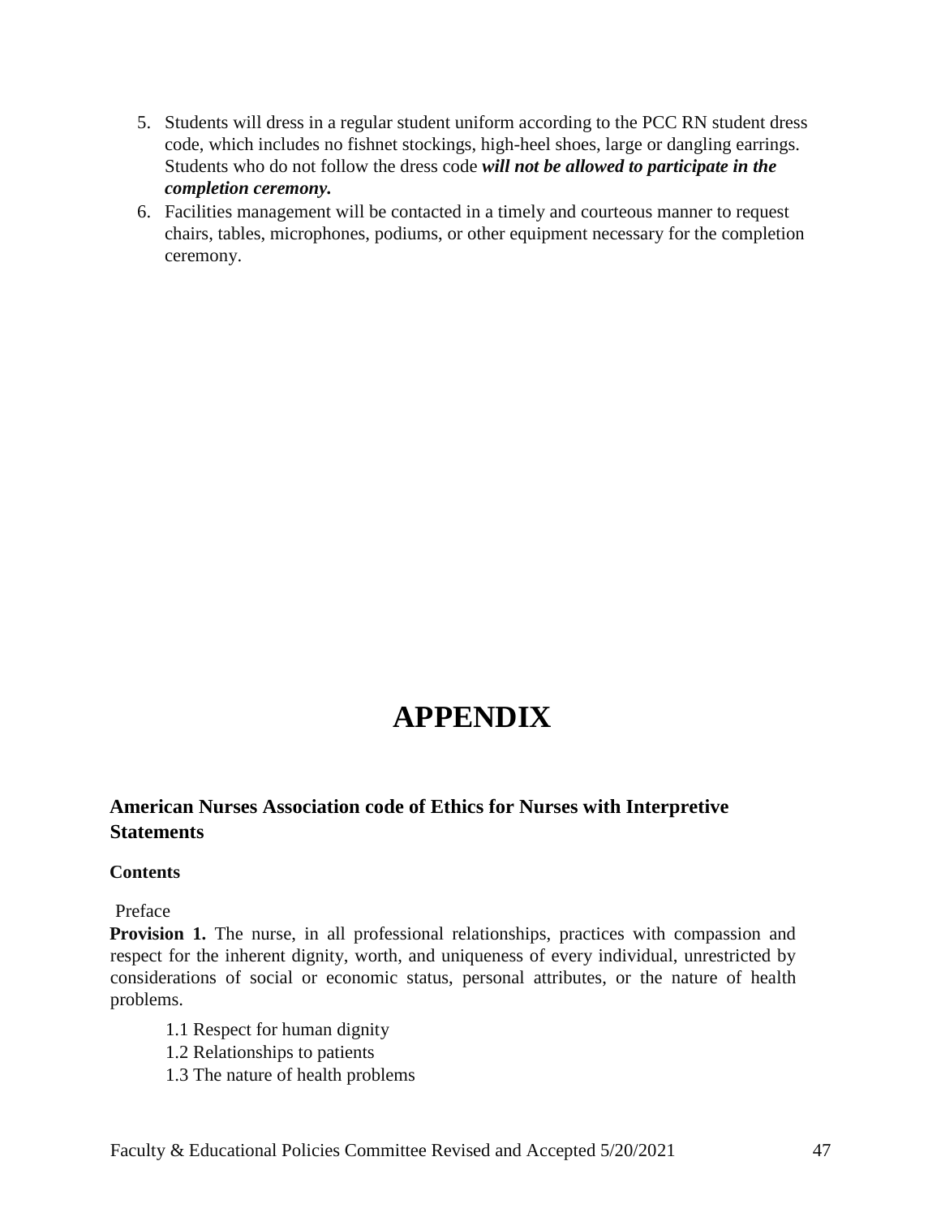5. Students will dress in a regular student uniform according to the PCC RN student dress code, which includes no fishnet stockings, high-heel shoes, large or dangling earrings. Students who do not follow the dress code ***will not be allowed to participate in the completion ceremony.***
6. Facilities management will be contacted in a timely and courteous manner to request chairs, tables, microphones, podiums, or other equipment necessary for the completion ceremony.

# APPENDIX

### American Nurses Association code of Ethics for Nurses with Interpretive Statements

**Contents**

Preface

**Provision 1.** The nurse, in all professional relationships, practices with compassion and respect for the inherent dignity, worth, and uniqueness of every individual, unrestricted by considerations of social or economic status, personal attributes, or the nature of health problems.

- 1.1 Respect for human dignity
- 1.2 Relationships to patients
- 1.3 The nature of health problems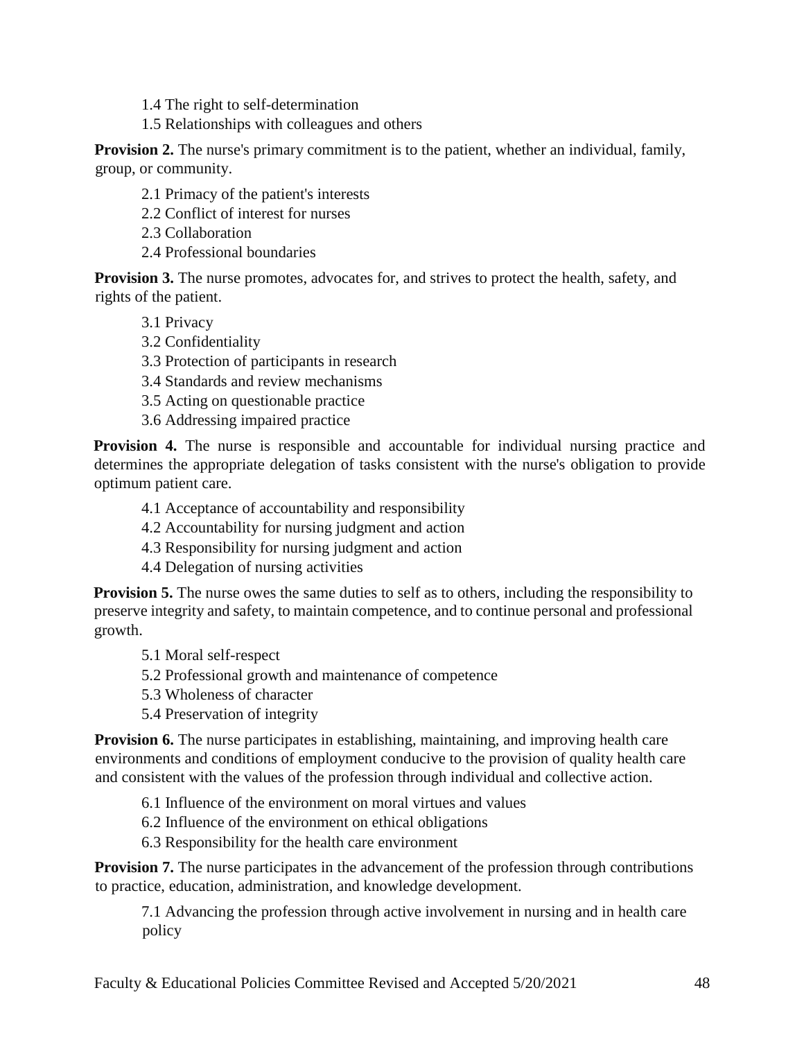- 1.4 The right to self-determination
- 1.5 Relationships with colleagues and others

**Provision 2.** The nurse's primary commitment is to the patient, whether an individual, family, group, or community.

- 2.1 Primacy of the patient's interests
- 2.2 Conflict of interest for nurses
- 2.3 Collaboration
- 2.4 Professional boundaries

**Provision 3.** The nurse promotes, advocates for, and strives to protect the health, safety, and rights of the patient.

- 3.1 Privacy
- 3.2 Confidentiality
- 3.3 Protection of participants in research
- 3.4 Standards and review mechanisms
- 3.5 Acting on questionable practice
- 3.6 Addressing impaired practice

**Provision 4.** The nurse is responsible and accountable for individual nursing practice and determines the appropriate delegation of tasks consistent with the nurse's obligation to provide optimum patient care.

- 4.1 Acceptance of accountability and responsibility
- 4.2 Accountability for nursing judgment and action
- 4.3 Responsibility for nursing judgment and action
- 4.4 Delegation of nursing activities

**Provision 5.** The nurse owes the same duties to self as to others, including the responsibility to preserve integrity and safety, to maintain competence, and to continue personal and professional growth.

- 5.1 Moral self-respect
- 5.2 Professional growth and maintenance of competence
- 5.3 Wholeness of character
- 5.4 Preservation of integrity

**Provision 6.** The nurse participates in establishing, maintaining, and improving health care environments and conditions of employment conducive to the provision of quality health care and consistent with the values of the profession through individual and collective action.

- 6.1 Influence of the environment on moral virtues and values
- 6.2 Influence of the environment on ethical obligations
- 6.3 Responsibility for the health care environment

**Provision 7.** The nurse participates in the advancement of the profession through contributions to practice, education, administration, and knowledge development.

- 7.1 Advancing the profession through active involvement in nursing and in health care policy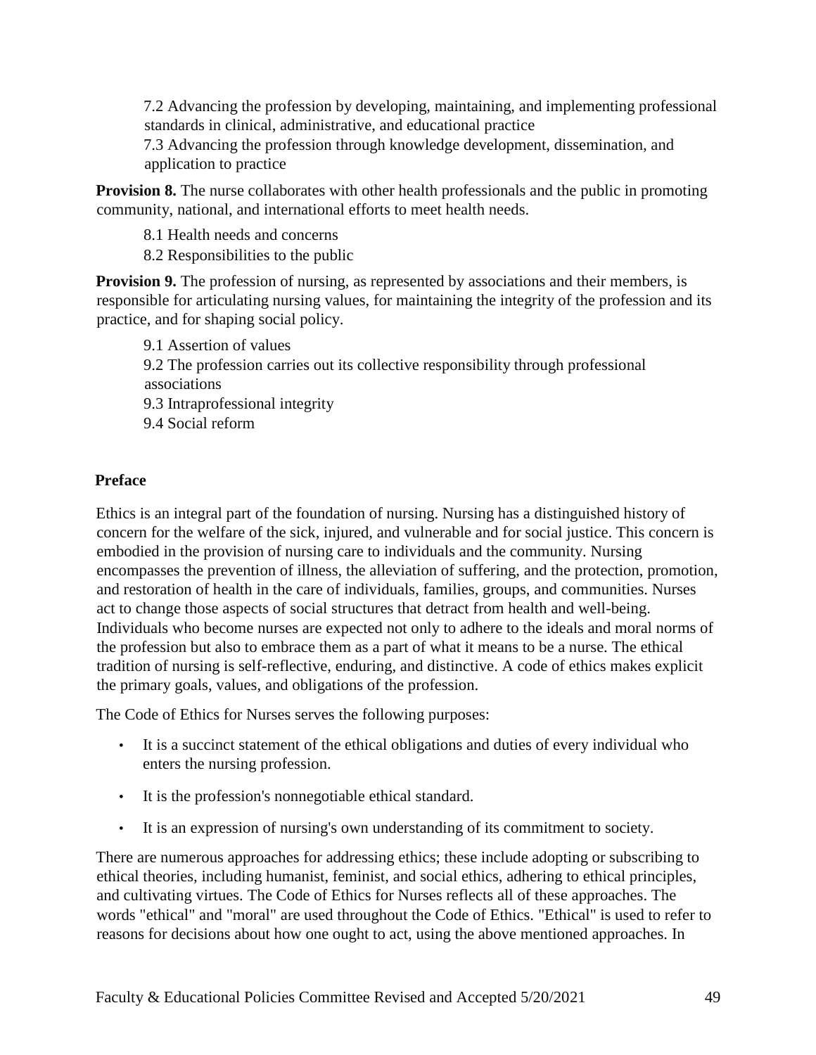7.2 Advancing the profession by developing, maintaining, and implementing professional standards in clinical, administrative, and educational practice

7.3 Advancing the profession through knowledge development, dissemination, and application to practice

**Provision 8.** The nurse collaborates with other health professionals and the public in promoting community, national, and international efforts to meet health needs.

8.1 Health needs and concerns

8.2 Responsibilities to the public

**Provision 9.** The profession of nursing, as represented by associations and their members, is responsible for articulating nursing values, for maintaining the integrity of the profession and its practice, and for shaping social policy.

9.1 Assertion of values

9.2 The profession carries out its collective responsibility through professional associations

9.3 Intraprofessional integrity

9.4 Social reform

**Preface**

Ethics is an integral part of the foundation of nursing. Nursing has a distinguished history of concern for the welfare of the sick, injured, and vulnerable and for social justice. This concern is embodied in the provision of nursing care to individuals and the community. Nursing encompasses the prevention of illness, the alleviation of suffering, and the protection, promotion, and restoration of health in the care of individuals, families, groups, and communities. Nurses act to change those aspects of social structures that detract from health and well-being. Individuals who become nurses are expected not only to adhere to the ideals and moral norms of the profession but also to embrace them as a part of what it means to be a nurse. The ethical tradition of nursing is self-reflective, enduring, and distinctive. A code of ethics makes explicit the primary goals, values, and obligations of the profession.

The Code of Ethics for Nurses serves the following purposes:

- It is a succinct statement of the ethical obligations and duties of every individual who enters the nursing profession.
- It is the profession's nonnegotiable ethical standard.
- It is an expression of nursing's own understanding of its commitment to society.

There are numerous approaches for addressing ethics; these include adopting or subscribing to ethical theories, including humanist, feminist, and social ethics, adhering to ethical principles, and cultivating virtues. The Code of Ethics for Nurses reflects all of these approaches. The words "ethical" and "moral" are used throughout the Code of Ethics. "Ethical" is used to refer to reasons for decisions about how one ought to act, using the above mentioned approaches. In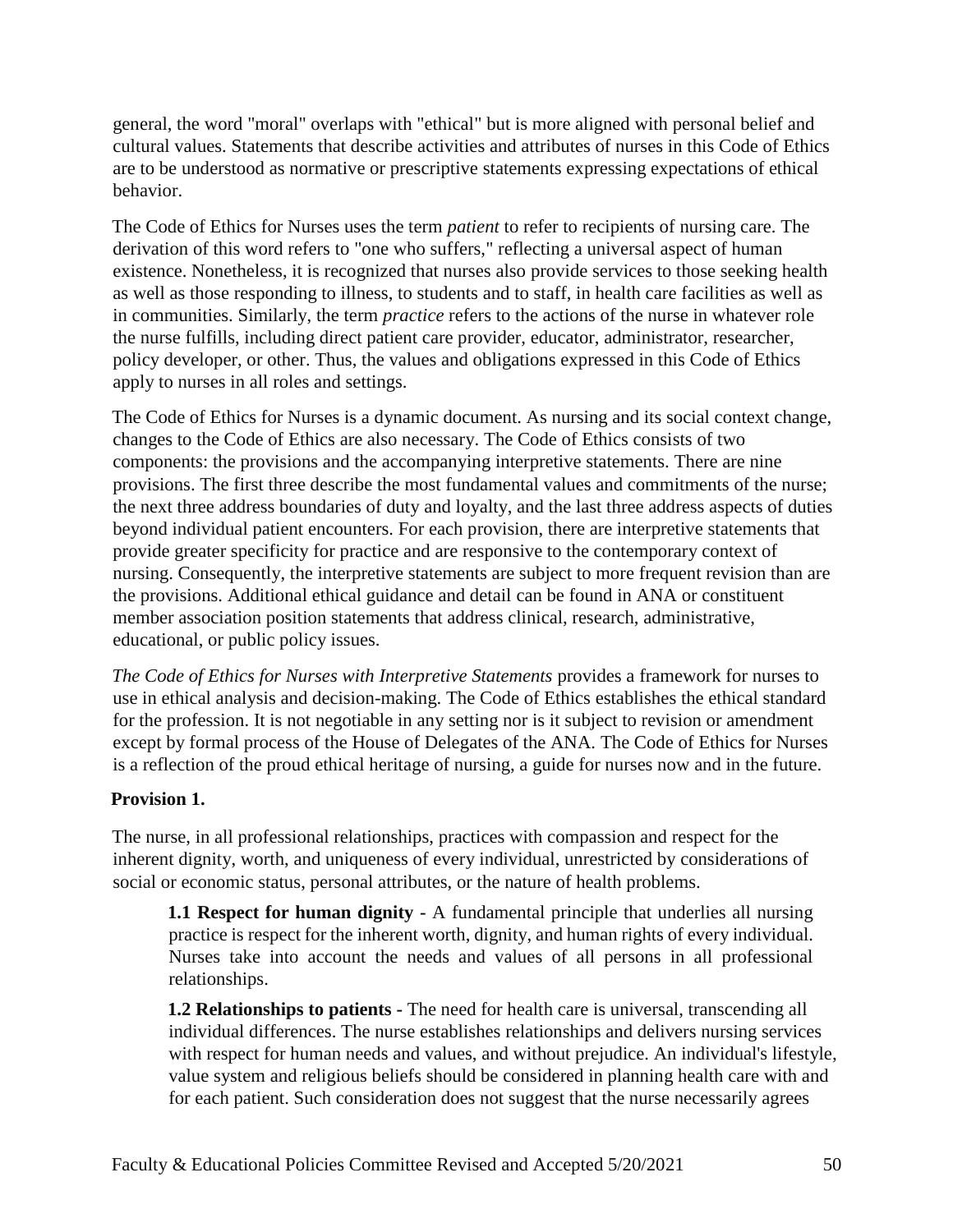general, the word "moral" overlaps with "ethical" but is more aligned with personal belief and cultural values. Statements that describe activities and attributes of nurses in this Code of Ethics are to be understood as normative or prescriptive statements expressing expectations of ethical behavior.

The Code of Ethics for Nurses uses the term *patient* to refer to recipients of nursing care. The derivation of this word refers to "one who suffers," reflecting a universal aspect of human existence. Nonetheless, it is recognized that nurses also provide services to those seeking health as well as those responding to illness, to students and to staff, in health care facilities as well as in communities. Similarly, the term *practice* refers to the actions of the nurse in whatever role the nurse fulfills, including direct patient care provider, educator, administrator, researcher, policy developer, or other. Thus, the values and obligations expressed in this Code of Ethics apply to nurses in all roles and settings.

The Code of Ethics for Nurses is a dynamic document. As nursing and its social context change, changes to the Code of Ethics are also necessary. The Code of Ethics consists of two components: the provisions and the accompanying interpretive statements. There are nine provisions. The first three describe the most fundamental values and commitments of the nurse; the next three address boundaries of duty and loyalty, and the last three address aspects of duties beyond individual patient encounters. For each provision, there are interpretive statements that provide greater specificity for practice and are responsive to the contemporary context of nursing. Consequently, the interpretive statements are subject to more frequent revision than are the provisions. Additional ethical guidance and detail can be found in ANA or constituent member association position statements that address clinical, research, administrative, educational, or public policy issues.

*The Code of Ethics for Nurses with Interpretive Statements* provides a framework for nurses to use in ethical analysis and decision-making. The Code of Ethics establishes the ethical standard for the profession. It is not negotiable in any setting nor is it subject to revision or amendment except by formal process of the House of Delegates of the ANA. The Code of Ethics for Nurses is a reflection of the proud ethical heritage of nursing, a guide for nurses now and in the future.

**Provision 1.**

The nurse, in all professional relationships, practices with compassion and respect for the inherent dignity, worth, and uniqueness of every individual, unrestricted by considerations of social or economic status, personal attributes, or the nature of health problems.

**1.1 Respect for human dignity -** A fundamental principle that underlies all nursing practice is respect for the inherent worth, dignity, and human rights of every individual. Nurses take into account the needs and values of all persons in all professional relationships.

**1.2 Relationships to patients -** The need for health care is universal, transcending all individual differences. The nurse establishes relationships and delivers nursing services with respect for human needs and values, and without prejudice. An individual's lifestyle, value system and religious beliefs should be considered in planning health care with and for each patient. Such consideration does not suggest that the nurse necessarily agrees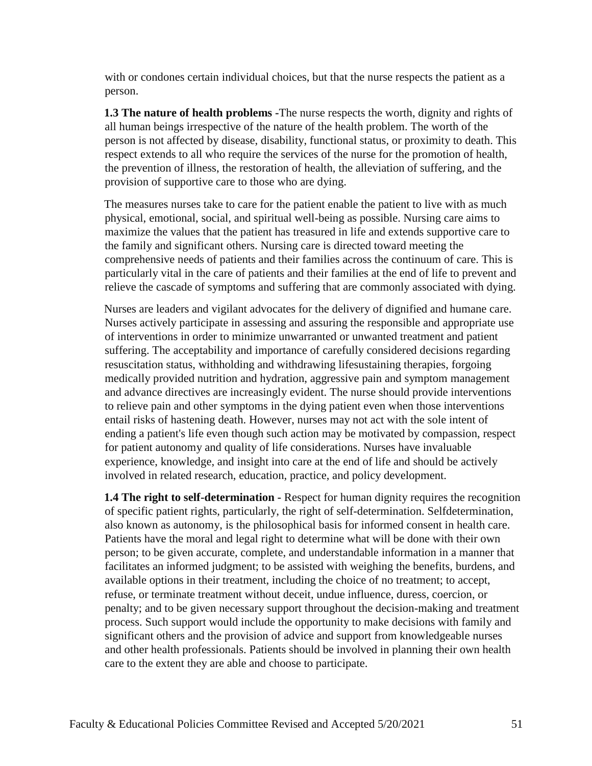with or condones certain individual choices, but that the nurse respects the patient as a person.

**1.3 The nature of health problems -**The nurse respects the worth, dignity and rights of all human beings irrespective of the nature of the health problem. The worth of the person is not affected by disease, disability, functional status, or proximity to death. This respect extends to all who require the services of the nurse for the promotion of health, the prevention of illness, the restoration of health, the alleviation of suffering, and the provision of supportive care to those who are dying.

The measures nurses take to care for the patient enable the patient to live with as much physical, emotional, social, and spiritual well-being as possible. Nursing care aims to maximize the values that the patient has treasured in life and extends supportive care to the family and significant others. Nursing care is directed toward meeting the comprehensive needs of patients and their families across the continuum of care. This is particularly vital in the care of patients and their families at the end of life to prevent and relieve the cascade of symptoms and suffering that are commonly associated with dying.

Nurses are leaders and vigilant advocates for the delivery of dignified and humane care. Nurses actively participate in assessing and assuring the responsible and appropriate use of interventions in order to minimize unwarranted or unwanted treatment and patient suffering. The acceptability and importance of carefully considered decisions regarding resuscitation status, withholding and withdrawing lifesustaining therapies, forgoing medically provided nutrition and hydration, aggressive pain and symptom management and advance directives are increasingly evident. The nurse should provide interventions to relieve pain and other symptoms in the dying patient even when those interventions entail risks of hastening death. However, nurses may not act with the sole intent of ending a patient's life even though such action may be motivated by compassion, respect for patient autonomy and quality of life considerations. Nurses have invaluable experience, knowledge, and insight into care at the end of life and should be actively involved in related research, education, practice, and policy development.

**1.4 The right to self-determination -** Respect for human dignity requires the recognition of specific patient rights, particularly, the right of self-determination. Selfdetermination, also known as autonomy, is the philosophical basis for informed consent in health care. Patients have the moral and legal right to determine what will be done with their own person; to be given accurate, complete, and understandable information in a manner that facilitates an informed judgment; to be assisted with weighing the benefits, burdens, and available options in their treatment, including the choice of no treatment; to accept, refuse, or terminate treatment without deceit, undue influence, duress, coercion, or penalty; and to be given necessary support throughout the decision-making and treatment process. Such support would include the opportunity to make decisions with family and significant others and the provision of advice and support from knowledgeable nurses and other health professionals. Patients should be involved in planning their own health care to the extent they are able and choose to participate.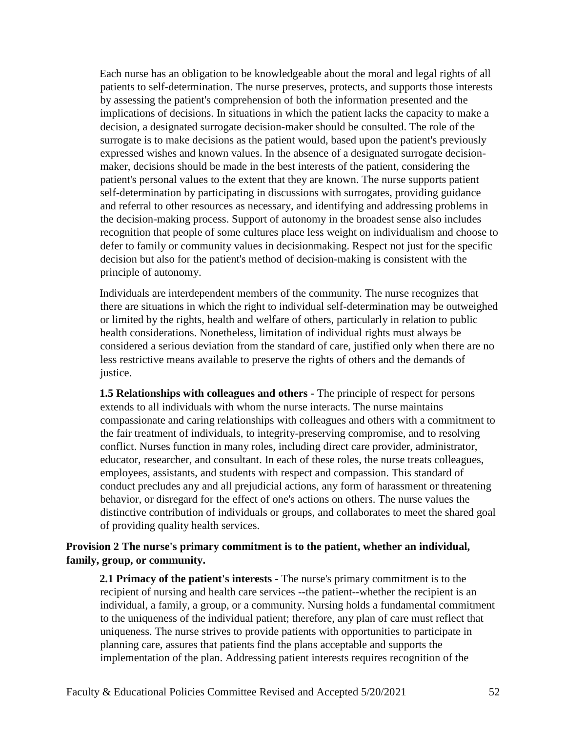Each nurse has an obligation to be knowledgeable about the moral and legal rights of all patients to self-determination. The nurse preserves, protects, and supports those interests by assessing the patient's comprehension of both the information presented and the implications of decisions. In situations in which the patient lacks the capacity to make a decision, a designated surrogate decision-maker should be consulted. The role of the surrogate is to make decisions as the patient would, based upon the patient's previously expressed wishes and known values. In the absence of a designated surrogate decision-maker, decisions should be made in the best interests of the patient, considering the patient's personal values to the extent that they are known. The nurse supports patient self-determination by participating in discussions with surrogates, providing guidance and referral to other resources as necessary, and identifying and addressing problems in the decision-making process. Support of autonomy in the broadest sense also includes recognition that people of some cultures place less weight on individualism and choose to defer to family or community values in decisionmaking. Respect not just for the specific decision but also for the patient's method of decision-making is consistent with the principle of autonomy.

Individuals are interdependent members of the community. The nurse recognizes that there are situations in which the right to individual self-determination may be outweighed or limited by the rights, health and welfare of others, particularly in relation to public health considerations. Nonetheless, limitation of individual rights must always be considered a serious deviation from the standard of care, justified only when there are no less restrictive means available to preserve the rights of others and the demands of justice.

**1.5 Relationships with colleagues and others -** The principle of respect for persons extends to all individuals with whom the nurse interacts. The nurse maintains compassionate and caring relationships with colleagues and others with a commitment to the fair treatment of individuals, to integrity-preserving compromise, and to resolving conflict. Nurses function in many roles, including direct care provider, administrator, educator, researcher, and consultant. In each of these roles, the nurse treats colleagues, employees, assistants, and students with respect and compassion. This standard of conduct precludes any and all prejudicial actions, any form of harassment or threatening behavior, or disregard for the effect of one's actions on others. The nurse values the distinctive contribution of individuals or groups, and collaborates to meet the shared goal of providing quality health services.

**Provision 2 The nurse's primary commitment is to the patient, whether an individual, family, group, or community.**

**2.1 Primacy of the patient's interests -** The nurse's primary commitment is to the recipient of nursing and health care services --the patient--whether the recipient is an individual, a family, a group, or a community. Nursing holds a fundamental commitment to the uniqueness of the individual patient; therefore, any plan of care must reflect that uniqueness. The nurse strives to provide patients with opportunities to participate in planning care, assures that patients find the plans acceptable and supports the implementation of the plan. Addressing patient interests requires recognition of the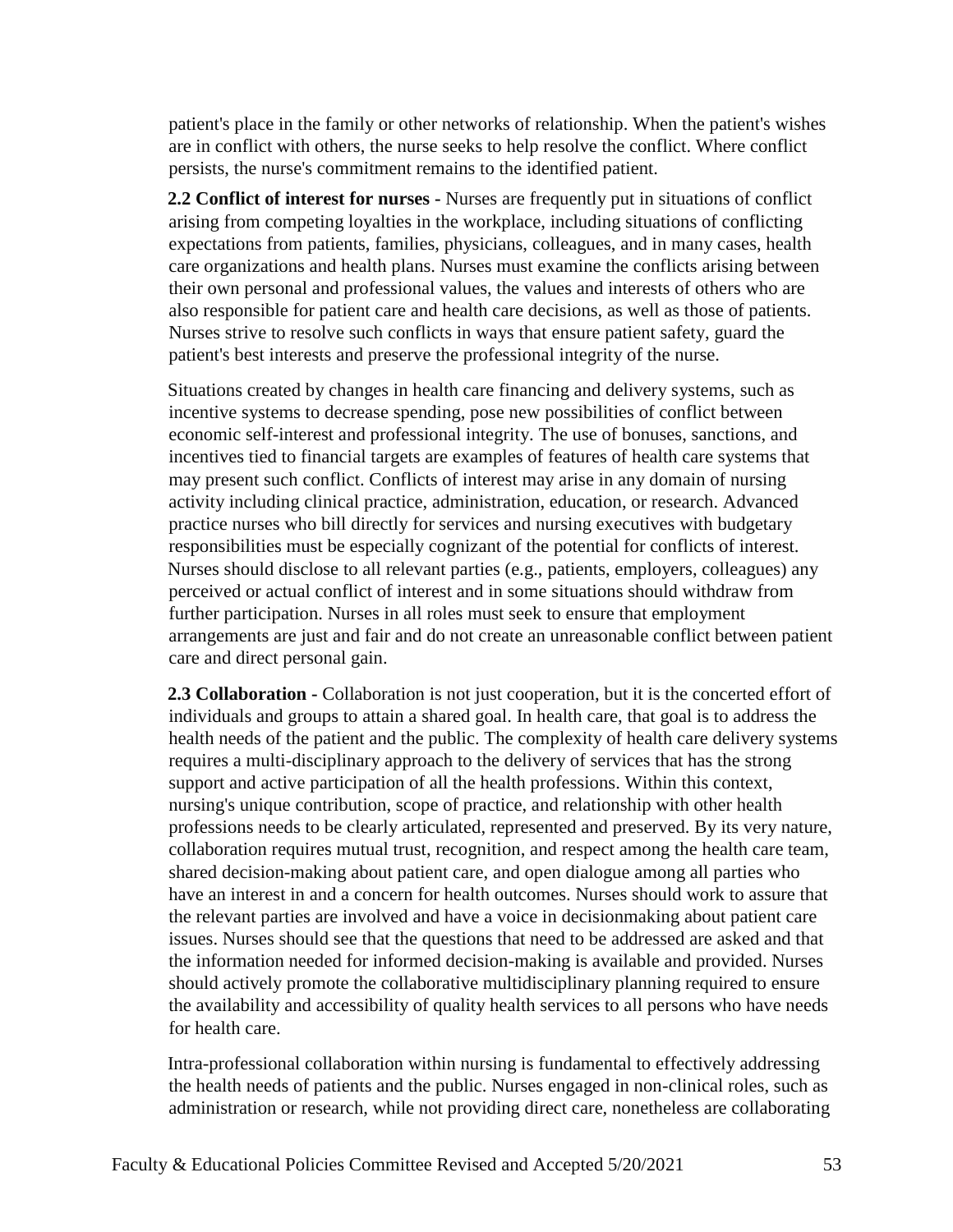patient's place in the family or other networks of relationship. When the patient's wishes are in conflict with others, the nurse seeks to help resolve the conflict. Where conflict persists, the nurse's commitment remains to the identified patient.

**2.2 Conflict of interest for nurses -** Nurses are frequently put in situations of conflict arising from competing loyalties in the workplace, including situations of conflicting expectations from patients, families, physicians, colleagues, and in many cases, health care organizations and health plans. Nurses must examine the conflicts arising between their own personal and professional values, the values and interests of others who are also responsible for patient care and health care decisions, as well as those of patients. Nurses strive to resolve such conflicts in ways that ensure patient safety, guard the patient's best interests and preserve the professional integrity of the nurse.

Situations created by changes in health care financing and delivery systems, such as incentive systems to decrease spending, pose new possibilities of conflict between economic self-interest and professional integrity. The use of bonuses, sanctions, and incentives tied to financial targets are examples of features of health care systems that may present such conflict. Conflicts of interest may arise in any domain of nursing activity including clinical practice, administration, education, or research. Advanced practice nurses who bill directly for services and nursing executives with budgetary responsibilities must be especially cognizant of the potential for conflicts of interest. Nurses should disclose to all relevant parties (e.g., patients, employers, colleagues) any perceived or actual conflict of interest and in some situations should withdraw from further participation. Nurses in all roles must seek to ensure that employment arrangements are just and fair and do not create an unreasonable conflict between patient care and direct personal gain.

**2.3 Collaboration -** Collaboration is not just cooperation, but it is the concerted effort of individuals and groups to attain a shared goal. In health care, that goal is to address the health needs of the patient and the public. The complexity of health care delivery systems requires a multi-disciplinary approach to the delivery of services that has the strong support and active participation of all the health professions. Within this context, nursing's unique contribution, scope of practice, and relationship with other health professions needs to be clearly articulated, represented and preserved. By its very nature, collaboration requires mutual trust, recognition, and respect among the health care team, shared decision-making about patient care, and open dialogue among all parties who have an interest in and a concern for health outcomes. Nurses should work to assure that the relevant parties are involved and have a voice in decisionmaking about patient care issues. Nurses should see that the questions that need to be addressed are asked and that the information needed for informed decision-making is available and provided. Nurses should actively promote the collaborative multidisciplinary planning required to ensure the availability and accessibility of quality health services to all persons who have needs for health care.

Intra-professional collaboration within nursing is fundamental to effectively addressing the health needs of patients and the public. Nurses engaged in non-clinical roles, such as administration or research, while not providing direct care, nonetheless are collaborating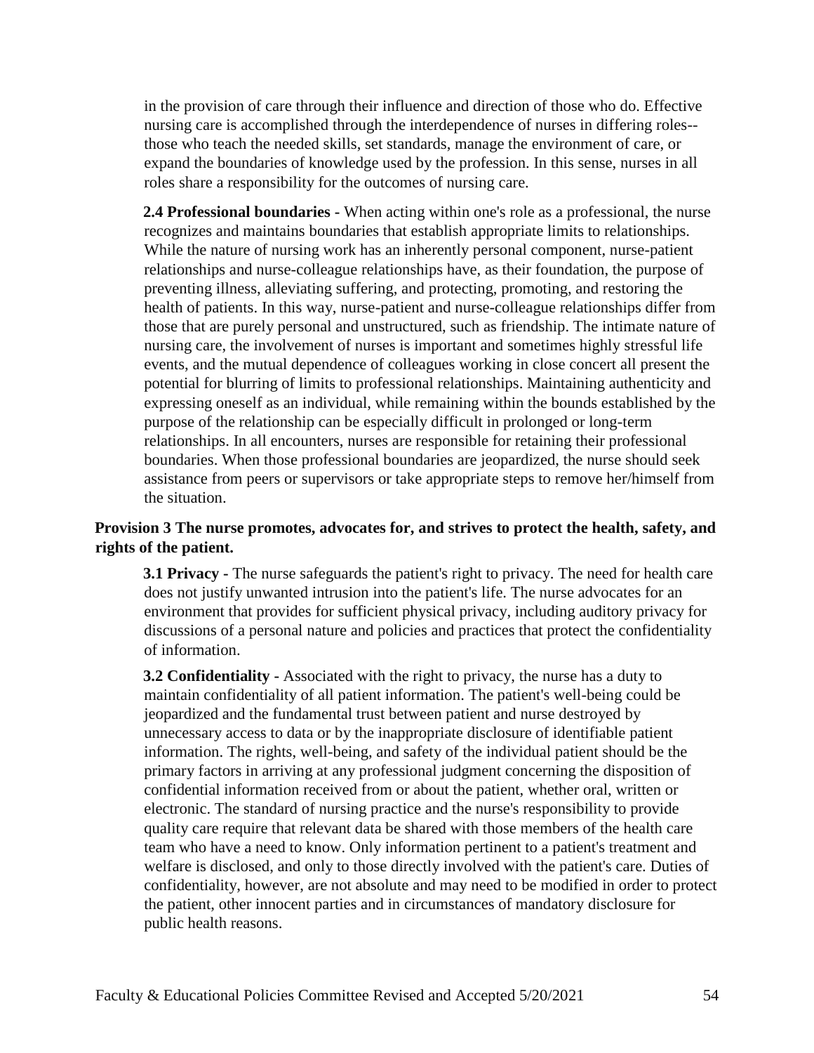in the provision of care through their influence and direction of those who do. Effective nursing care is accomplished through the interdependence of nurses in differing roles--those who teach the needed skills, set standards, manage the environment of care, or expand the boundaries of knowledge used by the profession. In this sense, nurses in all roles share a responsibility for the outcomes of nursing care.

**2.4 Professional boundaries -** When acting within one's role as a professional, the nurse recognizes and maintains boundaries that establish appropriate limits to relationships. While the nature of nursing work has an inherently personal component, nurse-patient relationships and nurse-colleague relationships have, as their foundation, the purpose of preventing illness, alleviating suffering, and protecting, promoting, and restoring the health of patients. In this way, nurse-patient and nurse-colleague relationships differ from those that are purely personal and unstructured, such as friendship. The intimate nature of nursing care, the involvement of nurses is important and sometimes highly stressful life events, and the mutual dependence of colleagues working in close concert all present the potential for blurring of limits to professional relationships. Maintaining authenticity and expressing oneself as an individual, while remaining within the bounds established by the purpose of the relationship can be especially difficult in prolonged or long-term relationships. In all encounters, nurses are responsible for retaining their professional boundaries. When those professional boundaries are jeopardized, the nurse should seek assistance from peers or supervisors or take appropriate steps to remove her/himself from the situation.

**Provision 3 The nurse promotes, advocates for, and strives to protect the health, safety, and rights of the patient.**

**3.1 Privacy -** The nurse safeguards the patient's right to privacy. The need for health care does not justify unwanted intrusion into the patient's life. The nurse advocates for an environment that provides for sufficient physical privacy, including auditory privacy for discussions of a personal nature and policies and practices that protect the confidentiality of information.

**3.2 Confidentiality -** Associated with the right to privacy, the nurse has a duty to maintain confidentiality of all patient information. The patient's well-being could be jeopardized and the fundamental trust between patient and nurse destroyed by unnecessary access to data or by the inappropriate disclosure of identifiable patient information. The rights, well-being, and safety of the individual patient should be the primary factors in arriving at any professional judgment concerning the disposition of confidential information received from or about the patient, whether oral, written or electronic. The standard of nursing practice and the nurse's responsibility to provide quality care require that relevant data be shared with those members of the health care team who have a need to know. Only information pertinent to a patient's treatment and welfare is disclosed, and only to those directly involved with the patient's care. Duties of confidentiality, however, are not absolute and may need to be modified in order to protect the patient, other innocent parties and in circumstances of mandatory disclosure for public health reasons.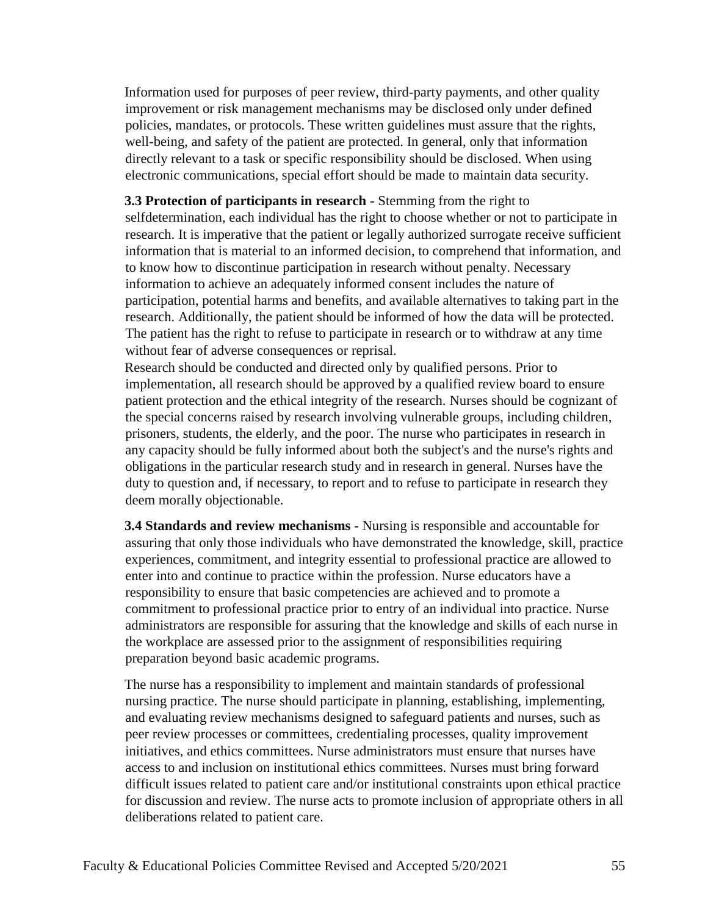Information used for purposes of peer review, third-party payments, and other quality improvement or risk management mechanisms may be disclosed only under defined policies, mandates, or protocols. These written guidelines must assure that the rights, well-being, and safety of the patient are protected. In general, only that information directly relevant to a task or specific responsibility should be disclosed. When using electronic communications, special effort should be made to maintain data security.

**3.3 Protection of participants in research -** Stemming from the right to selfdetermination, each individual has the right to choose whether or not to participate in research. It is imperative that the patient or legally authorized surrogate receive sufficient information that is material to an informed decision, to comprehend that information, and to know how to discontinue participation in research without penalty. Necessary information to achieve an adequately informed consent includes the nature of participation, potential harms and benefits, and available alternatives to taking part in the research. Additionally, the patient should be informed of how the data will be protected. The patient has the right to refuse to participate in research or to withdraw at any time without fear of adverse consequences or reprisal.

Research should be conducted and directed only by qualified persons. Prior to implementation, all research should be approved by a qualified review board to ensure patient protection and the ethical integrity of the research. Nurses should be cognizant of the special concerns raised by research involving vulnerable groups, including children, prisoners, students, the elderly, and the poor. The nurse who participates in research in any capacity should be fully informed about both the subject's and the nurse's rights and obligations in the particular research study and in research in general. Nurses have the duty to question and, if necessary, to report and to refuse to participate in research they deem morally objectionable.

**3.4 Standards and review mechanisms -** Nursing is responsible and accountable for assuring that only those individuals who have demonstrated the knowledge, skill, practice experiences, commitment, and integrity essential to professional practice are allowed to enter into and continue to practice within the profession. Nurse educators have a responsibility to ensure that basic competencies are achieved and to promote a commitment to professional practice prior to entry of an individual into practice. Nurse administrators are responsible for assuring that the knowledge and skills of each nurse in the workplace are assessed prior to the assignment of responsibilities requiring preparation beyond basic academic programs.

The nurse has a responsibility to implement and maintain standards of professional nursing practice. The nurse should participate in planning, establishing, implementing, and evaluating review mechanisms designed to safeguard patients and nurses, such as peer review processes or committees, credentialing processes, quality improvement initiatives, and ethics committees. Nurse administrators must ensure that nurses have access to and inclusion on institutional ethics committees. Nurses must bring forward difficult issues related to patient care and/or institutional constraints upon ethical practice for discussion and review. The nurse acts to promote inclusion of appropriate others in all deliberations related to patient care.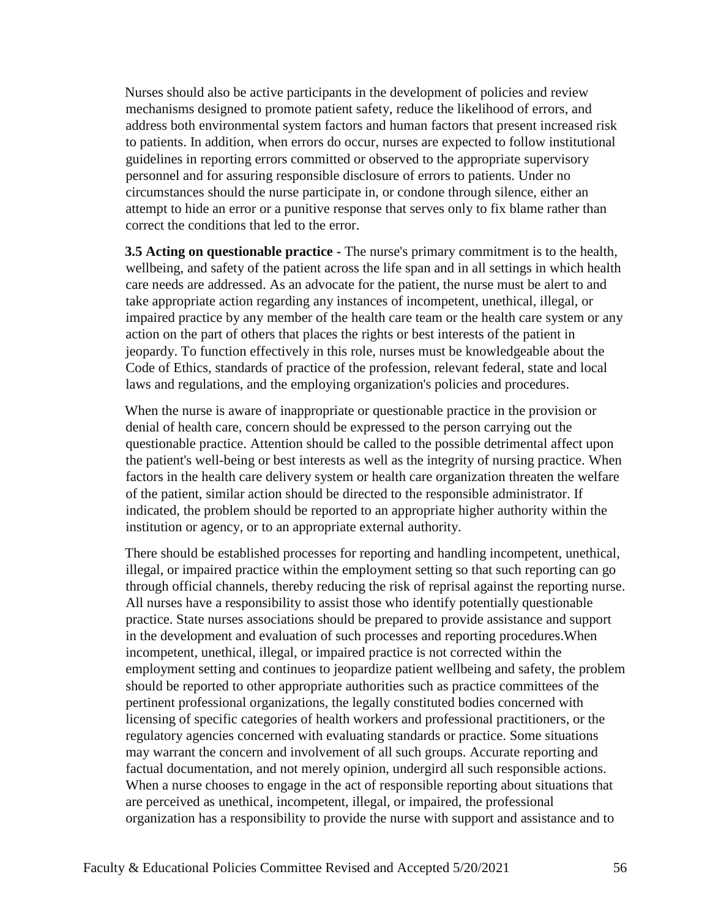Nurses should also be active participants in the development of policies and review mechanisms designed to promote patient safety, reduce the likelihood of errors, and address both environmental system factors and human factors that present increased risk to patients. In addition, when errors do occur, nurses are expected to follow institutional guidelines in reporting errors committed or observed to the appropriate supervisory personnel and for assuring responsible disclosure of errors to patients. Under no circumstances should the nurse participate in, or condone through silence, either an attempt to hide an error or a punitive response that serves only to fix blame rather than correct the conditions that led to the error.

**3.5 Acting on questionable practice -** The nurse's primary commitment is to the health, wellbeing, and safety of the patient across the life span and in all settings in which health care needs are addressed. As an advocate for the patient, the nurse must be alert to and take appropriate action regarding any instances of incompetent, unethical, illegal, or impaired practice by any member of the health care team or the health care system or any action on the part of others that places the rights or best interests of the patient in jeopardy. To function effectively in this role, nurses must be knowledgeable about the Code of Ethics, standards of practice of the profession, relevant federal, state and local laws and regulations, and the employing organization's policies and procedures.

When the nurse is aware of inappropriate or questionable practice in the provision or denial of health care, concern should be expressed to the person carrying out the questionable practice. Attention should be called to the possible detrimental affect upon the patient's well-being or best interests as well as the integrity of nursing practice. When factors in the health care delivery system or health care organization threaten the welfare of the patient, similar action should be directed to the responsible administrator. If indicated, the problem should be reported to an appropriate higher authority within the institution or agency, or to an appropriate external authority.

There should be established processes for reporting and handling incompetent, unethical, illegal, or impaired practice within the employment setting so that such reporting can go through official channels, thereby reducing the risk of reprisal against the reporting nurse. All nurses have a responsibility to assist those who identify potentially questionable practice. State nurses associations should be prepared to provide assistance and support in the development and evaluation of such processes and reporting procedures.When incompetent, unethical, illegal, or impaired practice is not corrected within the employment setting and continues to jeopardize patient wellbeing and safety, the problem should be reported to other appropriate authorities such as practice committees of the pertinent professional organizations, the legally constituted bodies concerned with licensing of specific categories of health workers and professional practitioners, or the regulatory agencies concerned with evaluating standards or practice. Some situations may warrant the concern and involvement of all such groups. Accurate reporting and factual documentation, and not merely opinion, undergird all such responsible actions. When a nurse chooses to engage in the act of responsible reporting about situations that are perceived as unethical, incompetent, illegal, or impaired, the professional organization has a responsibility to provide the nurse with support and assistance and to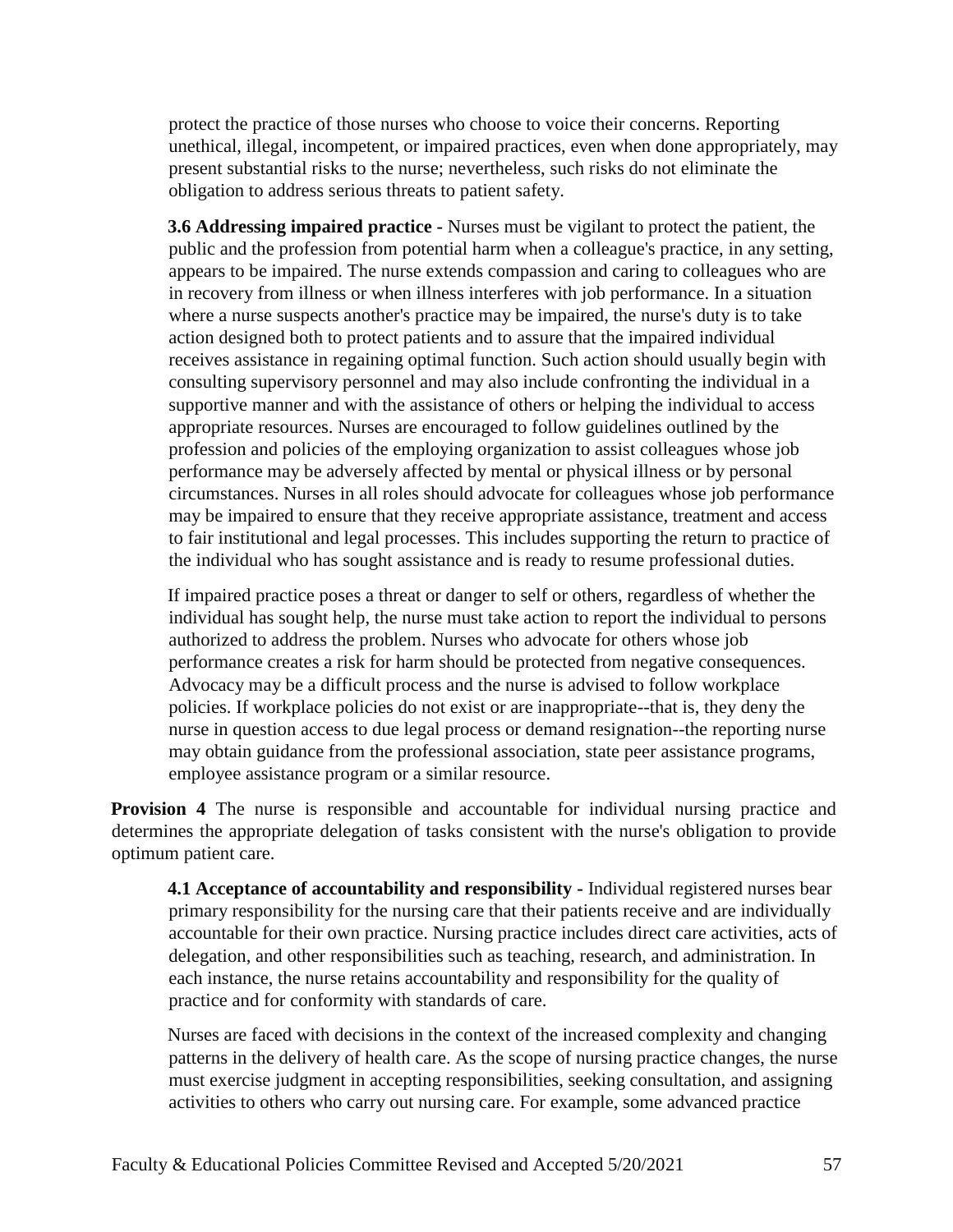protect the practice of those nurses who choose to voice their concerns. Reporting unethical, illegal, incompetent, or impaired practices, even when done appropriately, may present substantial risks to the nurse; nevertheless, such risks do not eliminate the obligation to address serious threats to patient safety.

**3.6 Addressing impaired practice -** Nurses must be vigilant to protect the patient, the public and the profession from potential harm when a colleague's practice, in any setting, appears to be impaired. The nurse extends compassion and caring to colleagues who are in recovery from illness or when illness interferes with job performance. In a situation where a nurse suspects another's practice may be impaired, the nurse's duty is to take action designed both to protect patients and to assure that the impaired individual receives assistance in regaining optimal function. Such action should usually begin with consulting supervisory personnel and may also include confronting the individual in a supportive manner and with the assistance of others or helping the individual to access appropriate resources. Nurses are encouraged to follow guidelines outlined by the profession and policies of the employing organization to assist colleagues whose job performance may be adversely affected by mental or physical illness or by personal circumstances. Nurses in all roles should advocate for colleagues whose job performance may be impaired to ensure that they receive appropriate assistance, treatment and access to fair institutional and legal processes. This includes supporting the return to practice of the individual who has sought assistance and is ready to resume professional duties.

If impaired practice poses a threat or danger to self or others, regardless of whether the individual has sought help, the nurse must take action to report the individual to persons authorized to address the problem. Nurses who advocate for others whose job performance creates a risk for harm should be protected from negative consequences. Advocacy may be a difficult process and the nurse is advised to follow workplace policies. If workplace policies do not exist or are inappropriate--that is, they deny the nurse in question access to due legal process or demand resignation--the reporting nurse may obtain guidance from the professional association, state peer assistance programs, employee assistance program or a similar resource.

**Provision 4** The nurse is responsible and accountable for individual nursing practice and determines the appropriate delegation of tasks consistent with the nurse's obligation to provide optimum patient care.

**4.1 Acceptance of accountability and responsibility -** Individual registered nurses bear primary responsibility for the nursing care that their patients receive and are individually accountable for their own practice. Nursing practice includes direct care activities, acts of delegation, and other responsibilities such as teaching, research, and administration. In each instance, the nurse retains accountability and responsibility for the quality of practice and for conformity with standards of care.

Nurses are faced with decisions in the context of the increased complexity and changing patterns in the delivery of health care. As the scope of nursing practice changes, the nurse must exercise judgment in accepting responsibilities, seeking consultation, and assigning activities to others who carry out nursing care. For example, some advanced practice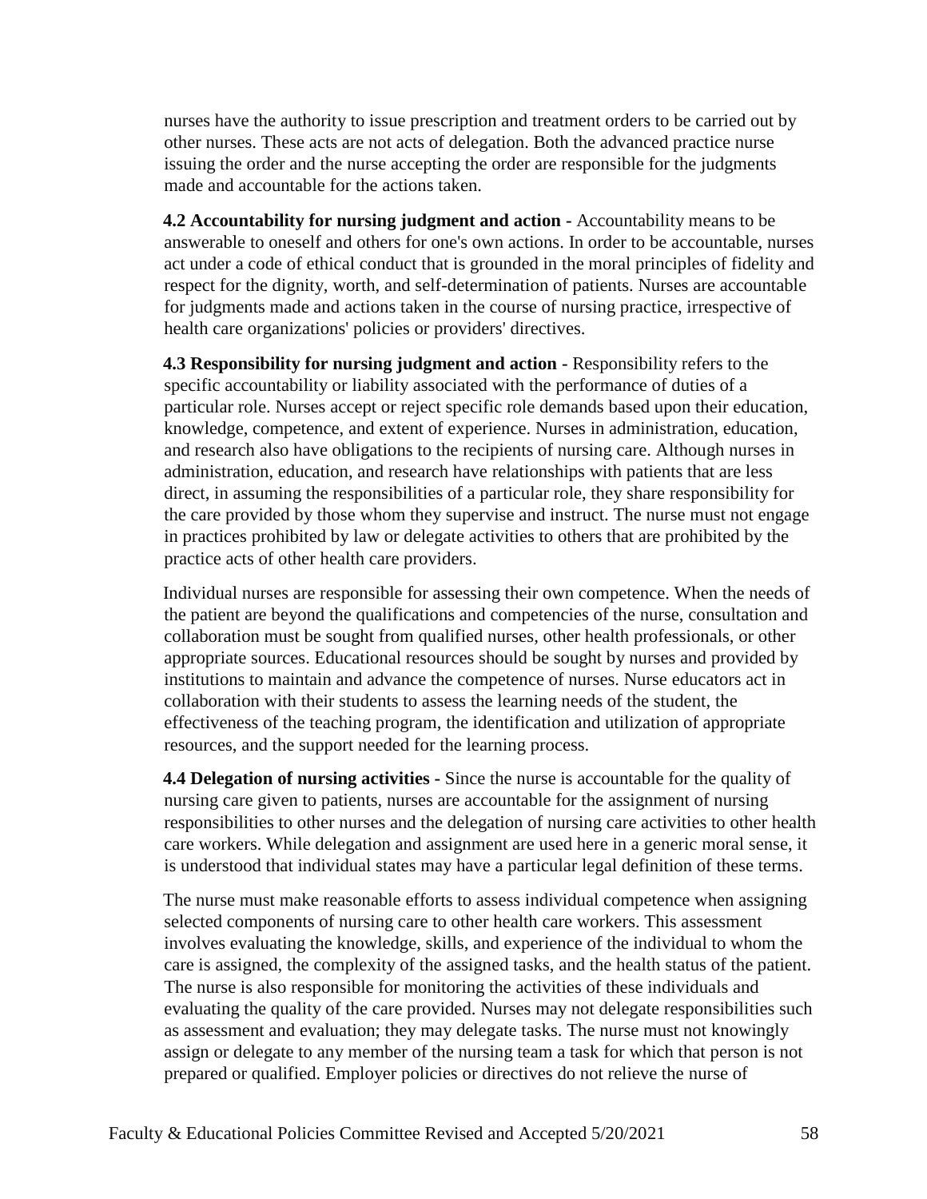nurses have the authority to issue prescription and treatment orders to be carried out by other nurses. These acts are not acts of delegation. Both the advanced practice nurse issuing the order and the nurse accepting the order are responsible for the judgments made and accountable for the actions taken.

**4.2 Accountability for nursing judgment and action -** Accountability means to be answerable to oneself and others for one's own actions. In order to be accountable, nurses act under a code of ethical conduct that is grounded in the moral principles of fidelity and respect for the dignity, worth, and self-determination of patients. Nurses are accountable for judgments made and actions taken in the course of nursing practice, irrespective of health care organizations' policies or providers' directives.

**4.3 Responsibility for nursing judgment and action -** Responsibility refers to the specific accountability or liability associated with the performance of duties of a particular role. Nurses accept or reject specific role demands based upon their education, knowledge, competence, and extent of experience. Nurses in administration, education, and research also have obligations to the recipients of nursing care. Although nurses in administration, education, and research have relationships with patients that are less direct, in assuming the responsibilities of a particular role, they share responsibility for the care provided by those whom they supervise and instruct. The nurse must not engage in practices prohibited by law or delegate activities to others that are prohibited by the practice acts of other health care providers.

Individual nurses are responsible for assessing their own competence. When the needs of the patient are beyond the qualifications and competencies of the nurse, consultation and collaboration must be sought from qualified nurses, other health professionals, or other appropriate sources. Educational resources should be sought by nurses and provided by institutions to maintain and advance the competence of nurses. Nurse educators act in collaboration with their students to assess the learning needs of the student, the effectiveness of the teaching program, the identification and utilization of appropriate resources, and the support needed for the learning process.

**4.4 Delegation of nursing activities -** Since the nurse is accountable for the quality of nursing care given to patients, nurses are accountable for the assignment of nursing responsibilities to other nurses and the delegation of nursing care activities to other health care workers. While delegation and assignment are used here in a generic moral sense, it is understood that individual states may have a particular legal definition of these terms.

The nurse must make reasonable efforts to assess individual competence when assigning selected components of nursing care to other health care workers. This assessment involves evaluating the knowledge, skills, and experience of the individual to whom the care is assigned, the complexity of the assigned tasks, and the health status of the patient. The nurse is also responsible for monitoring the activities of these individuals and evaluating the quality of the care provided. Nurses may not delegate responsibilities such as assessment and evaluation; they may delegate tasks. The nurse must not knowingly assign or delegate to any member of the nursing team a task for which that person is not prepared or qualified. Employer policies or directives do not relieve the nurse of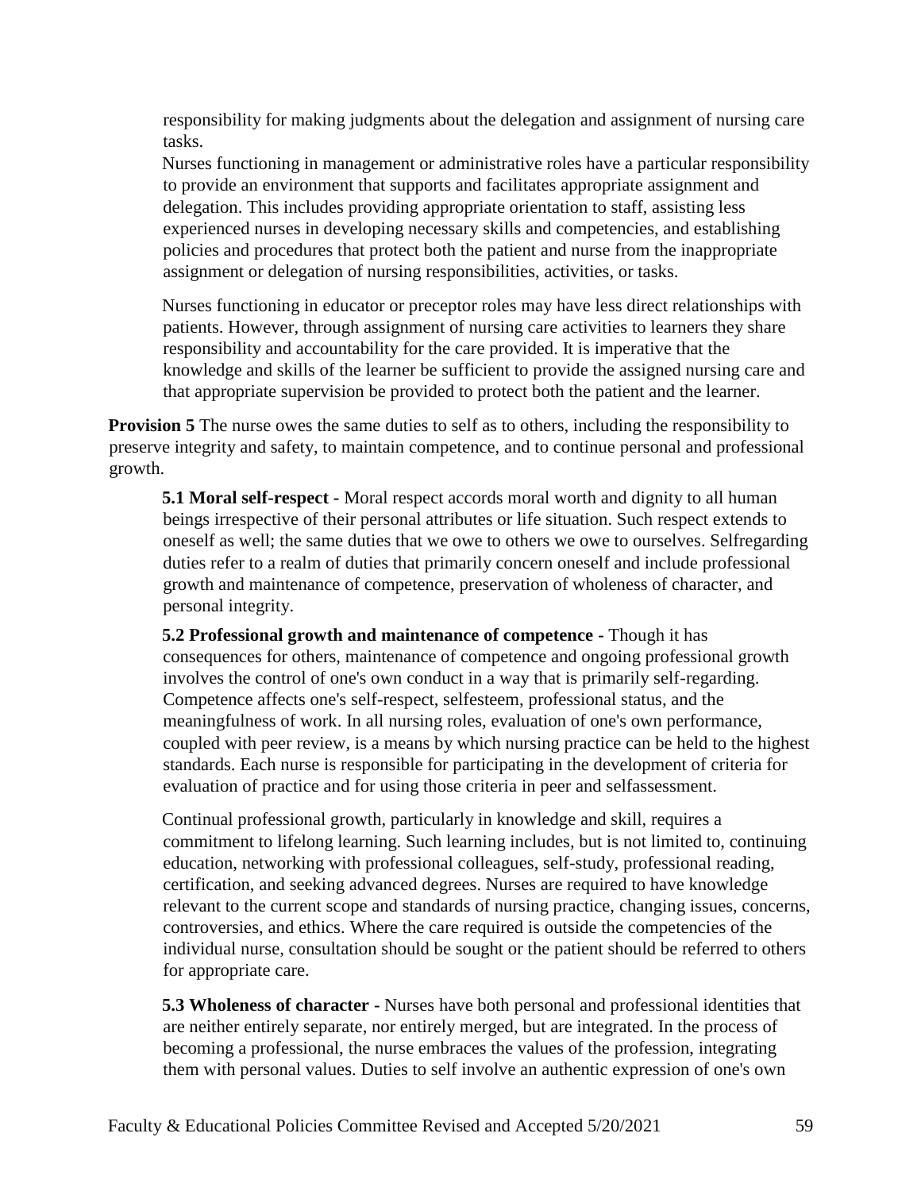responsibility for making judgments about the delegation and assignment of nursing care tasks.

Nurses functioning in management or administrative roles have a particular responsibility to provide an environment that supports and facilitates appropriate assignment and delegation. This includes providing appropriate orientation to staff, assisting less experienced nurses in developing necessary skills and competencies, and establishing policies and procedures that protect both the patient and nurse from the inappropriate assignment or delegation of nursing responsibilities, activities, or tasks.

Nurses functioning in educator or preceptor roles may have less direct relationships with patients. However, through assignment of nursing care activities to learners they share responsibility and accountability for the care provided. It is imperative that the knowledge and skills of the learner be sufficient to provide the assigned nursing care and that appropriate supervision be provided to protect both the patient and the learner.

**Provision 5** The nurse owes the same duties to self as to others, including the responsibility to preserve integrity and safety, to maintain competence, and to continue personal and professional growth.

**5.1 Moral self-respect -** Moral respect accords moral worth and dignity to all human beings irrespective of their personal attributes or life situation. Such respect extends to oneself as well; the same duties that we owe to others we owe to ourselves. Selfregarding duties refer to a realm of duties that primarily concern oneself and include professional growth and maintenance of competence, preservation of wholeness of character, and personal integrity.

**5.2 Professional growth and maintenance of competence -** Though it has consequences for others, maintenance of competence and ongoing professional growth involves the control of one's own conduct in a way that is primarily self-regarding. Competence affects one's self-respect, selfesteem, professional status, and the meaningfulness of work. In all nursing roles, evaluation of one's own performance, coupled with peer review, is a means by which nursing practice can be held to the highest standards. Each nurse is responsible for participating in the development of criteria for evaluation of practice and for using those criteria in peer and selfassessment.

Continual professional growth, particularly in knowledge and skill, requires a commitment to lifelong learning. Such learning includes, but is not limited to, continuing education, networking with professional colleagues, self-study, professional reading, certification, and seeking advanced degrees. Nurses are required to have knowledge relevant to the current scope and standards of nursing practice, changing issues, concerns, controversies, and ethics. Where the care required is outside the competencies of the individual nurse, consultation should be sought or the patient should be referred to others for appropriate care.

**5.3 Wholeness of character -** Nurses have both personal and professional identities that are neither entirely separate, nor entirely merged, but are integrated. In the process of becoming a professional, the nurse embraces the values of the profession, integrating them with personal values. Duties to self involve an authentic expression of one's own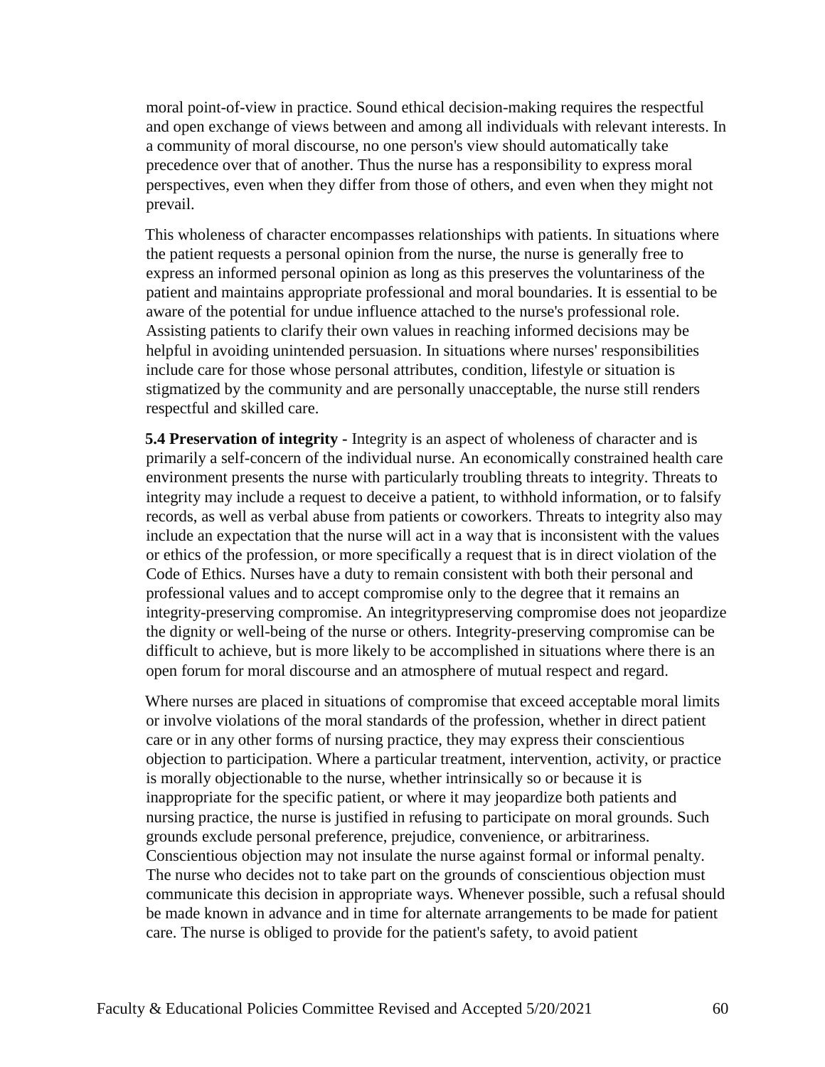moral point-of-view in practice. Sound ethical decision-making requires the respectful and open exchange of views between and among all individuals with relevant interests. In a community of moral discourse, no one person's view should automatically take precedence over that of another. Thus the nurse has a responsibility to express moral perspectives, even when they differ from those of others, and even when they might not prevail.

This wholeness of character encompasses relationships with patients. In situations where the patient requests a personal opinion from the nurse, the nurse is generally free to express an informed personal opinion as long as this preserves the voluntariness of the patient and maintains appropriate professional and moral boundaries. It is essential to be aware of the potential for undue influence attached to the nurse's professional role. Assisting patients to clarify their own values in reaching informed decisions may be helpful in avoiding unintended persuasion. In situations where nurses' responsibilities include care for those whose personal attributes, condition, lifestyle or situation is stigmatized by the community and are personally unacceptable, the nurse still renders respectful and skilled care.

**5.4 Preservation of integrity -** Integrity is an aspect of wholeness of character and is primarily a self-concern of the individual nurse. An economically constrained health care environment presents the nurse with particularly troubling threats to integrity. Threats to integrity may include a request to deceive a patient, to withhold information, or to falsify records, as well as verbal abuse from patients or coworkers. Threats to integrity also may include an expectation that the nurse will act in a way that is inconsistent with the values or ethics of the profession, or more specifically a request that is in direct violation of the Code of Ethics. Nurses have a duty to remain consistent with both their personal and professional values and to accept compromise only to the degree that it remains an integrity-preserving compromise. An integritypreserving compromise does not jeopardize the dignity or well-being of the nurse or others. Integrity-preserving compromise can be difficult to achieve, but is more likely to be accomplished in situations where there is an open forum for moral discourse and an atmosphere of mutual respect and regard.

Where nurses are placed in situations of compromise that exceed acceptable moral limits or involve violations of the moral standards of the profession, whether in direct patient care or in any other forms of nursing practice, they may express their conscientious objection to participation. Where a particular treatment, intervention, activity, or practice is morally objectionable to the nurse, whether intrinsically so or because it is inappropriate for the specific patient, or where it may jeopardize both patients and nursing practice, the nurse is justified in refusing to participate on moral grounds. Such grounds exclude personal preference, prejudice, convenience, or arbitrariness. Conscientious objection may not insulate the nurse against formal or informal penalty. The nurse who decides not to take part on the grounds of conscientious objection must communicate this decision in appropriate ways. Whenever possible, such a refusal should be made known in advance and in time for alternate arrangements to be made for patient care. The nurse is obliged to provide for the patient's safety, to avoid patient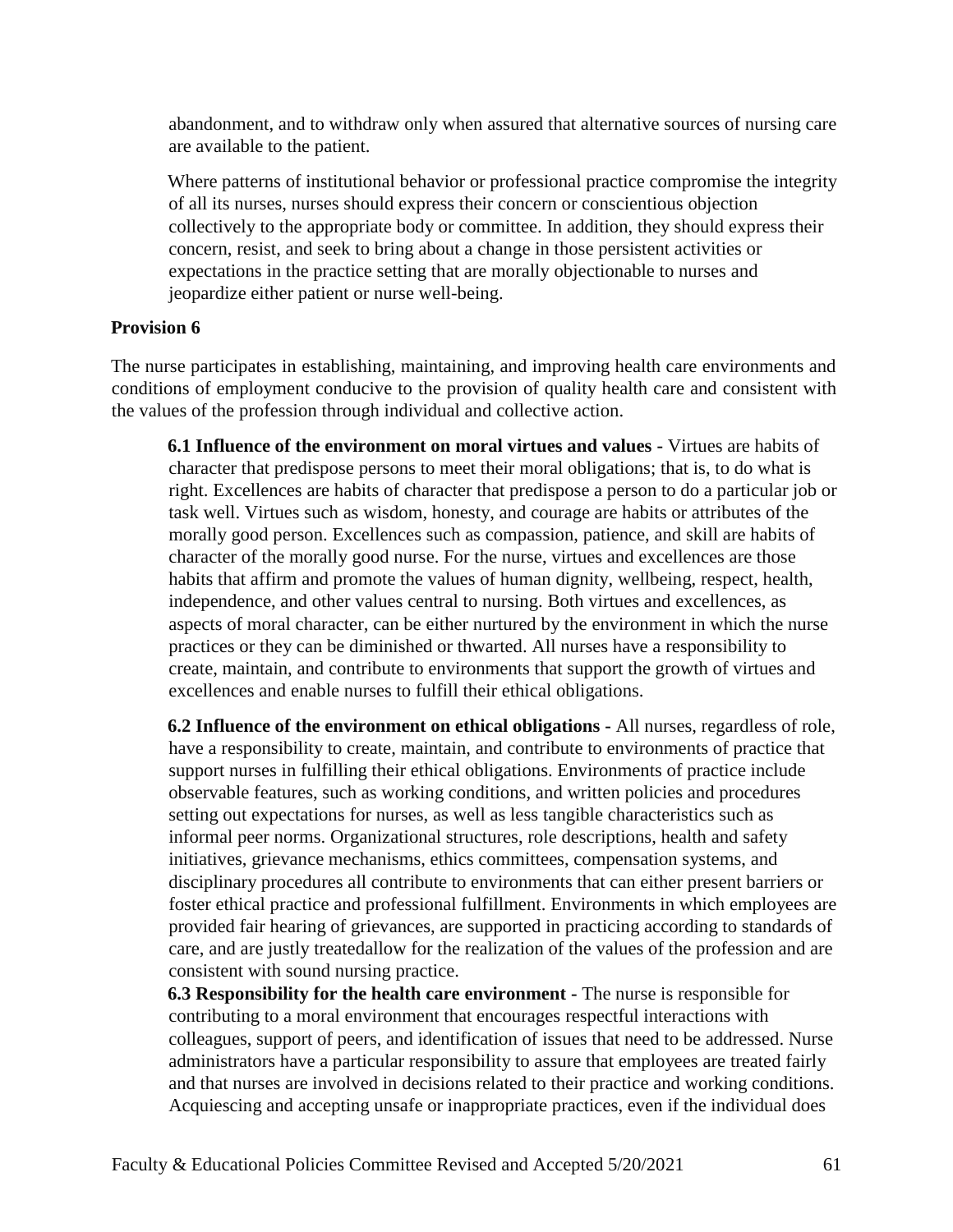abandonment, and to withdraw only when assured that alternative sources of nursing care are available to the patient.

Where patterns of institutional behavior or professional practice compromise the integrity of all its nurses, nurses should express their concern or conscientious objection collectively to the appropriate body or committee. In addition, they should express their concern, resist, and seek to bring about a change in those persistent activities or expectations in the practice setting that are morally objectionable to nurses and jeopardize either patient or nurse well-being.

**Provision 6**

The nurse participates in establishing, maintaining, and improving health care environments and conditions of employment conducive to the provision of quality health care and consistent with the values of the profession through individual and collective action.

**6.1 Influence of the environment on moral virtues and values -** Virtues are habits of character that predispose persons to meet their moral obligations; that is, to do what is right. Excellences are habits of character that predispose a person to do a particular job or task well. Virtues such as wisdom, honesty, and courage are habits or attributes of the morally good person. Excellences such as compassion, patience, and skill are habits of character of the morally good nurse. For the nurse, virtues and excellences are those habits that affirm and promote the values of human dignity, wellbeing, respect, health, independence, and other values central to nursing. Both virtues and excellences, as aspects of moral character, can be either nurtured by the environment in which the nurse practices or they can be diminished or thwarted. All nurses have a responsibility to create, maintain, and contribute to environments that support the growth of virtues and excellences and enable nurses to fulfill their ethical obligations.

**6.2 Influence of the environment on ethical obligations -** All nurses, regardless of role, have a responsibility to create, maintain, and contribute to environments of practice that support nurses in fulfilling their ethical obligations. Environments of practice include observable features, such as working conditions, and written policies and procedures setting out expectations for nurses, as well as less tangible characteristics such as informal peer norms. Organizational structures, role descriptions, health and safety initiatives, grievance mechanisms, ethics committees, compensation systems, and disciplinary procedures all contribute to environments that can either present barriers or foster ethical practice and professional fulfillment. Environments in which employees are provided fair hearing of grievances, are supported in practicing according to standards of care, and are justly treatedallow for the realization of the values of the profession and are consistent with sound nursing practice.

**6.3 Responsibility for the health care environment -** The nurse is responsible for contributing to a moral environment that encourages respectful interactions with colleagues, support of peers, and identification of issues that need to be addressed. Nurse administrators have a particular responsibility to assure that employees are treated fairly and that nurses are involved in decisions related to their practice and working conditions. Acquiescing and accepting unsafe or inappropriate practices, even if the individual does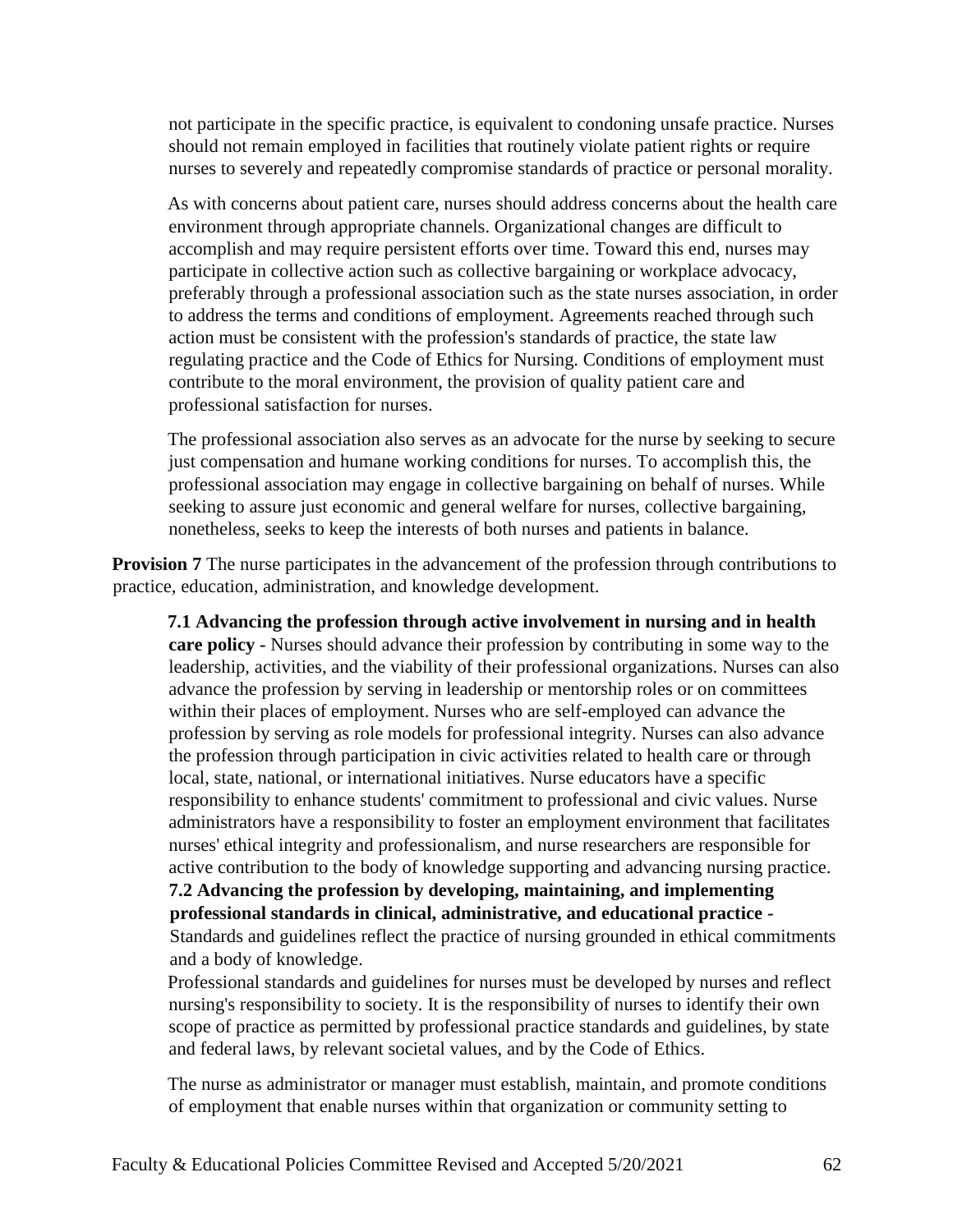not participate in the specific practice, is equivalent to condoning unsafe practice. Nurses should not remain employed in facilities that routinely violate patient rights or require nurses to severely and repeatedly compromise standards of practice or personal morality.

As with concerns about patient care, nurses should address concerns about the health care environment through appropriate channels. Organizational changes are difficult to accomplish and may require persistent efforts over time. Toward this end, nurses may participate in collective action such as collective bargaining or workplace advocacy, preferably through a professional association such as the state nurses association, in order to address the terms and conditions of employment. Agreements reached through such action must be consistent with the profession's standards of practice, the state law regulating practice and the Code of Ethics for Nursing. Conditions of employment must contribute to the moral environment, the provision of quality patient care and professional satisfaction for nurses.

The professional association also serves as an advocate for the nurse by seeking to secure just compensation and humane working conditions for nurses. To accomplish this, the professional association may engage in collective bargaining on behalf of nurses. While seeking to assure just economic and general welfare for nurses, collective bargaining, nonetheless, seeks to keep the interests of both nurses and patients in balance.

**Provision 7** The nurse participates in the advancement of the profession through contributions to practice, education, administration, and knowledge development.

**7.1 Advancing the profession through active involvement in nursing and in health care policy -** Nurses should advance their profession by contributing in some way to the leadership, activities, and the viability of their professional organizations. Nurses can also advance the profession by serving in leadership or mentorship roles or on committees within their places of employment. Nurses who are self-employed can advance the profession by serving as role models for professional integrity. Nurses can also advance the profession through participation in civic activities related to health care or through local, state, national, or international initiatives. Nurse educators have a specific responsibility to enhance students' commitment to professional and civic values. Nurse administrators have a responsibility to foster an employment environment that facilitates nurses' ethical integrity and professionalism, and nurse researchers are responsible for active contribution to the body of knowledge supporting and advancing nursing practice.

**7.2 Advancing the profession by developing, maintaining, and implementing professional standards in clinical, administrative, and educational practice -** Standards and guidelines reflect the practice of nursing grounded in ethical commitments and a body of knowledge.

Professional standards and guidelines for nurses must be developed by nurses and reflect nursing's responsibility to society. It is the responsibility of nurses to identify their own scope of practice as permitted by professional practice standards and guidelines, by state and federal laws, by relevant societal values, and by the Code of Ethics.

The nurse as administrator or manager must establish, maintain, and promote conditions of employment that enable nurses within that organization or community setting to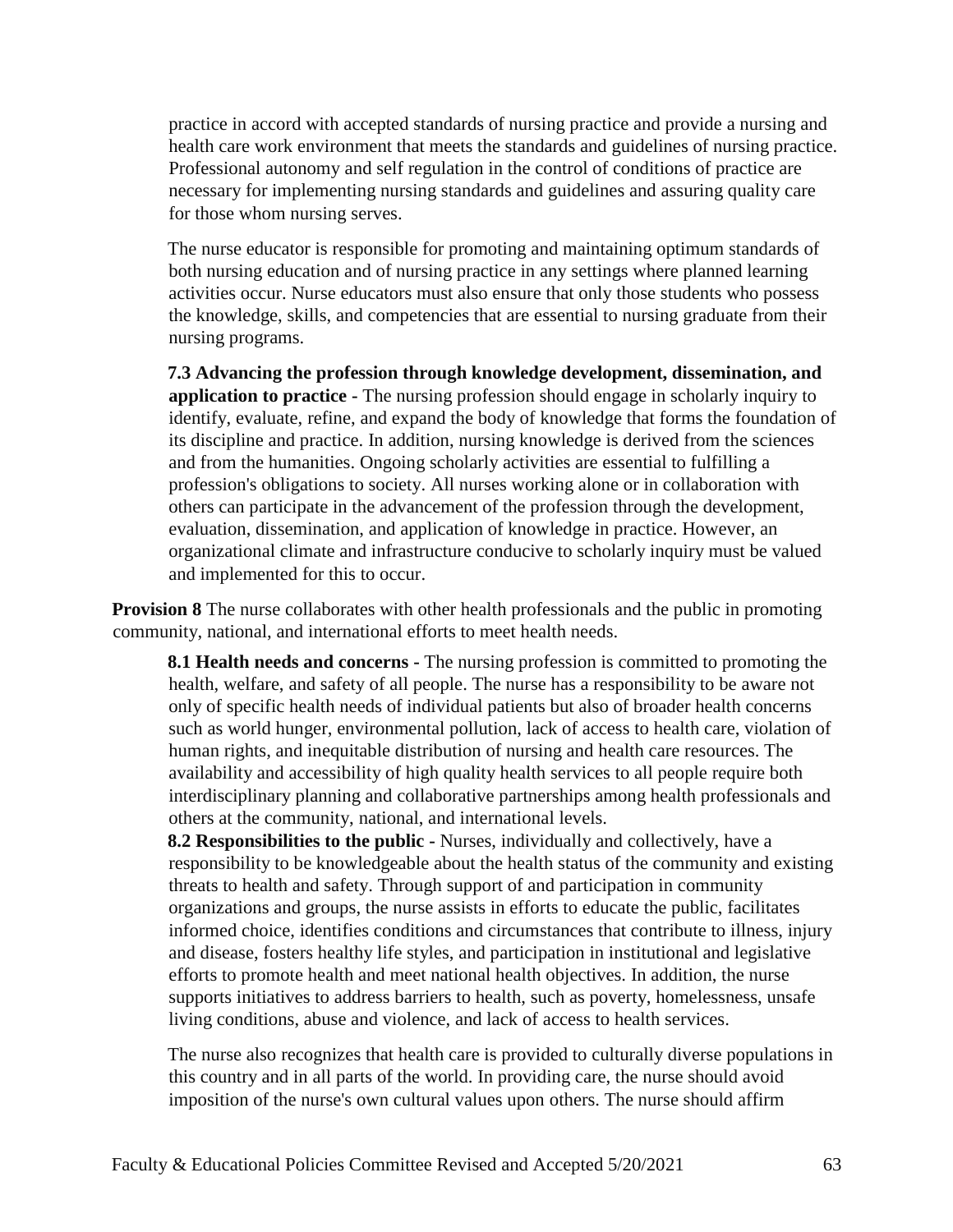practice in accord with accepted standards of nursing practice and provide a nursing and health care work environment that meets the standards and guidelines of nursing practice. Professional autonomy and self regulation in the control of conditions of practice are necessary for implementing nursing standards and guidelines and assuring quality care for those whom nursing serves.

The nurse educator is responsible for promoting and maintaining optimum standards of both nursing education and of nursing practice in any settings where planned learning activities occur. Nurse educators must also ensure that only those students who possess the knowledge, skills, and competencies that are essential to nursing graduate from their nursing programs.

**7.3 Advancing the profession through knowledge development, dissemination, and application to practice -** The nursing profession should engage in scholarly inquiry to identify, evaluate, refine, and expand the body of knowledge that forms the foundation of its discipline and practice. In addition, nursing knowledge is derived from the sciences and from the humanities. Ongoing scholarly activities are essential to fulfilling a profession's obligations to society. All nurses working alone or in collaboration with others can participate in the advancement of the profession through the development, evaluation, dissemination, and application of knowledge in practice. However, an organizational climate and infrastructure conducive to scholarly inquiry must be valued and implemented for this to occur.

**Provision 8** The nurse collaborates with other health professionals and the public in promoting community, national, and international efforts to meet health needs.

**8.1 Health needs and concerns -** The nursing profession is committed to promoting the health, welfare, and safety of all people. The nurse has a responsibility to be aware not only of specific health needs of individual patients but also of broader health concerns such as world hunger, environmental pollution, lack of access to health care, violation of human rights, and inequitable distribution of nursing and health care resources. The availability and accessibility of high quality health services to all people require both interdisciplinary planning and collaborative partnerships among health professionals and others at the community, national, and international levels.

**8.2 Responsibilities to the public -** Nurses, individually and collectively, have a responsibility to be knowledgeable about the health status of the community and existing threats to health and safety. Through support of and participation in community organizations and groups, the nurse assists in efforts to educate the public, facilitates informed choice, identifies conditions and circumstances that contribute to illness, injury and disease, fosters healthy life styles, and participation in institutional and legislative efforts to promote health and meet national health objectives. In addition, the nurse supports initiatives to address barriers to health, such as poverty, homelessness, unsafe living conditions, abuse and violence, and lack of access to health services.

The nurse also recognizes that health care is provided to culturally diverse populations in this country and in all parts of the world. In providing care, the nurse should avoid imposition of the nurse's own cultural values upon others. The nurse should affirm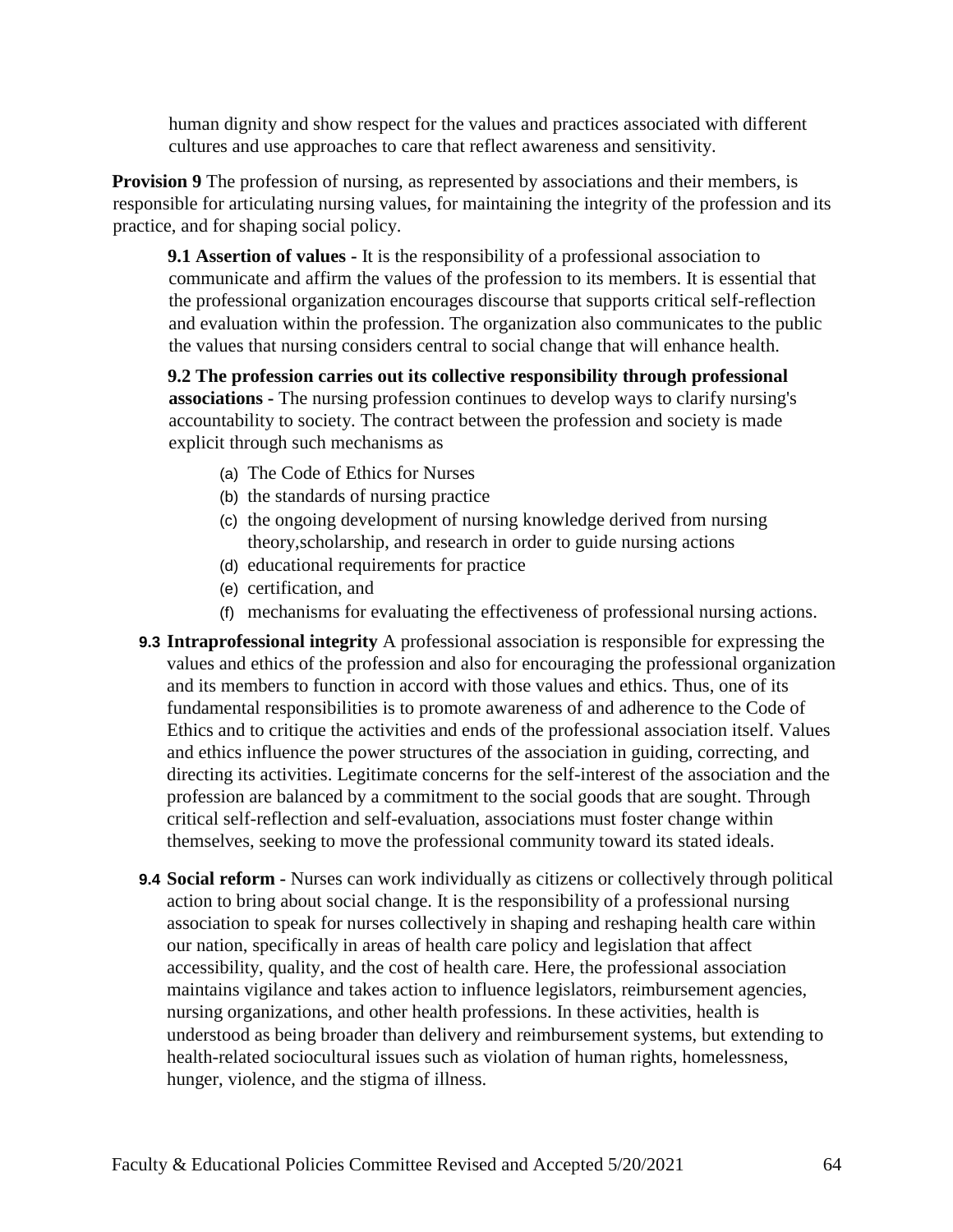human dignity and show respect for the values and practices associated with different cultures and use approaches to care that reflect awareness and sensitivity.

**Provision 9** The profession of nursing, as represented by associations and their members, is responsible for articulating nursing values, for maintaining the integrity of the profession and its practice, and for shaping social policy.

**9.1 Assertion of values -** It is the responsibility of a professional association to communicate and affirm the values of the profession to its members. It is essential that the professional organization encourages discourse that supports critical self-reflection and evaluation within the profession. The organization also communicates to the public the values that nursing considers central to social change that will enhance health.

**9.2 The profession carries out its collective responsibility through professional associations -** The nursing profession continues to develop ways to clarify nursing's accountability to society. The contract between the profession and society is made explicit through such mechanisms as

(a) The Code of Ethics for Nurses
(b) the standards of nursing practice
(c) the ongoing development of nursing knowledge derived from nursing theory,scholarship, and research in order to guide nursing actions
(d) educational requirements for practice
(e) certification, and
(f) mechanisms for evaluating the effectiveness of professional nursing actions.

**9.3 Intraprofessional integrity** A professional association is responsible for expressing the values and ethics of the profession and also for encouraging the professional organization and its members to function in accord with those values and ethics. Thus, one of its fundamental responsibilities is to promote awareness of and adherence to the Code of Ethics and to critique the activities and ends of the professional association itself. Values and ethics influence the power structures of the association in guiding, correcting, and directing its activities. Legitimate concerns for the self-interest of the association and the profession are balanced by a commitment to the social goods that are sought. Through critical self-reflection and self-evaluation, associations must foster change within themselves, seeking to move the professional community toward its stated ideals.

**9.4 Social reform -** Nurses can work individually as citizens or collectively through political action to bring about social change. It is the responsibility of a professional nursing association to speak for nurses collectively in shaping and reshaping health care within our nation, specifically in areas of health care policy and legislation that affect accessibility, quality, and the cost of health care. Here, the professional association maintains vigilance and takes action to influence legislators, reimbursement agencies, nursing organizations, and other health professions. In these activities, health is understood as being broader than delivery and reimbursement systems, but extending to health-related sociocultural issues such as violation of human rights, homelessness, hunger, violence, and the stigma of illness.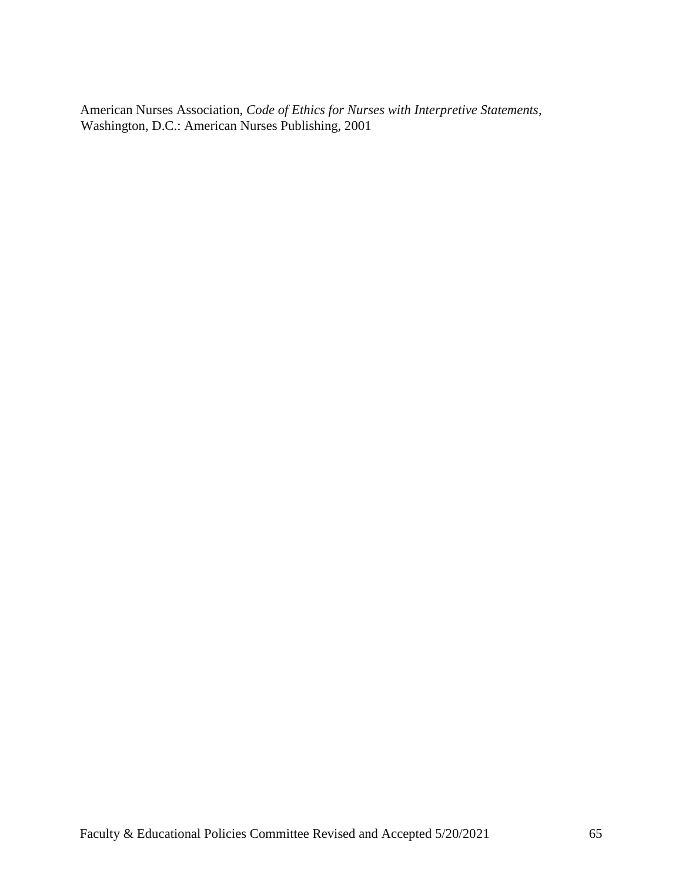American Nurses Association, *Code of Ethics for Nurses with Interpretive Statements*, Washington, D.C.: American Nurses Publishing, 2001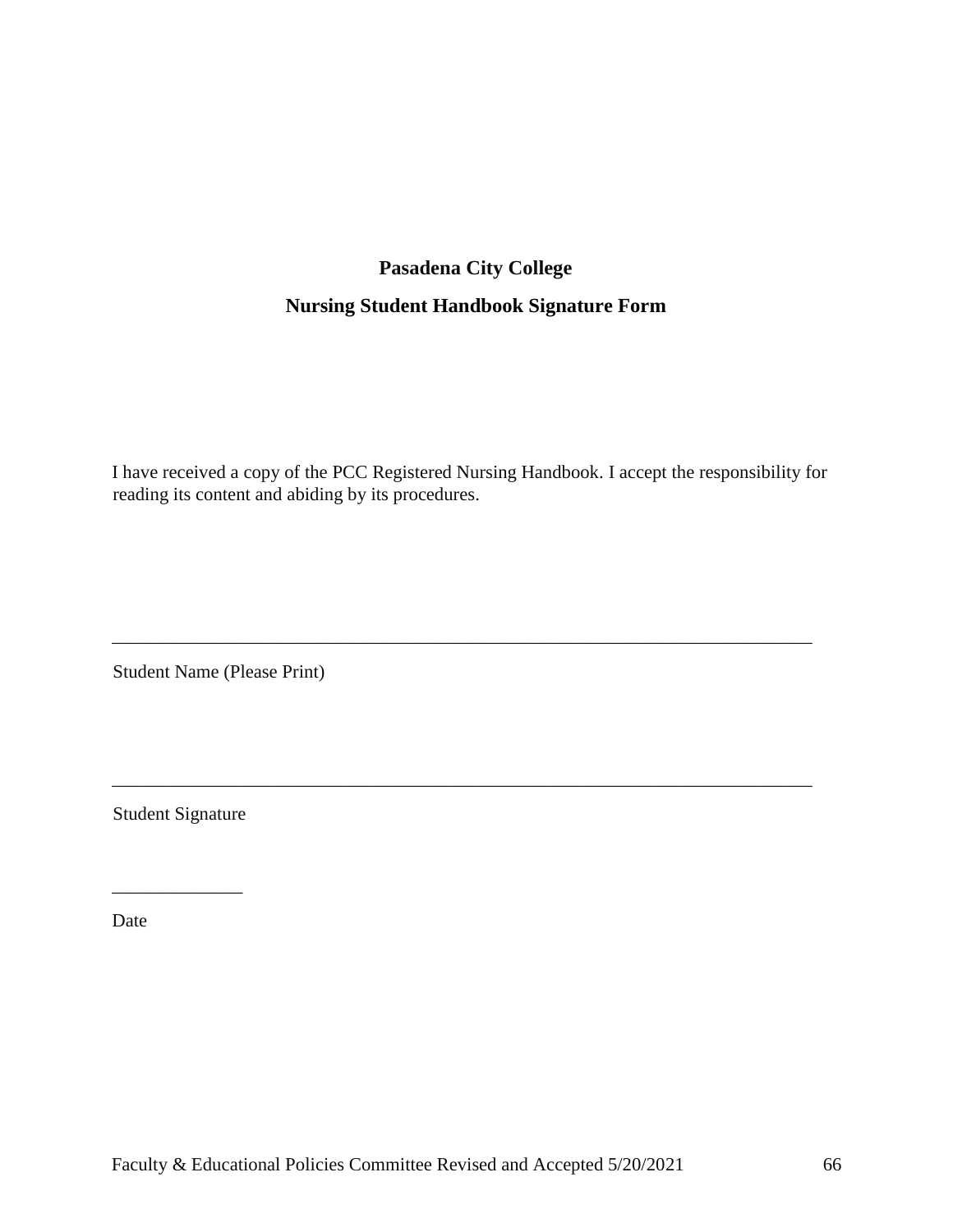**Pasadena City College**

**Nursing Student Handbook Signature Form**

I have received a copy of the PCC Registered Nursing Handbook. I accept the responsibility for reading its content and abiding by its procedures.

_______________________________________________________________________________

Student Name (Please Print)

_______________________________________________________________________________

Student Signature

______________

Date